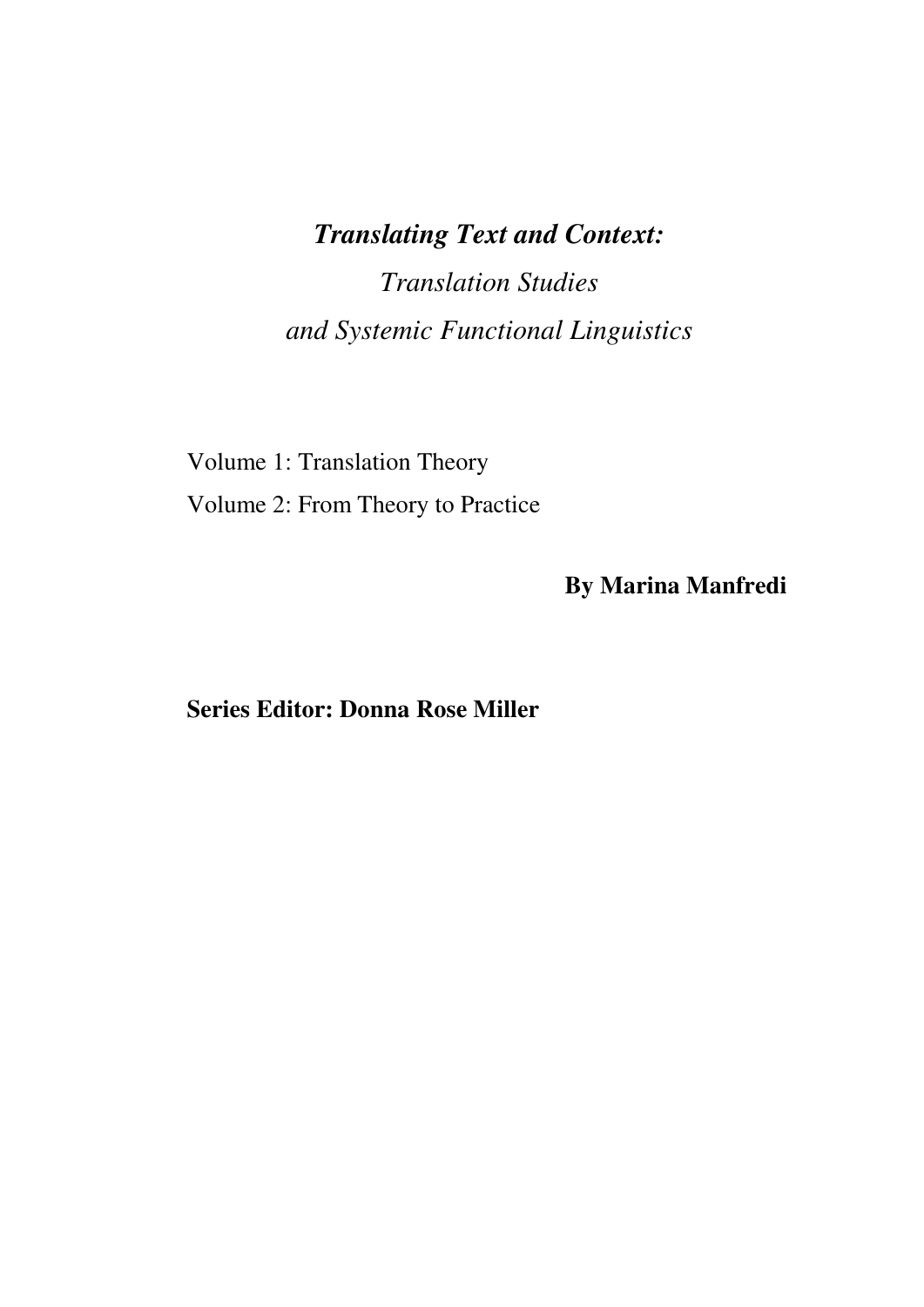# ***Translating Text and Context:***

## *Translation Studies*
## *and Systemic Functional Linguistics*

Volume 1: Translation Theory

Volume 2: From Theory to Practice

**By Marina Manfredi**

**Series Editor: Donna Rose Miller**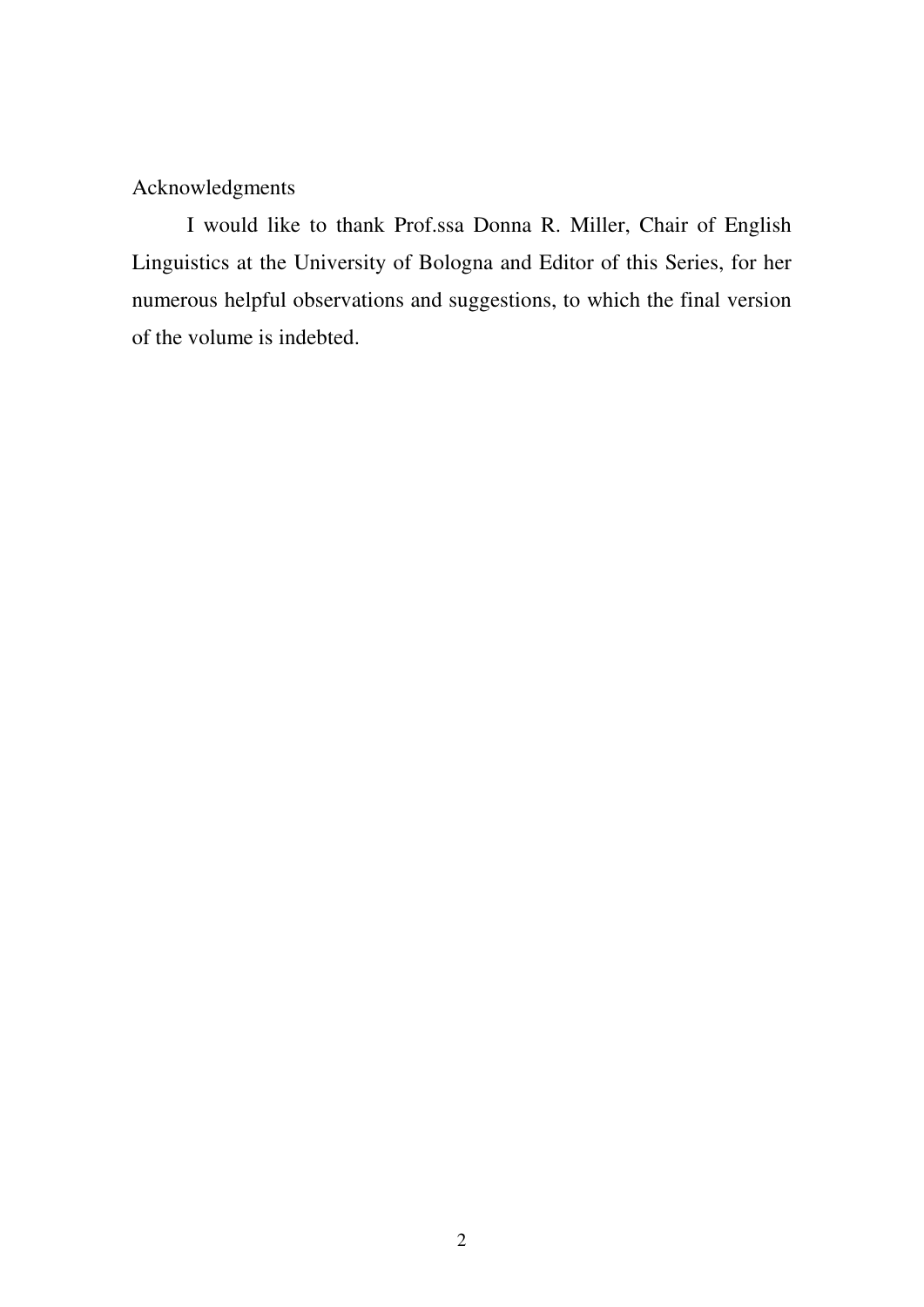## Acknowledgments

I would like to thank Prof.ssa Donna R. Miller, Chair of English Linguistics at the University of Bologna and Editor of this Series, for her numerous helpful observations and suggestions, to which the final version of the volume is indebted.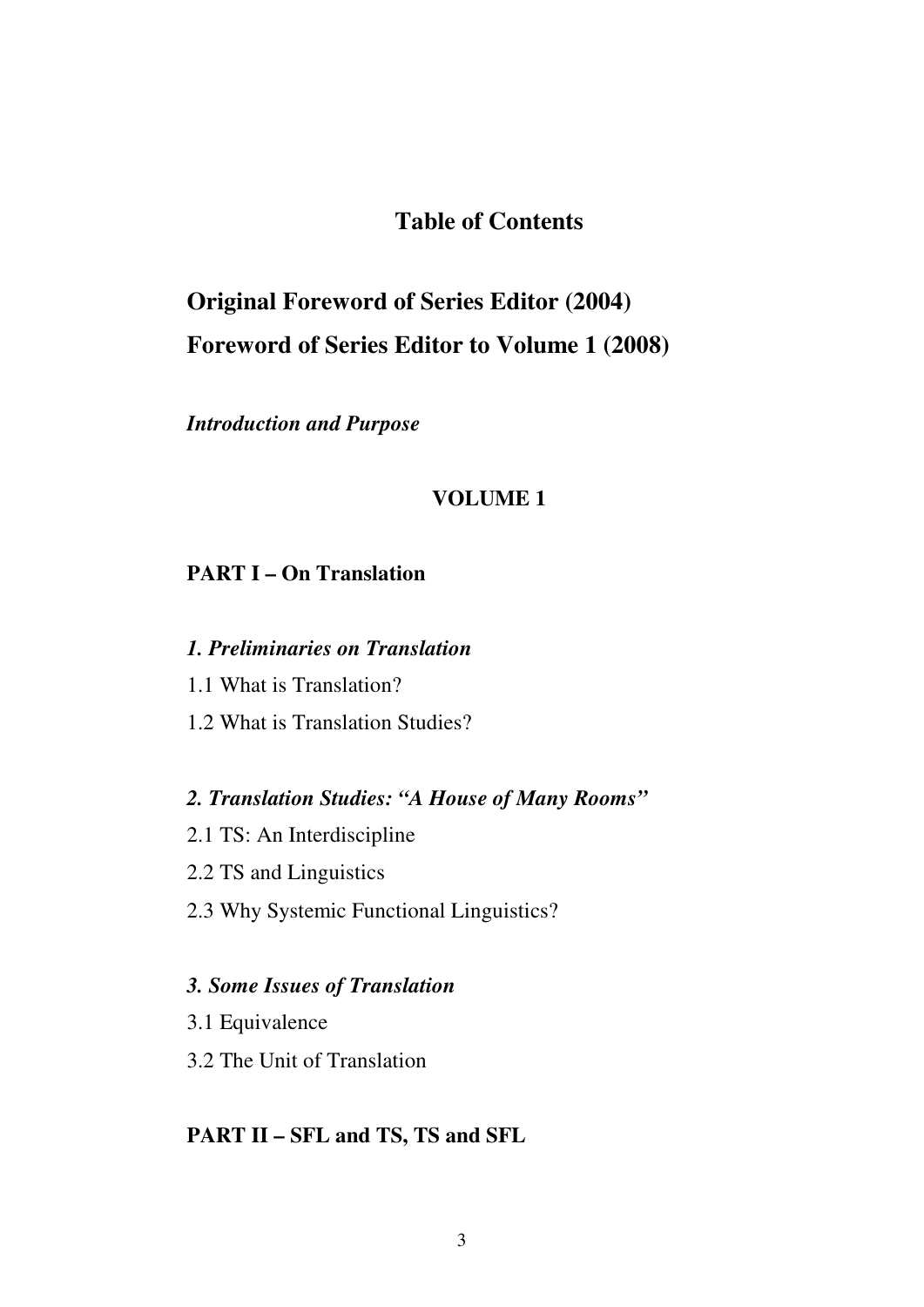# Table of Contents

## Original Foreword of Series Editor (2004)

## Foreword of Series Editor to Volume 1 (2008)

***Introduction and Purpose***

**VOLUME 1**

**PART I – On Translation**

***1. Preliminaries on Translation***

1.1 What is Translation?

1.2 What is Translation Studies?

***2. Translation Studies: "A House of Many Rooms"***

2.1 TS: An Interdiscipline

2.2 TS and Linguistics

2.3 Why Systemic Functional Linguistics?

***3. Some Issues of Translation***

3.1 Equivalence

3.2 The Unit of Translation

**PART II – SFL and TS, TS and SFL**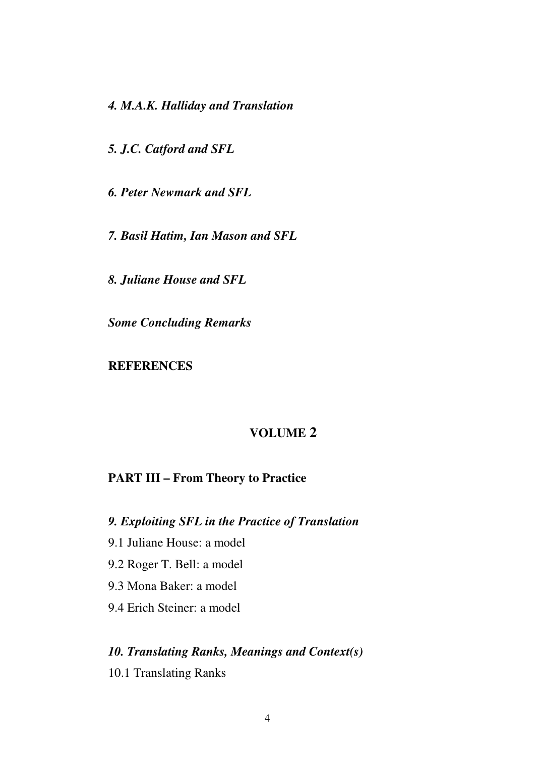*4. M.A.K. Halliday and Translation*

*5. J.C. Catford and SFL*

*6. Peter Newmark and SFL*

*7. Basil Hatim, Ian Mason and SFL*

*8. Juliane House and SFL*

*Some Concluding Remarks*

**REFERENCES**

## VOLUME 2

### PART III – From Theory to Practice

*9. Exploiting SFL in the Practice of Translation*

9.1 Juliane House: a model

9.2 Roger T. Bell: a model

9.3 Mona Baker: a model

9.4 Erich Steiner: a model

*10. Translating Ranks, Meanings and Context(s)*

10.1 Translating Ranks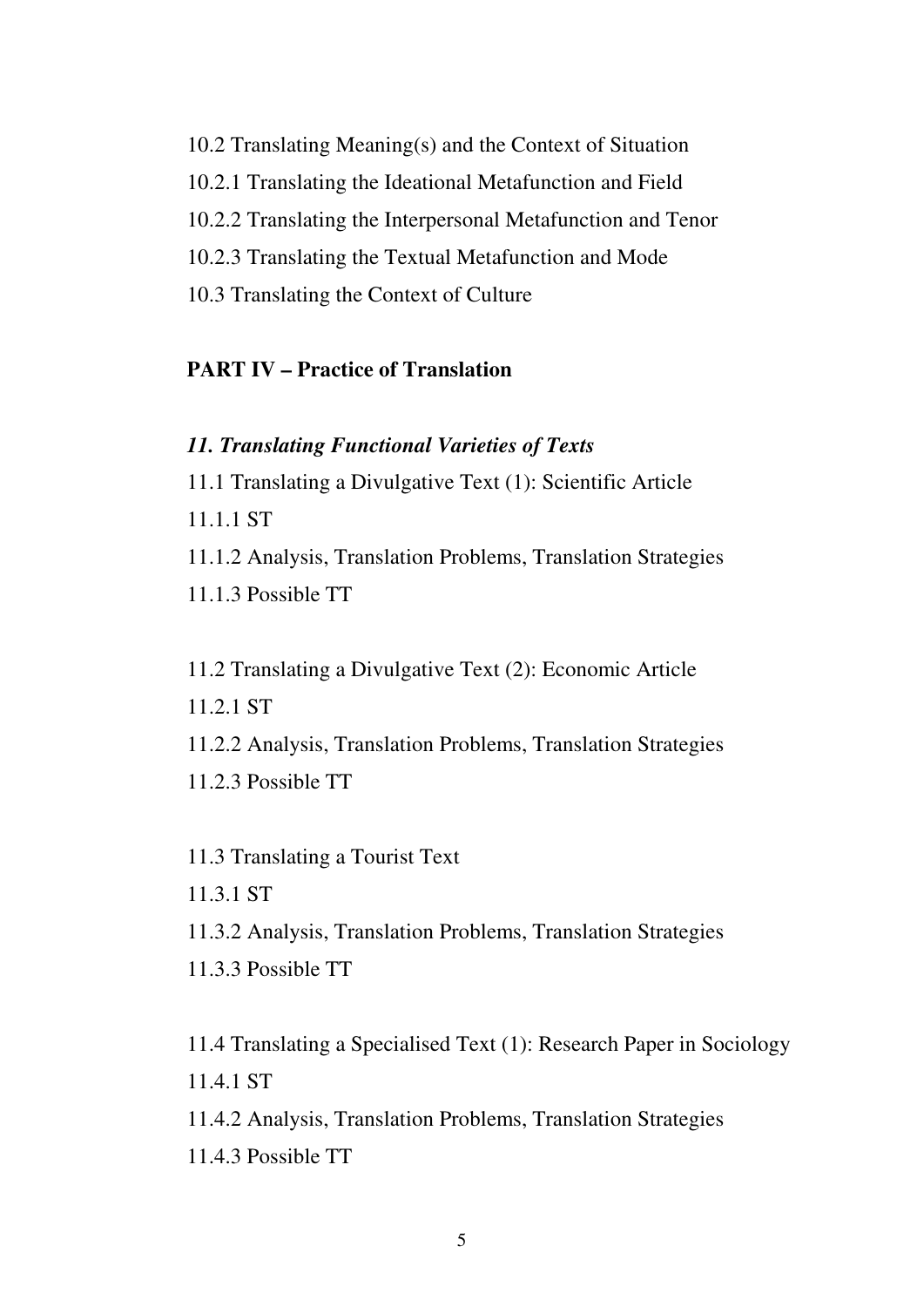10.2 Translating Meaning(s) and the Context of Situation

10.2.1 Translating the Ideational Metafunction and Field

10.2.2 Translating the Interpersonal Metafunction and Tenor

10.2.3 Translating the Textual Metafunction and Mode

10.3 Translating the Context of Culture

**PART IV – Practice of Translation**

***11. Translating Functional Varieties of Texts***

11.1 Translating a Divulgative Text (1): Scientific Article

11.1.1 ST

11.1.2 Analysis, Translation Problems, Translation Strategies

11.1.3 Possible TT

11.2 Translating a Divulgative Text (2): Economic Article

11.2.1 ST

11.2.2 Analysis, Translation Problems, Translation Strategies

11.2.3 Possible TT

11.3 Translating a Tourist Text

11.3.1 ST

11.3.2 Analysis, Translation Problems, Translation Strategies

11.3.3 Possible TT

11.4 Translating a Specialised Text (1): Research Paper in Sociology

11.4.1 ST

11.4.2 Analysis, Translation Problems, Translation Strategies

11.4.3 Possible TT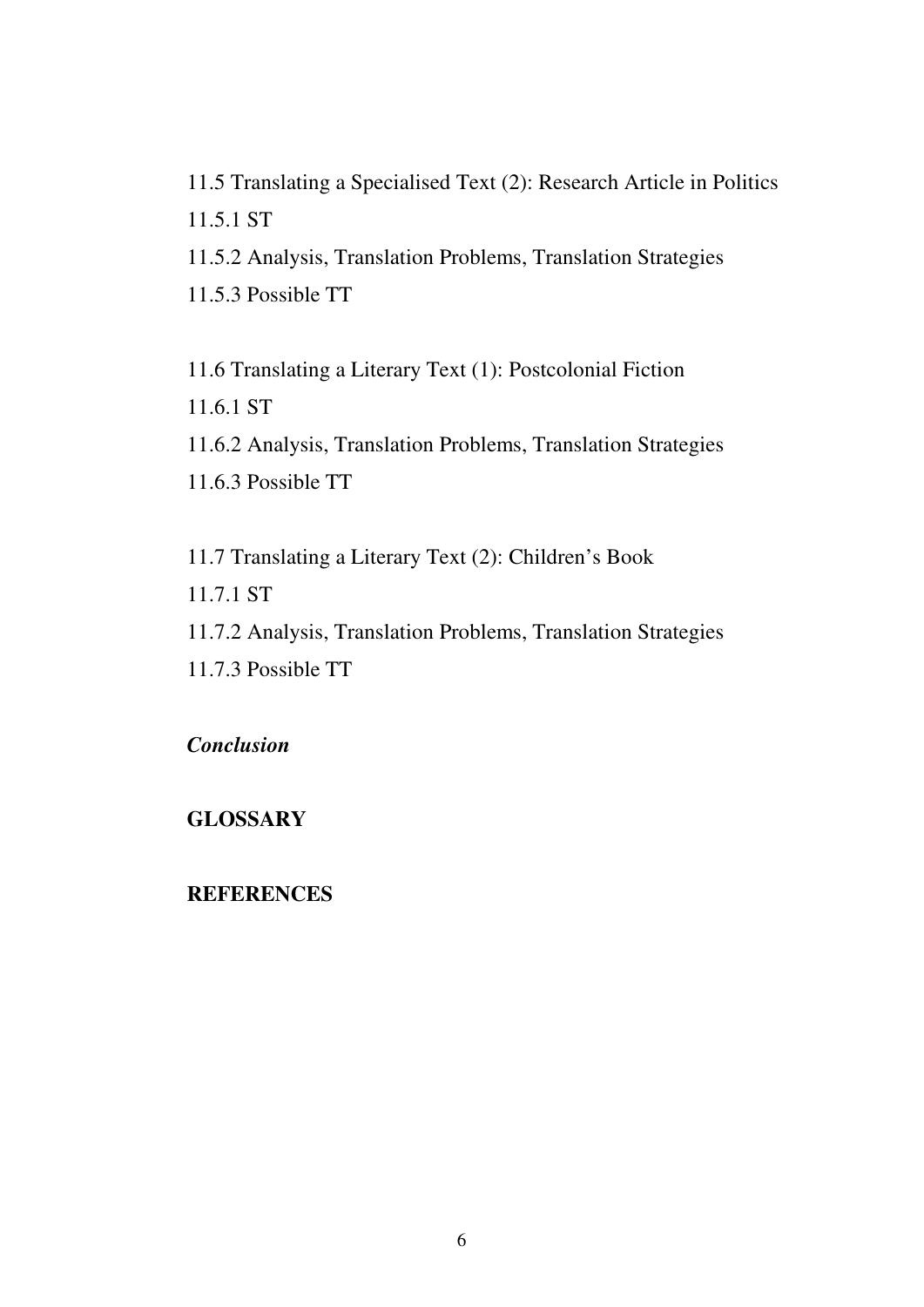11.5 Translating a Specialised Text (2): Research Article in Politics

11.5.1 ST

11.5.2 Analysis, Translation Problems, Translation Strategies

11.5.3 Possible TT

11.6 Translating a Literary Text (1): Postcolonial Fiction

11.6.1 ST

11.6.2 Analysis, Translation Problems, Translation Strategies

11.6.3 Possible TT

11.7 Translating a Literary Text (2): Children's Book

11.7.1 ST

11.7.2 Analysis, Translation Problems, Translation Strategies

11.7.3 Possible TT

***Conclusion***

**GLOSSARY**

**REFERENCES**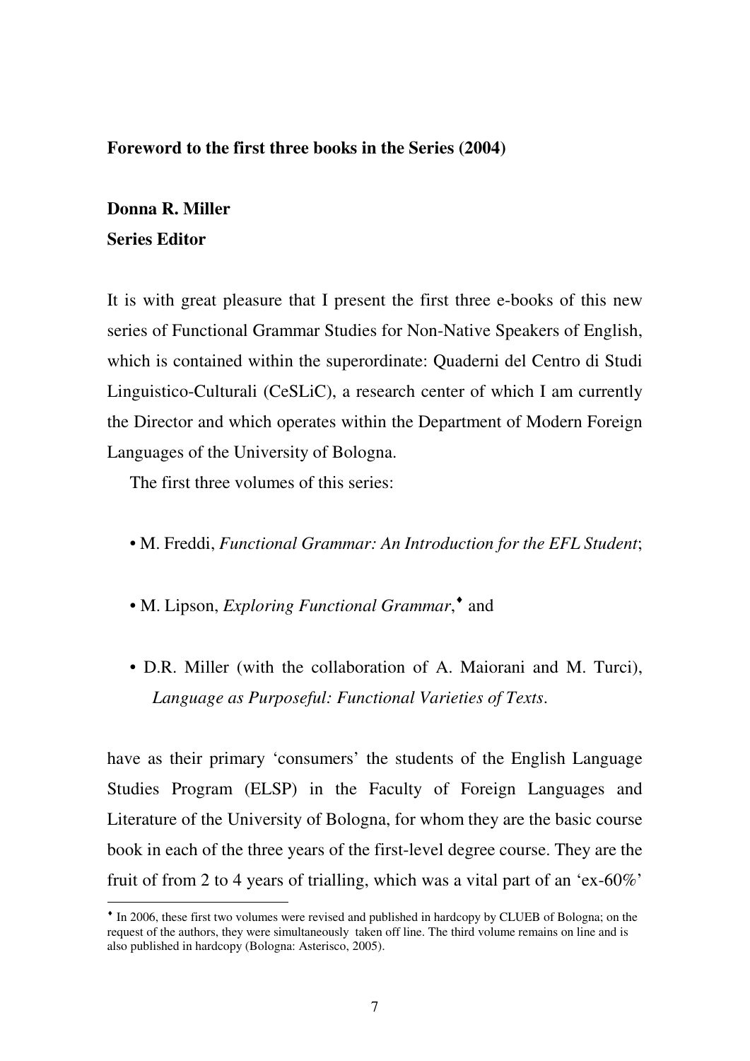**Foreword to the first three books in the Series (2004)**

**Donna R. Miller**
**Series Editor**

It is with great pleasure that I present the first three e-books of this new series of Functional Grammar Studies for Non-Native Speakers of English, which is contained within the superordinate: Quaderni del Centro di Studi Linguistico-Culturali (CeSLiC), a research center of which I am currently the Director and which operates within the Department of Modern Foreign Languages of the University of Bologna.

The first three volumes of this series:

- M. Freddi, *Functional Grammar: An Introduction for the EFL Student*;
- M. Lipson, *Exploring Functional Grammar*,[♦] and
- D.R. Miller (with the collaboration of A. Maiorani and M. Turci), *Language as Purposeful: Functional Varieties of Texts*.

have as their primary 'consumers' the students of the English Language Studies Program (ELSP) in the Faculty of Foreign Languages and Literature of the University of Bologna, for whom they are the basic course book in each of the three years of the first-level degree course. They are the fruit of from 2 to 4 years of trialling, which was a vital part of an 'ex-60%'

---

[♦] In 2006, these first two volumes were revised and published in hardcopy by CLUEB of Bologna; on the request of the authors, they were simultaneously taken off line. The third volume remains on line and is also published in hardcopy (Bologna: Asterisco, 2005).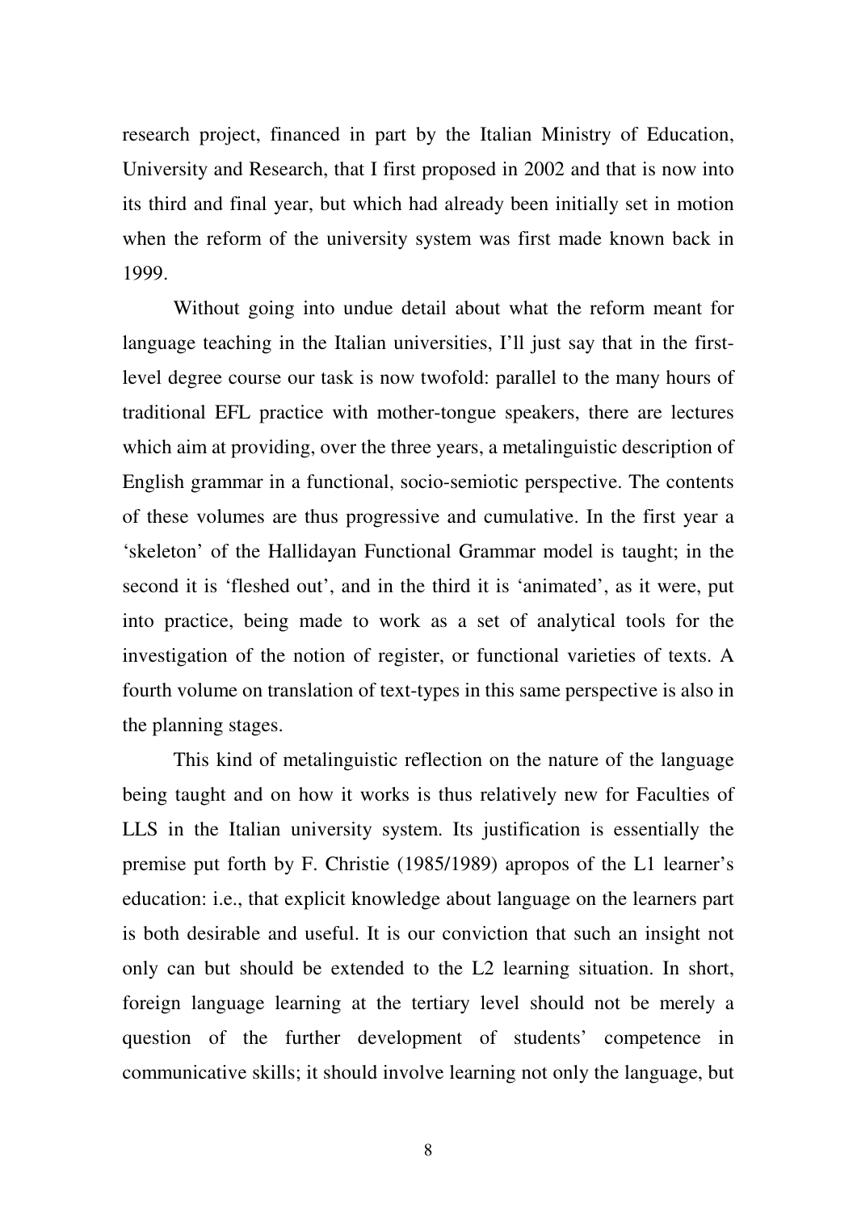research project, financed in part by the Italian Ministry of Education, University and Research, that I first proposed in 2002 and that is now into its third and final year, but which had already been initially set in motion when the reform of the university system was first made known back in 1999.

Without going into undue detail about what the reform meant for language teaching in the Italian universities, I'll just say that in the first-level degree course our task is now twofold: parallel to the many hours of traditional EFL practice with mother-tongue speakers, there are lectures which aim at providing, over the three years, a metalinguistic description of English grammar in a functional, socio-semiotic perspective. The contents of these volumes are thus progressive and cumulative. In the first year a 'skeleton' of the Hallidayan Functional Grammar model is taught; in the second it is 'fleshed out', and in the third it is 'animated', as it were, put into practice, being made to work as a set of analytical tools for the investigation of the notion of register, or functional varieties of texts. A fourth volume on translation of text-types in this same perspective is also in the planning stages.

This kind of metalinguistic reflection on the nature of the language being taught and on how it works is thus relatively new for Faculties of LLS in the Italian university system. Its justification is essentially the premise put forth by F. Christie (1985/1989) apropos of the L1 learner's education: i.e., that explicit knowledge about language on the learners part is both desirable and useful. It is our conviction that such an insight not only can but should be extended to the L2 learning situation. In short, foreign language learning at the tertiary level should not be merely a question of the further development of students' competence in communicative skills; it should involve learning not only the language, but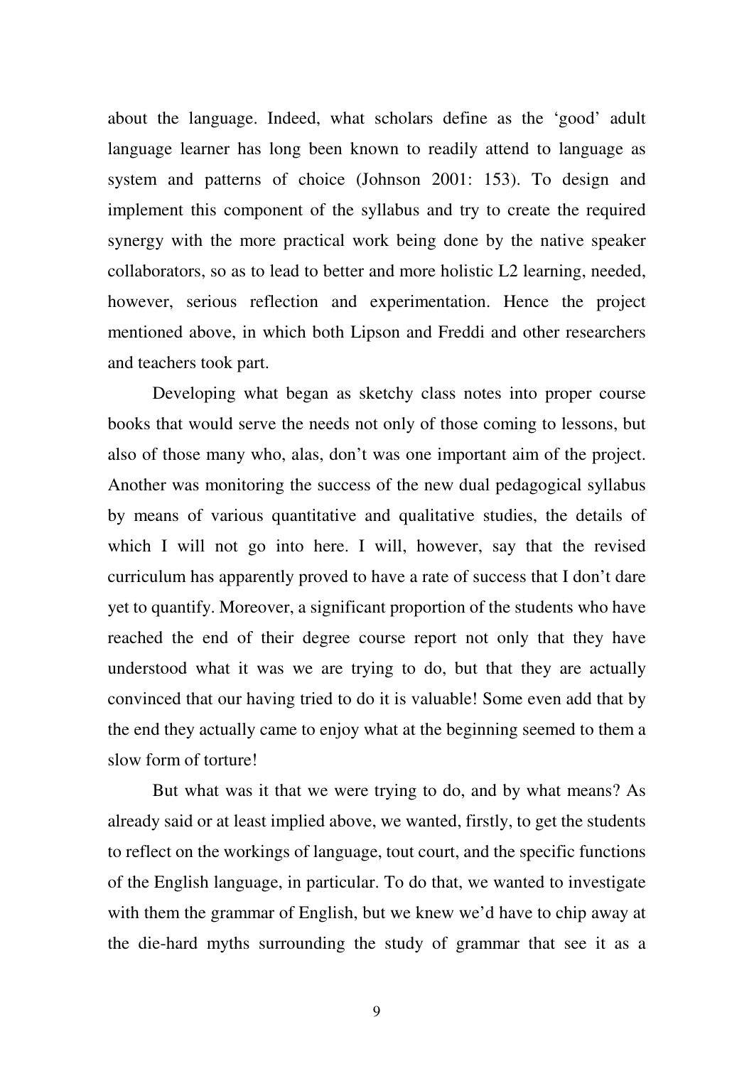about the language. Indeed, what scholars define as the 'good' adult language learner has long been known to readily attend to language as system and patterns of choice (Johnson 2001: 153). To design and implement this component of the syllabus and try to create the required synergy with the more practical work being done by the native speaker collaborators, so as to lead to better and more holistic L2 learning, needed, however, serious reflection and experimentation. Hence the project mentioned above, in which both Lipson and Freddi and other researchers and teachers took part.

Developing what began as sketchy class notes into proper course books that would serve the needs not only of those coming to lessons, but also of those many who, alas, don't was one important aim of the project. Another was monitoring the success of the new dual pedagogical syllabus by means of various quantitative and qualitative studies, the details of which I will not go into here. I will, however, say that the revised curriculum has apparently proved to have a rate of success that I don't dare yet to quantify. Moreover, a significant proportion of the students who have reached the end of their degree course report not only that they have understood what it was we are trying to do, but that they are actually convinced that our having tried to do it is valuable! Some even add that by the end they actually came to enjoy what at the beginning seemed to them a slow form of torture!

But what was it that we were trying to do, and by what means? As already said or at least implied above, we wanted, firstly, to get the students to reflect on the workings of language, tout court, and the specific functions of the English language, in particular. To do that, we wanted to investigate with them the grammar of English, but we knew we'd have to chip away at the die-hard myths surrounding the study of grammar that see it as a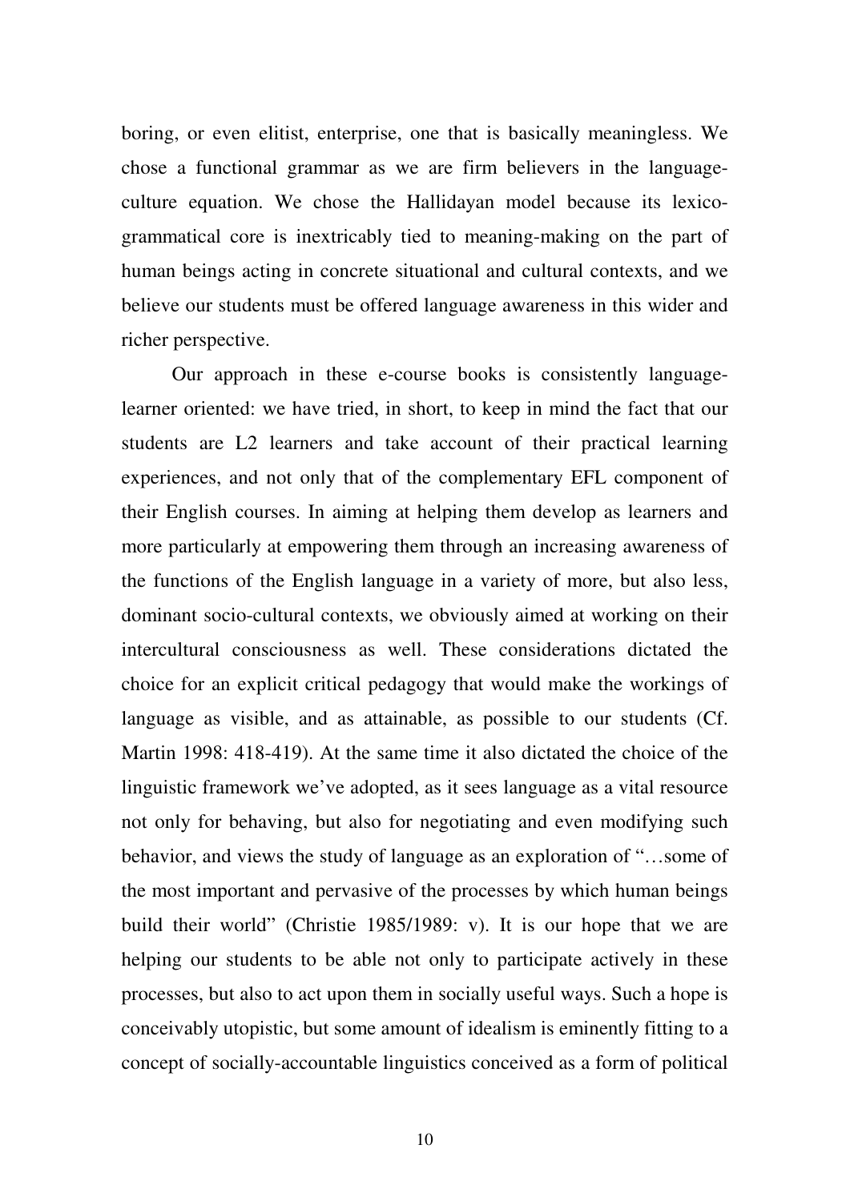boring, or even elitist, enterprise, one that is basically meaningless. We chose a functional grammar as we are firm believers in the language-culture equation. We chose the Hallidayan model because its lexico-grammatical core is inextricably tied to meaning-making on the part of human beings acting in concrete situational and cultural contexts, and we believe our students must be offered language awareness in this wider and richer perspective.

Our approach in these e-course books is consistently language-learner oriented: we have tried, in short, to keep in mind the fact that our students are L2 learners and take account of their practical learning experiences, and not only that of the complementary EFL component of their English courses. In aiming at helping them develop as learners and more particularly at empowering them through an increasing awareness of the functions of the English language in a variety of more, but also less, dominant socio-cultural contexts, we obviously aimed at working on their intercultural consciousness as well. These considerations dictated the choice for an explicit critical pedagogy that would make the workings of language as visible, and as attainable, as possible to our students (Cf. Martin 1998: 418-419). At the same time it also dictated the choice of the linguistic framework we've adopted, as it sees language as a vital resource not only for behaving, but also for negotiating and even modifying such behavior, and views the study of language as an exploration of "…some of the most important and pervasive of the processes by which human beings build their world" (Christie 1985/1989: v). It is our hope that we are helping our students to be able not only to participate actively in these processes, but also to act upon them in socially useful ways. Such a hope is conceivably utopistic, but some amount of idealism is eminently fitting to a concept of socially-accountable linguistics conceived as a form of political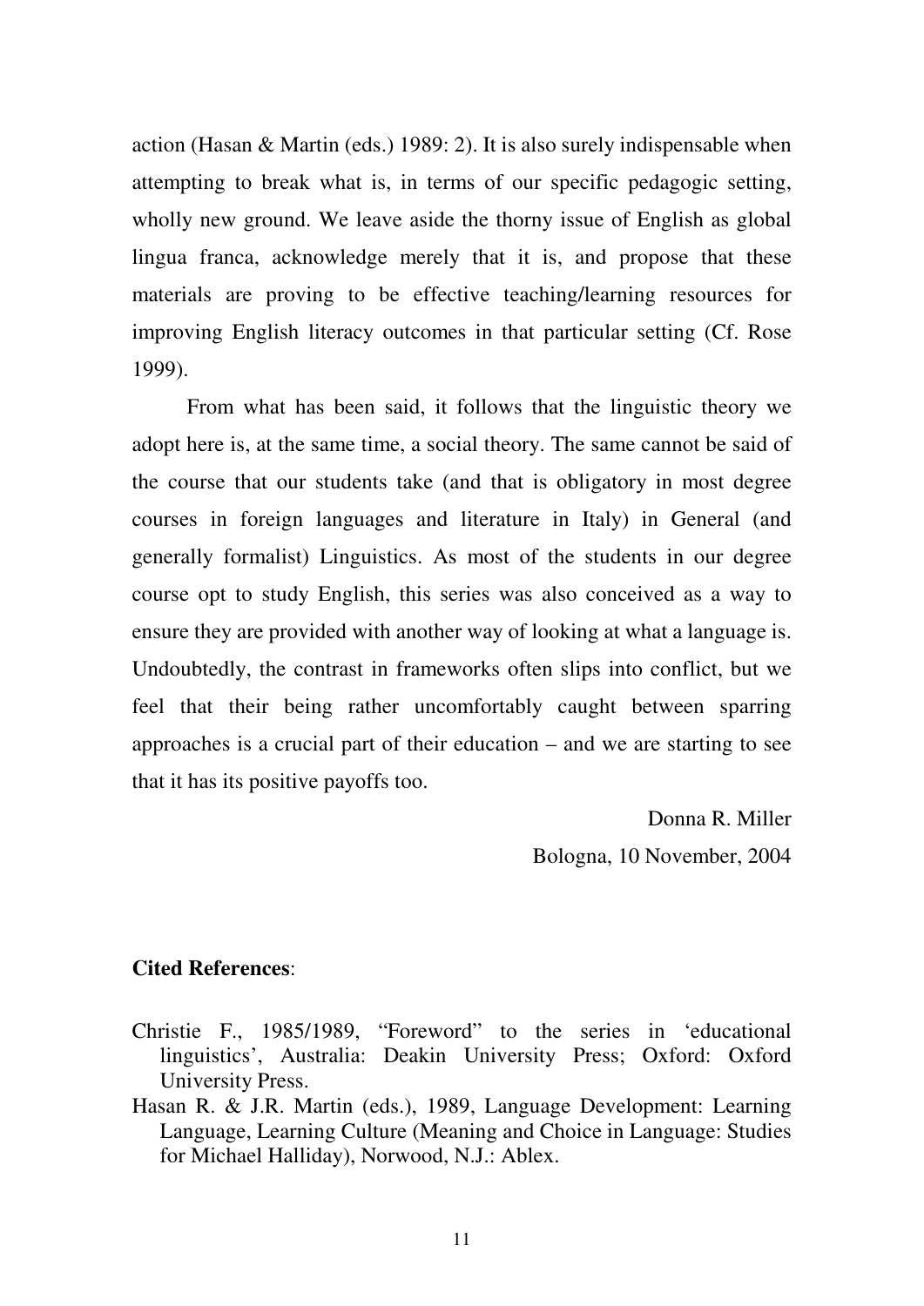action (Hasan & Martin (eds.) 1989: 2). It is also surely indispensable when attempting to break what is, in terms of our specific pedagogic setting, wholly new ground. We leave aside the thorny issue of English as global lingua franca, acknowledge merely that it is, and propose that these materials are proving to be effective teaching/learning resources for improving English literacy outcomes in that particular setting (Cf. Rose 1999).

From what has been said, it follows that the linguistic theory we adopt here is, at the same time, a social theory. The same cannot be said of the course that our students take (and that is obligatory in most degree courses in foreign languages and literature in Italy) in General (and generally formalist) Linguistics. As most of the students in our degree course opt to study English, this series was also conceived as a way to ensure they are provided with another way of looking at what a language is. Undoubtedly, the contrast in frameworks often slips into conflict, but we feel that their being rather uncomfortably caught between sparring approaches is a crucial part of their education – and we are starting to see that it has its positive payoffs too.

Donna R. Miller

Bologna, 10 November, 2004

**Cited References**:

Christie F., 1985/1989, "Foreword" to the series in 'educational linguistics', Australia: Deakin University Press; Oxford: Oxford University Press.

Hasan R. & J.R. Martin (eds.), 1989, Language Development: Learning Language, Learning Culture (Meaning and Choice in Language: Studies for Michael Halliday), Norwood, N.J.: Ablex.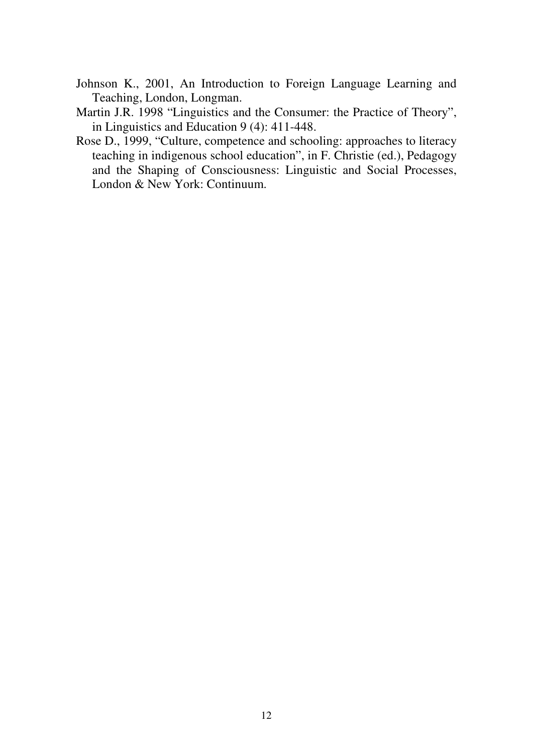Johnson K., 2001, An Introduction to Foreign Language Learning and Teaching, London, Longman.

Martin J.R. 1998 "Linguistics and the Consumer: the Practice of Theory", in Linguistics and Education 9 (4): 411-448.

Rose D., 1999, "Culture, competence and schooling: approaches to literacy teaching in indigenous school education", in F. Christie (ed.), Pedagogy and the Shaping of Consciousness: Linguistic and Social Processes, London & New York: Continuum.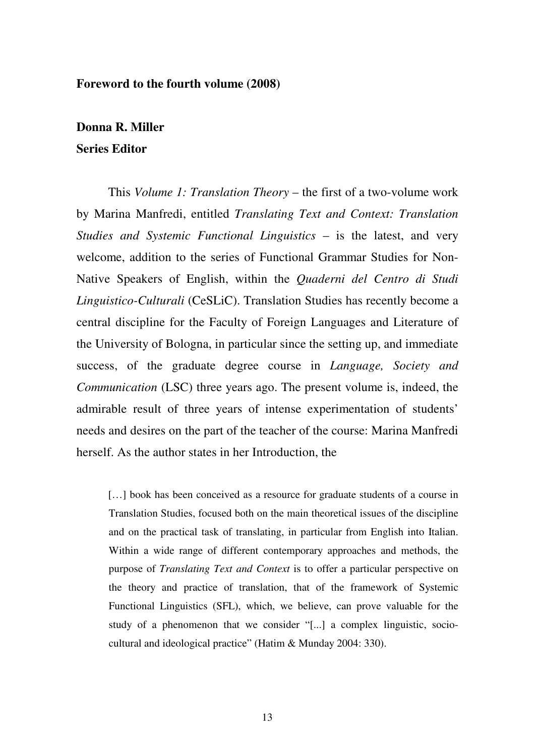## Foreword to the fourth volume (2008)

**Donna R. Miller**
**Series Editor**

This *Volume 1: Translation Theory* – the first of a two-volume work by Marina Manfredi, entitled *Translating Text and Context: Translation Studies and Systemic Functional Linguistics* – is the latest, and very welcome, addition to the series of Functional Grammar Studies for Non-Native Speakers of English, within the *Quaderni del Centro di Studi Linguistico-Culturali* (CeSLiC). Translation Studies has recently become a central discipline for the Faculty of Foreign Languages and Literature of the University of Bologna, in particular since the setting up, and immediate success, of the graduate degree course in *Language, Society and Communication* (LSC) three years ago. The present volume is, indeed, the admirable result of three years of intense experimentation of students' needs and desires on the part of the teacher of the course: Marina Manfredi herself. As the author states in her Introduction, the

> […] book has been conceived as a resource for graduate students of a course in Translation Studies, focused both on the main theoretical issues of the discipline and on the practical task of translating, in particular from English into Italian. Within a wide range of different contemporary approaches and methods, the purpose of *Translating Text and Context* is to offer a particular perspective on the theory and practice of translation, that of the framework of Systemic Functional Linguistics (SFL), which, we believe, can prove valuable for the study of a phenomenon that we consider "[...] a complex linguistic, socio-cultural and ideological practice" (Hatim & Munday 2004: 330).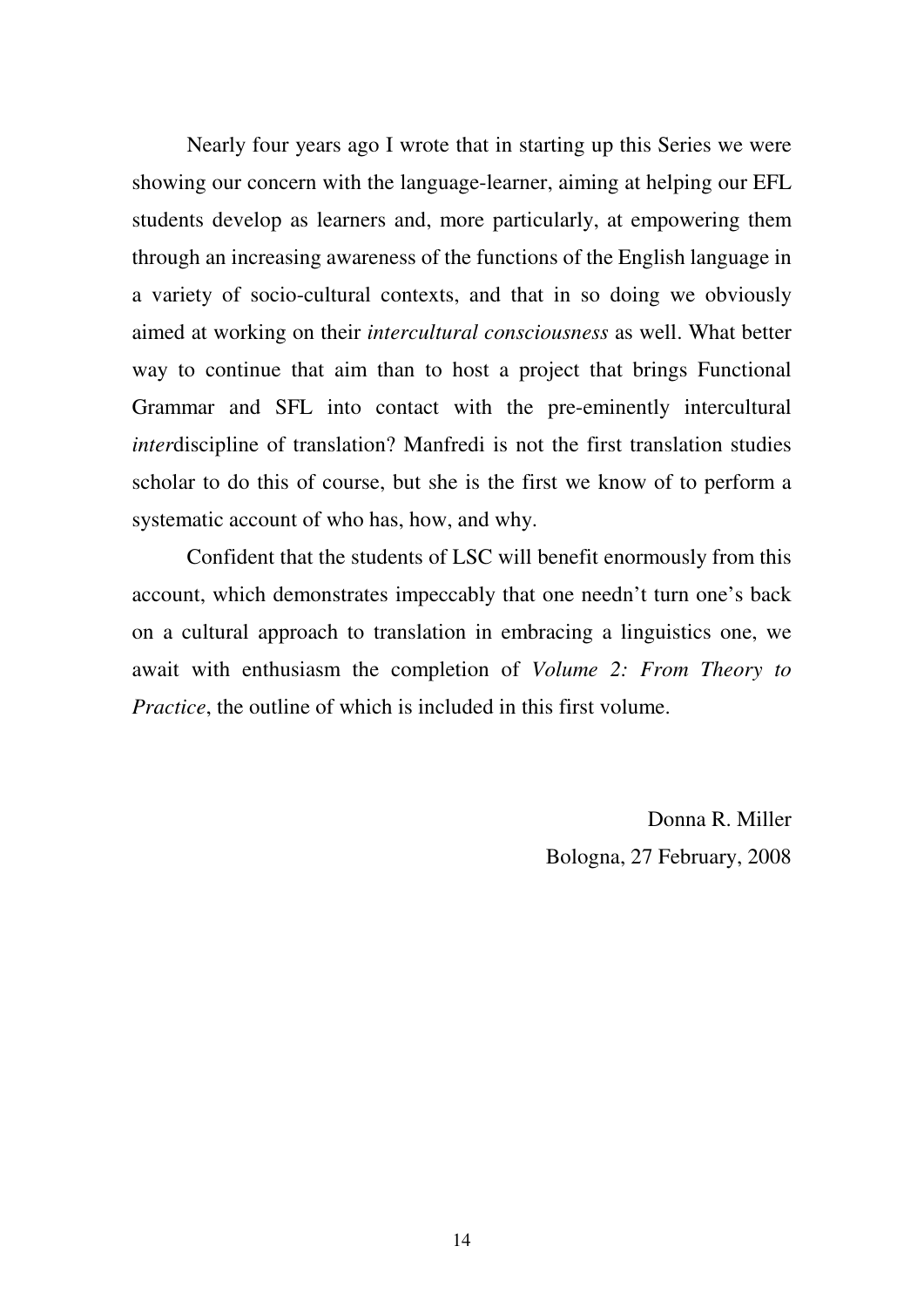Nearly four years ago I wrote that in starting up this Series we were showing our concern with the language-learner, aiming at helping our EFL students develop as learners and, more particularly, at empowering them through an increasing awareness of the functions of the English language in a variety of socio-cultural contexts, and that in so doing we obviously aimed at working on their *intercultural consciousness* as well. What better way to continue that aim than to host a project that brings Functional Grammar and SFL into contact with the pre-eminently intercultural *inter*discipline of translation? Manfredi is not the first translation studies scholar to do this of course, but she is the first we know of to perform a systematic account of who has, how, and why.

Confident that the students of LSC will benefit enormously from this account, which demonstrates impeccably that one needn't turn one's back on a cultural approach to translation in embracing a linguistics one, we await with enthusiasm the completion of *Volume 2: From Theory to Practice*, the outline of which is included in this first volume.

Donna R. Miller
Bologna, 27 February, 2008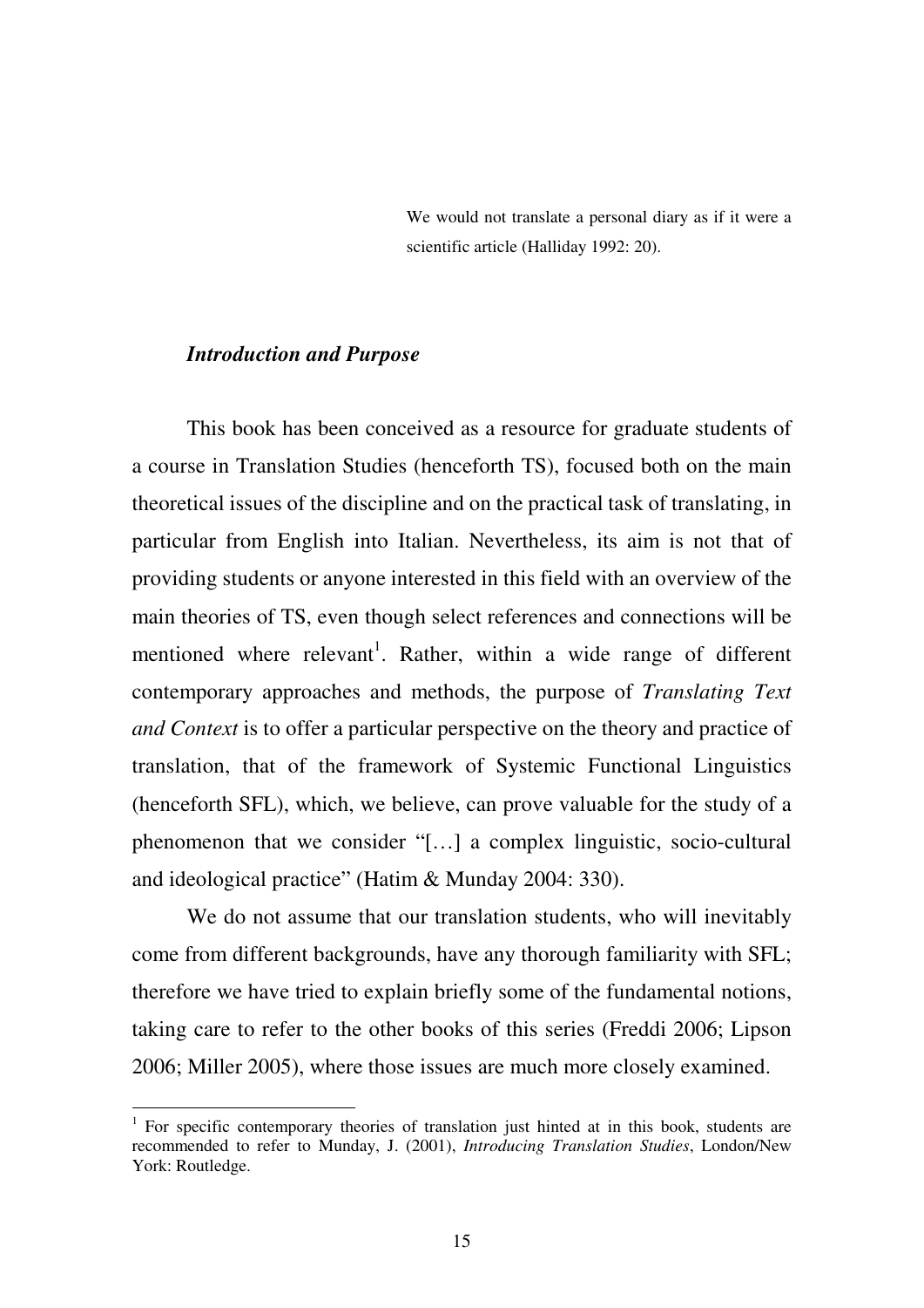> We would not translate a personal diary as if it were a scientific article (Halliday 1992: 20).

### *Introduction and Purpose*

This book has been conceived as a resource for graduate students of a course in Translation Studies (henceforth TS), focused both on the main theoretical issues of the discipline and on the practical task of translating, in particular from English into Italian. Nevertheless, its aim is not that of providing students or anyone interested in this field with an overview of the main theories of TS, even though select references and connections will be mentioned where relevant[1]. Rather, within a wide range of different contemporary approaches and methods, the purpose of *Translating Text and Context* is to offer a particular perspective on the theory and practice of translation, that of the framework of Systemic Functional Linguistics (henceforth SFL), which, we believe, can prove valuable for the study of a phenomenon that we consider "[…] a complex linguistic, socio-cultural and ideological practice" (Hatim & Munday 2004: 330).

We do not assume that our translation students, who will inevitably come from different backgrounds, have any thorough familiarity with SFL; therefore we have tried to explain briefly some of the fundamental notions, taking care to refer to the other books of this series (Freddi 2006; Lipson 2006; Miller 2005), where those issues are much more closely examined.

---

[1] For specific contemporary theories of translation just hinted at in this book, students are recommended to refer to Munday, J. (2001), *Introducing Translation Studies*, London/New York: Routledge.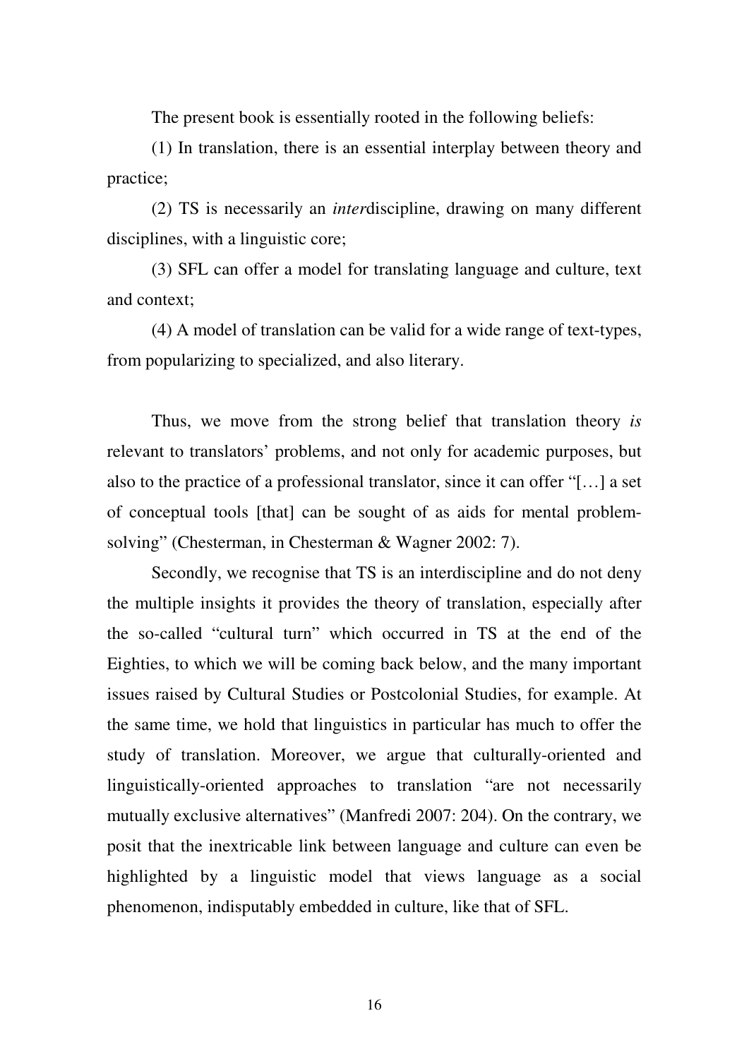The present book is essentially rooted in the following beliefs:

(1) In translation, there is an essential interplay between theory and practice;

(2) TS is necessarily an *inter*discipline, drawing on many different disciplines, with a linguistic core;

(3) SFL can offer a model for translating language and culture, text and context;

(4) A model of translation can be valid for a wide range of text-types, from popularizing to specialized, and also literary.

Thus, we move from the strong belief that translation theory *is* relevant to translators' problems, and not only for academic purposes, but also to the practice of a professional translator, since it can offer "[…] a set of conceptual tools [that] can be sought of as aids for mental problem-solving" (Chesterman, in Chesterman & Wagner 2002: 7).

Secondly, we recognise that TS is an interdiscipline and do not deny the multiple insights it provides the theory of translation, especially after the so-called "cultural turn" which occurred in TS at the end of the Eighties, to which we will be coming back below, and the many important issues raised by Cultural Studies or Postcolonial Studies, for example. At the same time, we hold that linguistics in particular has much to offer the study of translation. Moreover, we argue that culturally-oriented and linguistically-oriented approaches to translation "are not necessarily mutually exclusive alternatives" (Manfredi 2007: 204). On the contrary, we posit that the inextricable link between language and culture can even be highlighted by a linguistic model that views language as a social phenomenon, indisputably embedded in culture, like that of SFL.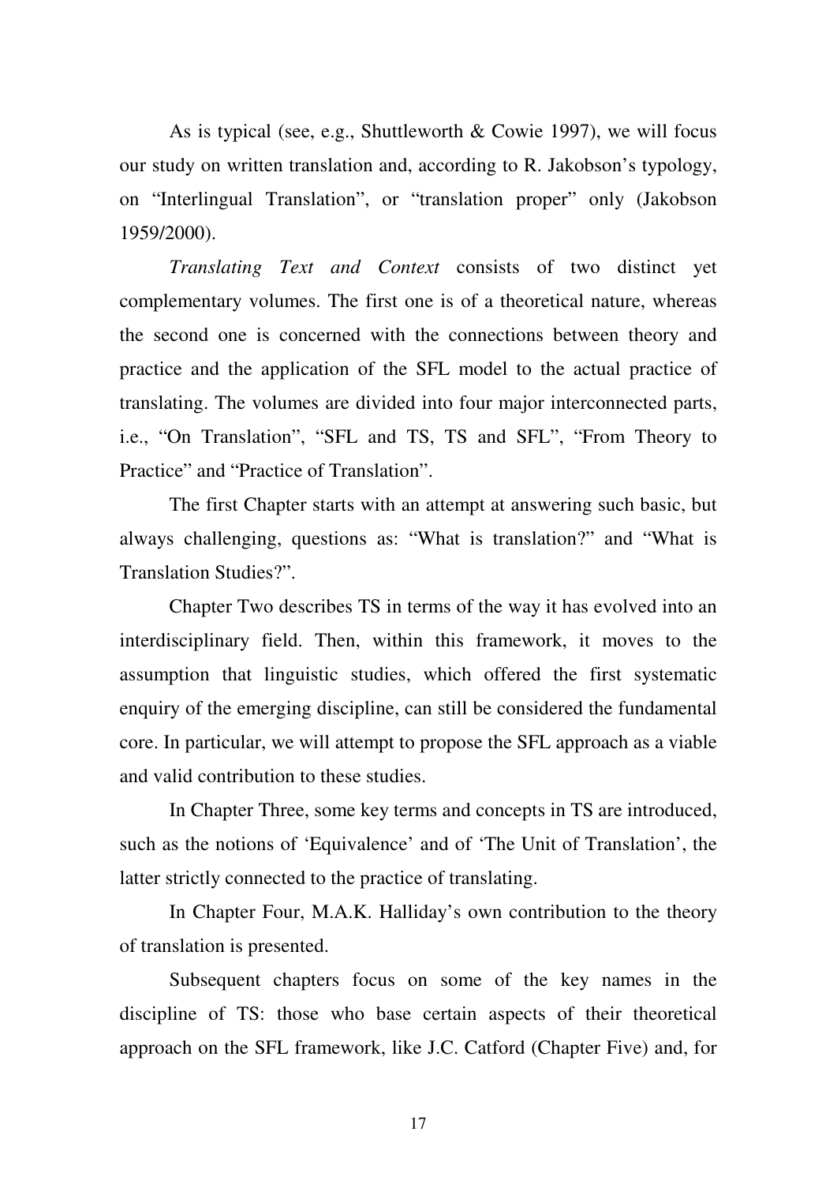As is typical (see, e.g., Shuttleworth & Cowie 1997), we will focus our study on written translation and, according to R. Jakobson's typology, on "Interlingual Translation", or "translation proper" only (Jakobson 1959/2000).

*Translating Text and Context* consists of two distinct yet complementary volumes. The first one is of a theoretical nature, whereas the second one is concerned with the connections between theory and practice and the application of the SFL model to the actual practice of translating. The volumes are divided into four major interconnected parts, i.e., "On Translation", "SFL and TS, TS and SFL", "From Theory to Practice" and "Practice of Translation".

The first Chapter starts with an attempt at answering such basic, but always challenging, questions as: "What is translation?" and "What is Translation Studies?".

Chapter Two describes TS in terms of the way it has evolved into an interdisciplinary field. Then, within this framework, it moves to the assumption that linguistic studies, which offered the first systematic enquiry of the emerging discipline, can still be considered the fundamental core. In particular, we will attempt to propose the SFL approach as a viable and valid contribution to these studies.

In Chapter Three, some key terms and concepts in TS are introduced, such as the notions of 'Equivalence' and of 'The Unit of Translation', the latter strictly connected to the practice of translating.

In Chapter Four, M.A.K. Halliday's own contribution to the theory of translation is presented.

Subsequent chapters focus on some of the key names in the discipline of TS: those who base certain aspects of their theoretical approach on the SFL framework, like J.C. Catford (Chapter Five) and, for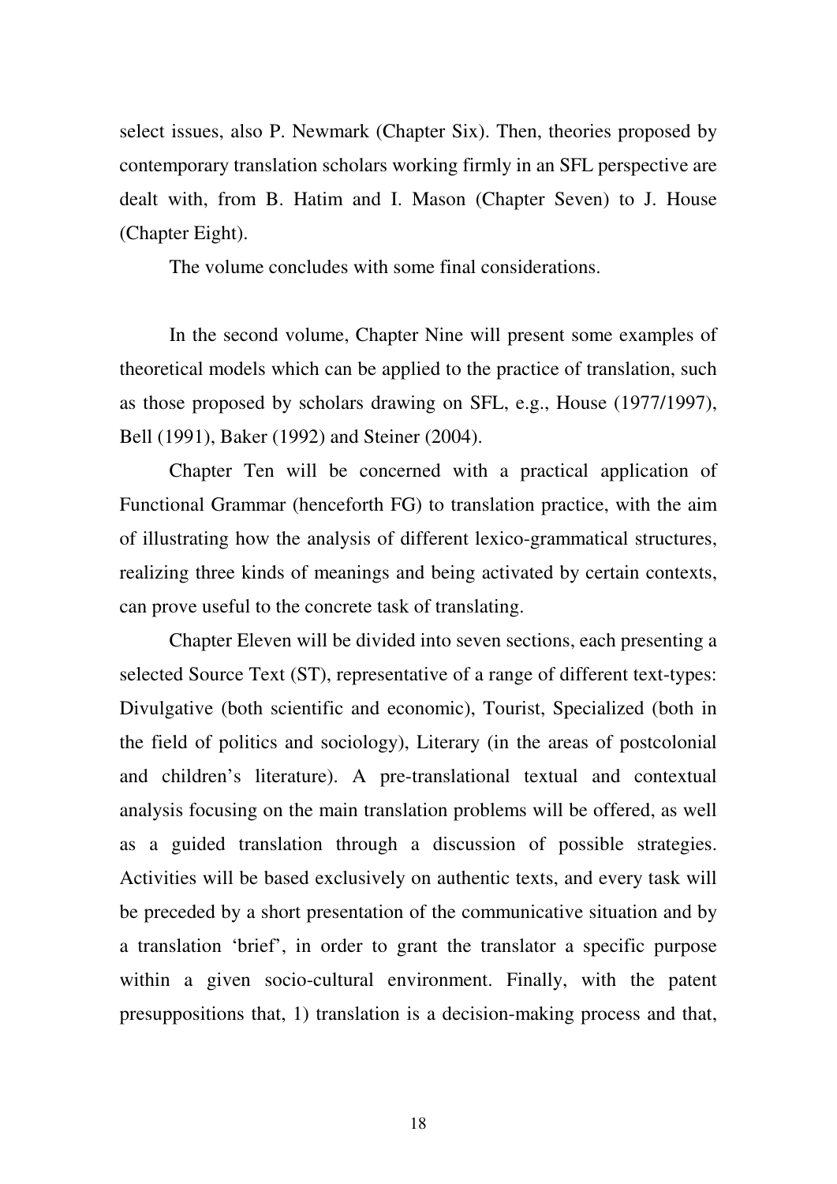select issues, also P. Newmark (Chapter Six). Then, theories proposed by contemporary translation scholars working firmly in an SFL perspective are dealt with, from B. Hatim and I. Mason (Chapter Seven) to J. House (Chapter Eight).

The volume concludes with some final considerations.

In the second volume, Chapter Nine will present some examples of theoretical models which can be applied to the practice of translation, such as those proposed by scholars drawing on SFL, e.g., House (1977/1997), Bell (1991), Baker (1992) and Steiner (2004).

Chapter Ten will be concerned with a practical application of Functional Grammar (henceforth FG) to translation practice, with the aim of illustrating how the analysis of different lexico-grammatical structures, realizing three kinds of meanings and being activated by certain contexts, can prove useful to the concrete task of translating.

Chapter Eleven will be divided into seven sections, each presenting a selected Source Text (ST), representative of a range of different text-types: Divulgative (both scientific and economic), Tourist, Specialized (both in the field of politics and sociology), Literary (in the areas of postcolonial and children's literature). A pre-translational textual and contextual analysis focusing on the main translation problems will be offered, as well as a guided translation through a discussion of possible strategies. Activities will be based exclusively on authentic texts, and every task will be preceded by a short presentation of the communicative situation and by a translation 'brief', in order to grant the translator a specific purpose within a given socio-cultural environment. Finally, with the patent presuppositions that, 1) translation is a decision-making process and that,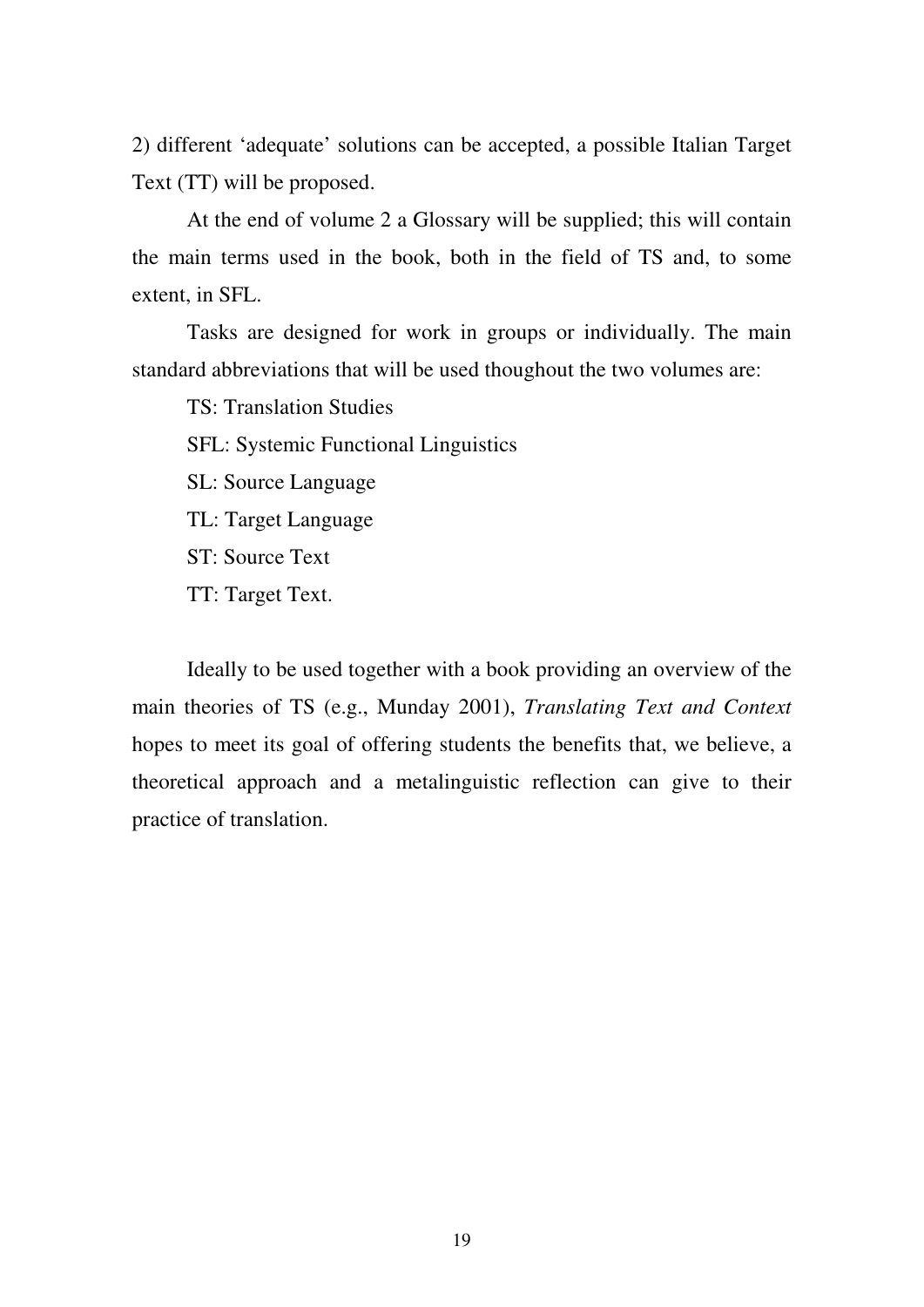2) different ‘adequate’ solutions can be accepted, a possible Italian Target Text (TT) will be proposed.

At the end of volume 2 a Glossary will be supplied; this will contain the main terms used in the book, both in the field of TS and, to some extent, in SFL.

Tasks are designed for work in groups or individually. The main standard abbreviations that will be used thoughout the two volumes are:

TS: Translation Studies

SFL: Systemic Functional Linguistics

SL: Source Language

TL: Target Language

ST: Source Text

TT: Target Text.

Ideally to be used together with a book providing an overview of the main theories of TS (e.g., Munday 2001), *Translating Text and Context* hopes to meet its goal of offering students the benefits that, we believe, a theoretical approach and a metalinguistic reflection can give to their practice of translation.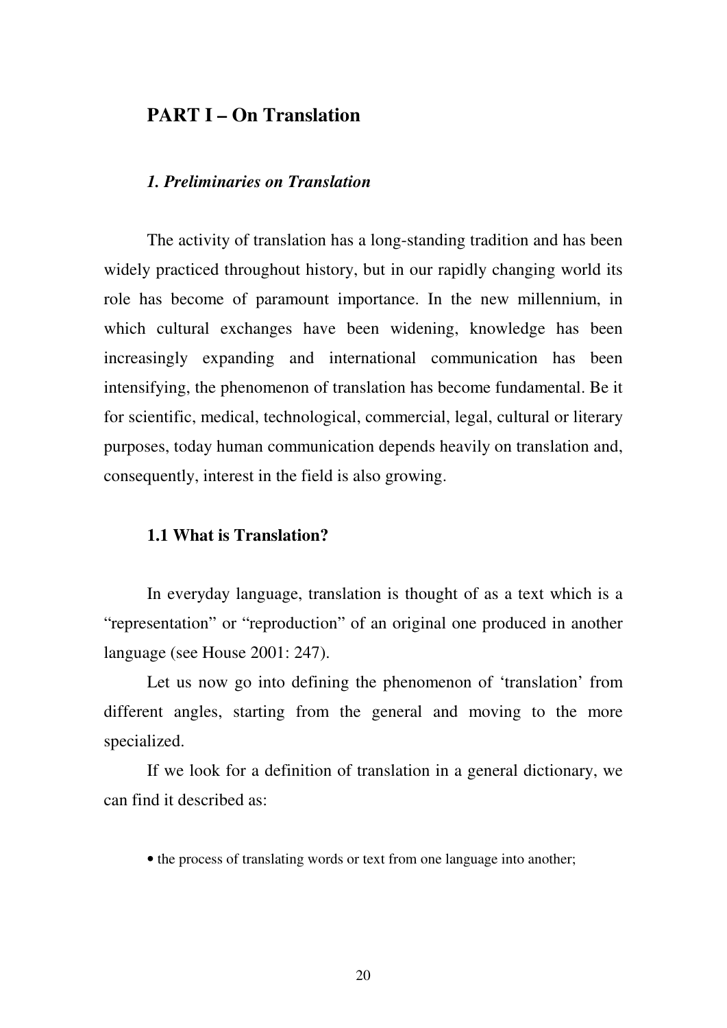# PART I – On Translation

## *1. Preliminaries on Translation*

The activity of translation has a long-standing tradition and has been widely practiced throughout history, but in our rapidly changing world its role has become of paramount importance. In the new millennium, in which cultural exchanges have been widening, knowledge has been increasingly expanding and international communication has been intensifying, the phenomenon of translation has become fundamental. Be it for scientific, medical, technological, commercial, legal, cultural or literary purposes, today human communication depends heavily on translation and, consequently, interest in the field is also growing.

### 1.1 What is Translation?

In everyday language, translation is thought of as a text which is a "representation" or "reproduction" of an original one produced in another language (see House 2001: 247).

Let us now go into defining the phenomenon of 'translation' from different angles, starting from the general and moving to the more specialized.

If we look for a definition of translation in a general dictionary, we can find it described as:

- the process of translating words or text from one language into another;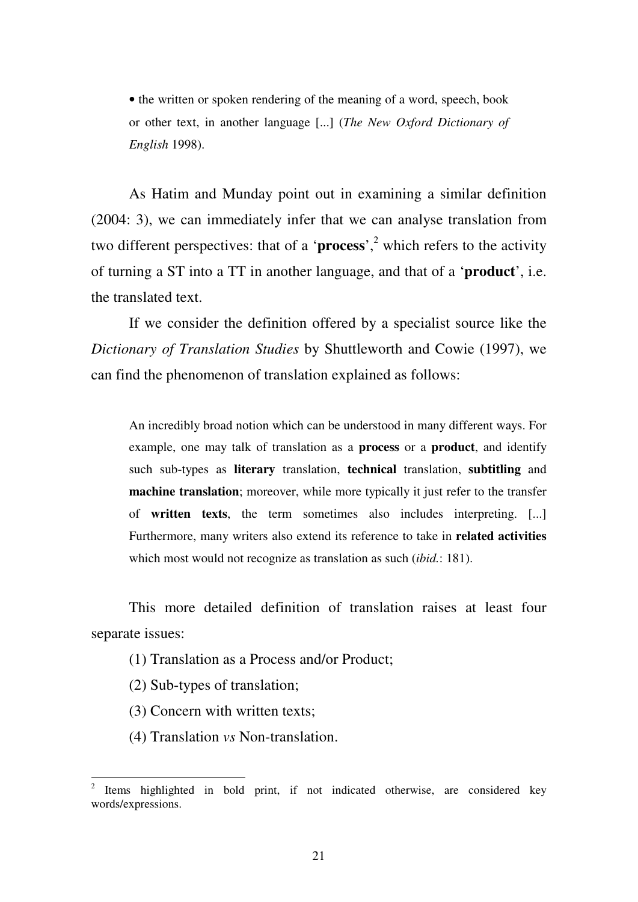> • the written or spoken rendering of the meaning of a word, speech, book or other text, in another language [...] (*The New Oxford Dictionary of English* 1998).

As Hatim and Munday point out in examining a similar definition (2004: 3), we can immediately infer that we can analyse translation from two different perspectives: that of a '**process**',[2] which refers to the activity of turning a ST into a TT in another language, and that of a '**product**', i.e. the translated text.

If we consider the definition offered by a specialist source like the *Dictionary of Translation Studies* by Shuttleworth and Cowie (1997), we can find the phenomenon of translation explained as follows:

> An incredibly broad notion which can be understood in many different ways. For example, one may talk of translation as a **process** or a **product**, and identify such sub-types as **literary** translation, **technical** translation, **subtitling** and **machine translation**; moreover, while more typically it just refer to the transfer of **written texts**, the term sometimes also includes interpreting. [...] Furthermore, many writers also extend its reference to take in **related activities** which most would not recognize as translation as such (*ibid.*: 181).

This more detailed definition of translation raises at least four separate issues:

(1) Translation as a Process and/or Product;

(2) Sub-types of translation;

(3) Concern with written texts;

(4) Translation *vs* Non-translation.

---

[2] Items highlighted in bold print, if not indicated otherwise, are considered key words/expressions.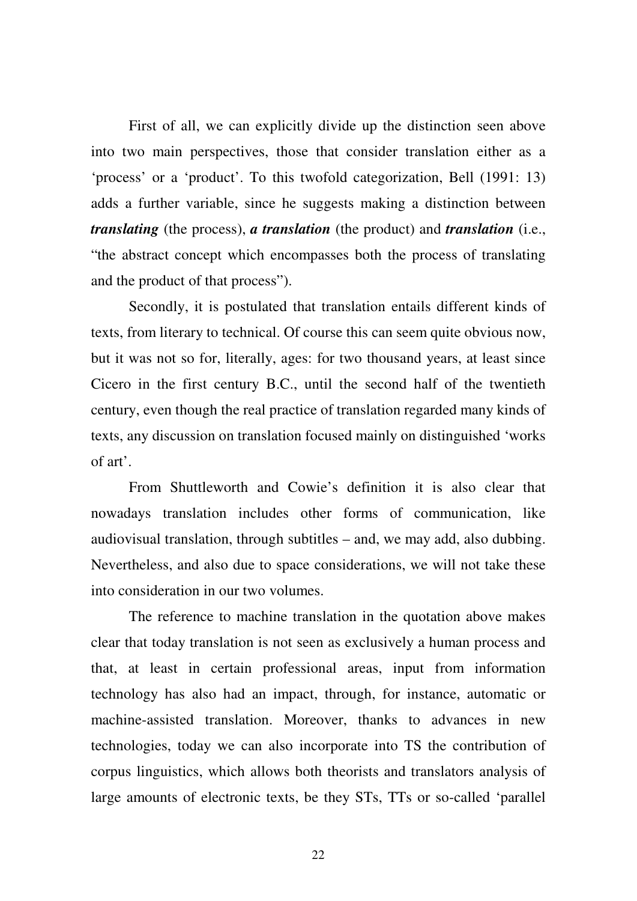First of all, we can explicitly divide up the distinction seen above into two main perspectives, those that consider translation either as a 'process' or a 'product'. To this twofold categorization, Bell (1991: 13) adds a further variable, since he suggests making a distinction between ***translating*** (the process), ***a translation*** (the product) and ***translation*** (i.e., "the abstract concept which encompasses both the process of translating and the product of that process").

Secondly, it is postulated that translation entails different kinds of texts, from literary to technical. Of course this can seem quite obvious now, but it was not so for, literally, ages: for two thousand years, at least since Cicero in the first century B.C., until the second half of the twentieth century, even though the real practice of translation regarded many kinds of texts, any discussion on translation focused mainly on distinguished 'works of art'.

From Shuttleworth and Cowie's definition it is also clear that nowadays translation includes other forms of communication, like audiovisual translation, through subtitles – and, we may add, also dubbing. Nevertheless, and also due to space considerations, we will not take these into consideration in our two volumes.

The reference to machine translation in the quotation above makes clear that today translation is not seen as exclusively a human process and that, at least in certain professional areas, input from information technology has also had an impact, through, for instance, automatic or machine-assisted translation. Moreover, thanks to advances in new technologies, today we can also incorporate into TS the contribution of corpus linguistics, which allows both theorists and translators analysis of large amounts of electronic texts, be they STs, TTs or so-called 'parallel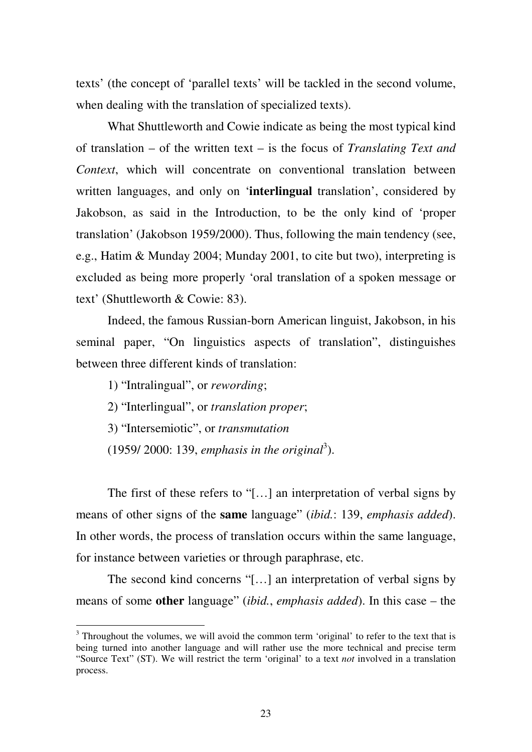texts' (the concept of 'parallel texts' will be tackled in the second volume, when dealing with the translation of specialized texts).

What Shuttleworth and Cowie indicate as being the most typical kind of translation – of the written text – is the focus of *Translating Text and Context*, which will concentrate on conventional translation between written languages, and only on '**interlingual** translation', considered by Jakobson, as said in the Introduction, to be the only kind of 'proper translation' (Jakobson 1959/2000). Thus, following the main tendency (see, e.g., Hatim & Munday 2004; Munday 2001, to cite but two), interpreting is excluded as being more properly 'oral translation of a spoken message or text' (Shuttleworth & Cowie: 83).

Indeed, the famous Russian-born American linguist, Jakobson, in his seminal paper, "On linguistics aspects of translation", distinguishes between three different kinds of translation:

1) "Intralingual", or *rewording*;

2) "Interlingual", or *translation proper*;

3) "Intersemiotic", or *transmutation*

(1959/ 2000: 139, *emphasis in the original*[3]).

The first of these refers to "[…] an interpretation of verbal signs by means of other signs of the **same** language" (*ibid.*: 139, *emphasis added*). In other words, the process of translation occurs within the same language, for instance between varieties or through paraphrase, etc.

The second kind concerns "[…] an interpretation of verbal signs by means of some **other** language" (*ibid.*, *emphasis added*). In this case – the

[3] Throughout the volumes, we will avoid the common term 'original' to refer to the text that is being turned into another language and will rather use the more technical and precise term "Source Text" (ST). We will restrict the term 'original' to a text *not* involved in a translation process.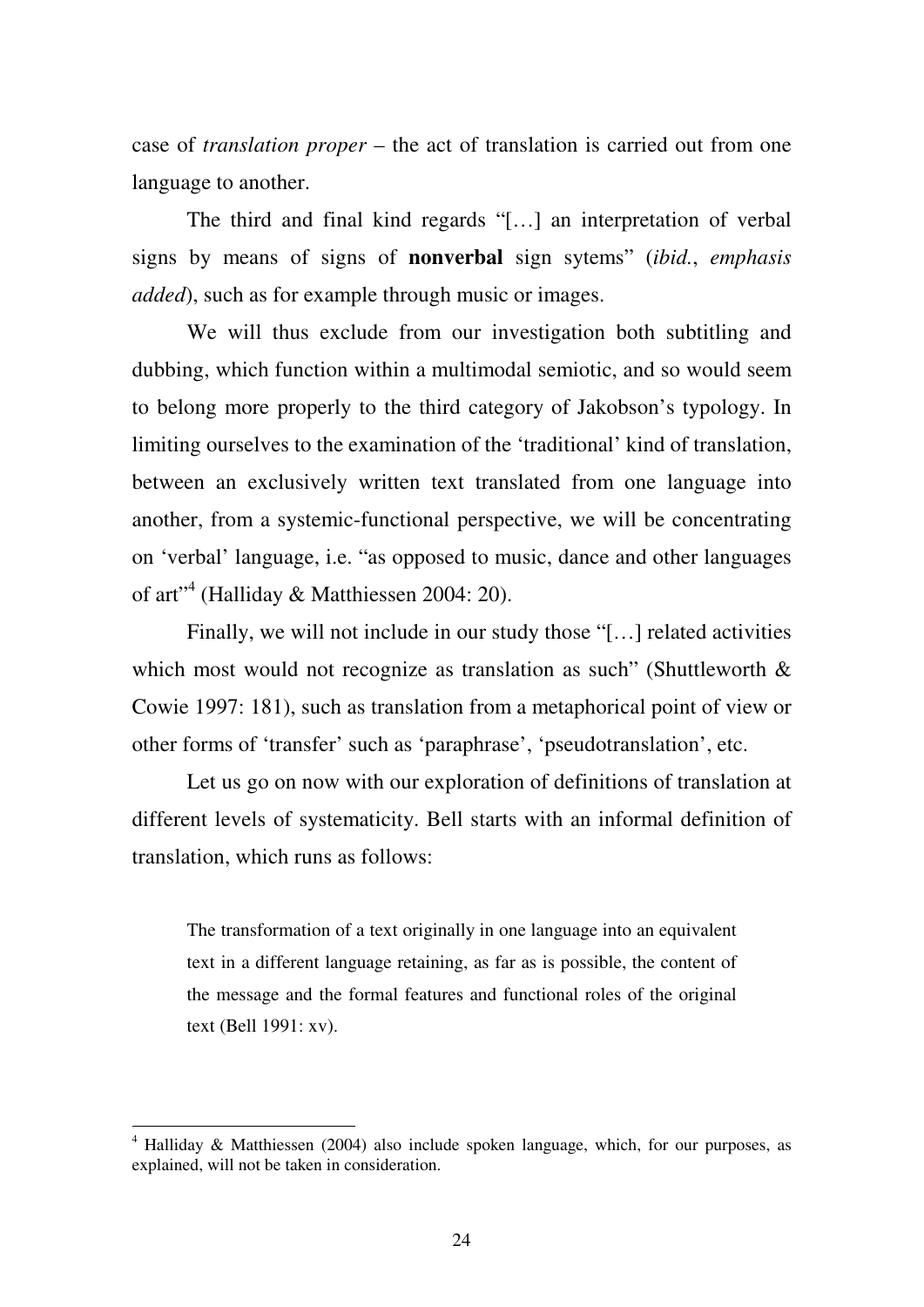case of *translation proper* – the act of translation is carried out from one language to another.

The third and final kind regards "[…] an interpretation of verbal signs by means of signs of **nonverbal** sign sytems" (*ibid.*, *emphasis added*), such as for example through music or images.

We will thus exclude from our investigation both subtitling and dubbing, which function within a multimodal semiotic, and so would seem to belong more properly to the third category of Jakobson's typology. In limiting ourselves to the examination of the 'traditional' kind of translation, between an exclusively written text translated from one language into another, from a systemic-functional perspective, we will be concentrating on 'verbal' language, i.e. "as opposed to music, dance and other languages of art"[4] (Halliday & Matthiessen 2004: 20).

Finally, we will not include in our study those "[…] related activities which most would not recognize as translation as such" (Shuttleworth & Cowie 1997: 181), such as translation from a metaphorical point of view or other forms of 'transfer' such as 'paraphrase', 'pseudotranslation', etc.

Let us go on now with our exploration of definitions of translation at different levels of systematicity. Bell starts with an informal definition of translation, which runs as follows:

> The transformation of a text originally in one language into an equivalent text in a different language retaining, as far as is possible, the content of the message and the formal features and functional roles of the original text (Bell 1991: xv).

[4] Halliday & Matthiessen (2004) also include spoken language, which, for our purposes, as explained, will not be taken in consideration.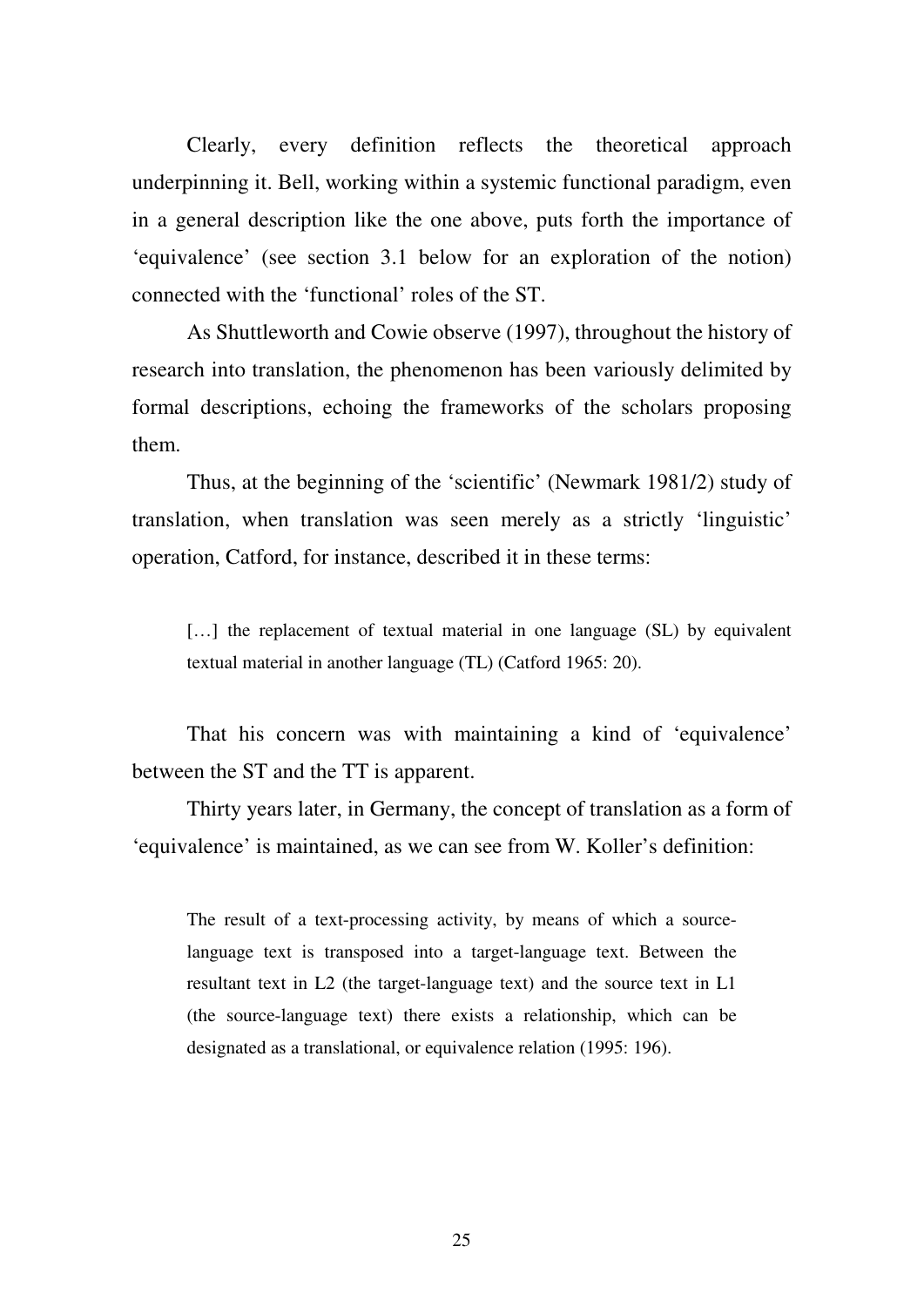Clearly, every definition reflects the theoretical approach underpinning it. Bell, working within a systemic functional paradigm, even in a general description like the one above, puts forth the importance of 'equivalence' (see section 3.1 below for an exploration of the notion) connected with the 'functional' roles of the ST.

As Shuttleworth and Cowie observe (1997), throughout the history of research into translation, the phenomenon has been variously delimited by formal descriptions, echoing the frameworks of the scholars proposing them.

Thus, at the beginning of the 'scientific' (Newmark 1981/2) study of translation, when translation was seen merely as a strictly 'linguistic' operation, Catford, for instance, described it in these terms:

> […] the replacement of textual material in one language (SL) by equivalent textual material in another language (TL) (Catford 1965: 20).

That his concern was with maintaining a kind of 'equivalence' between the ST and the TT is apparent.

Thirty years later, in Germany, the concept of translation as a form of 'equivalence' is maintained, as we can see from W. Koller's definition:

> The result of a text-processing activity, by means of which a source-language text is transposed into a target-language text. Between the resultant text in L2 (the target-language text) and the source text in L1 (the source-language text) there exists a relationship, which can be designated as a translational, or equivalence relation (1995: 196).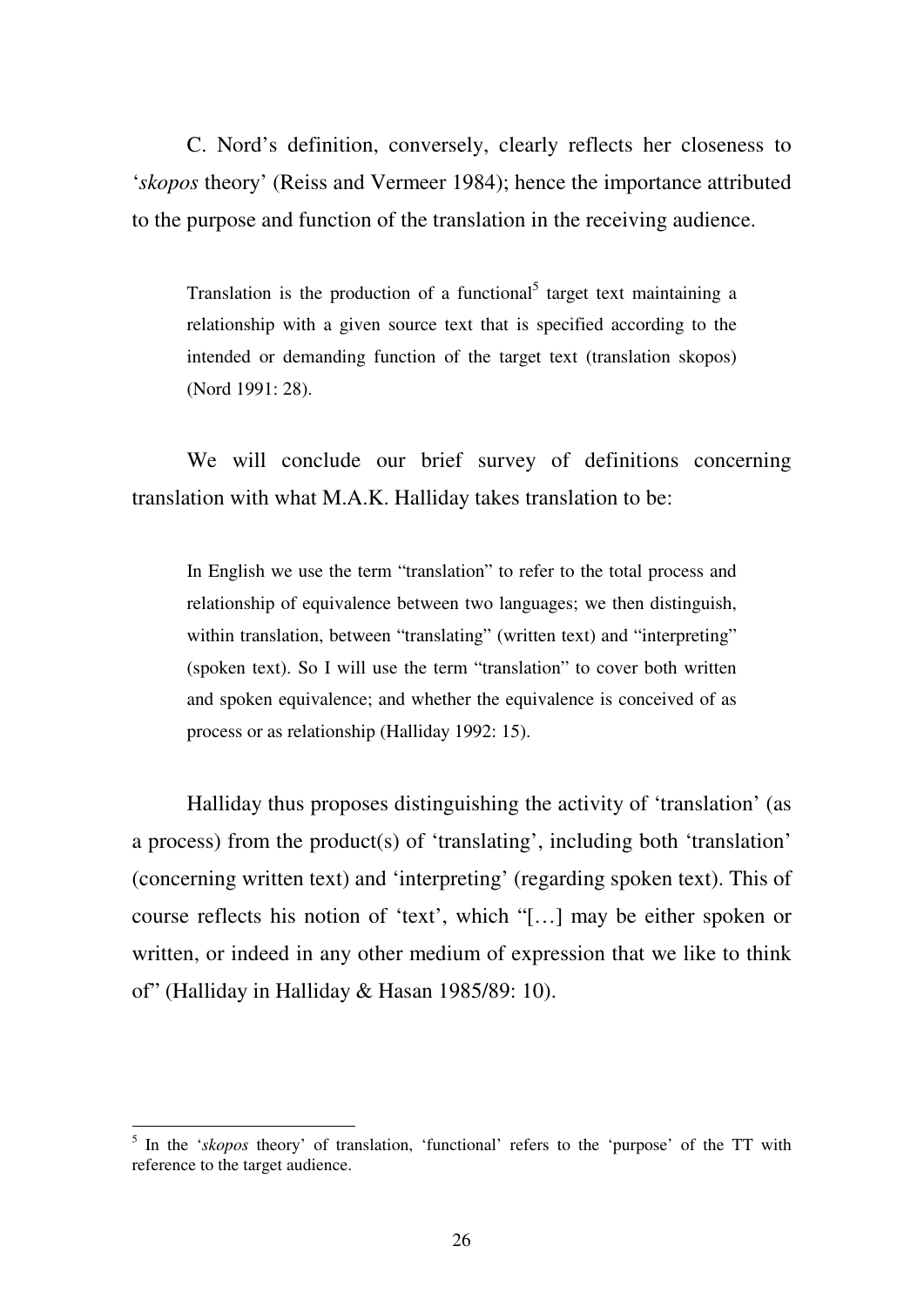C. Nord's definition, conversely, clearly reflects her closeness to '*skopos* theory' (Reiss and Vermeer 1984); hence the importance attributed to the purpose and function of the translation in the receiving audience.

> Translation is the production of a functional[5] target text maintaining a relationship with a given source text that is specified according to the intended or demanding function of the target text (translation skopos) (Nord 1991: 28).

We will conclude our brief survey of definitions concerning translation with what M.A.K. Halliday takes translation to be:

> In English we use the term "translation" to refer to the total process and relationship of equivalence between two languages; we then distinguish, within translation, between "translating" (written text) and "interpreting" (spoken text). So I will use the term "translation" to cover both written and spoken equivalence; and whether the equivalence is conceived of as process or as relationship (Halliday 1992: 15).

Halliday thus proposes distinguishing the activity of 'translation' (as a process) from the product(s) of 'translating', including both 'translation' (concerning written text) and 'interpreting' (regarding spoken text). This of course reflects his notion of 'text', which "[…] may be either spoken or written, or indeed in any other medium of expression that we like to think of" (Halliday in Halliday & Hasan 1985/89: 10).

---

[5] In the '*skopos* theory' of translation, 'functional' refers to the 'purpose' of the TT with reference to the target audience.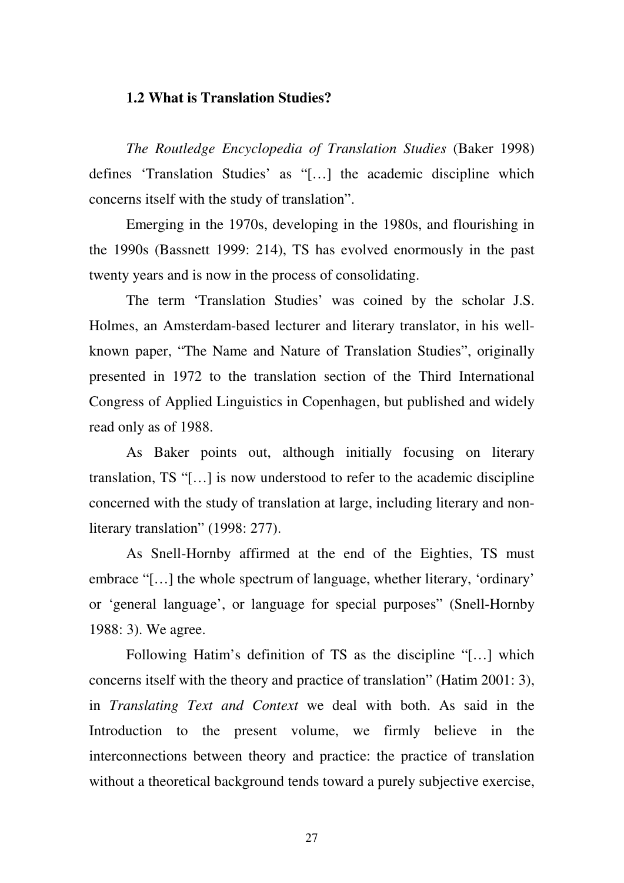## 1.2 What is Translation Studies?

*The Routledge Encyclopedia of Translation Studies* (Baker 1998) defines 'Translation Studies' as "[…] the academic discipline which concerns itself with the study of translation".

Emerging in the 1970s, developing in the 1980s, and flourishing in the 1990s (Bassnett 1999: 214), TS has evolved enormously in the past twenty years and is now in the process of consolidating.

The term 'Translation Studies' was coined by the scholar J.S. Holmes, an Amsterdam-based lecturer and literary translator, in his well-known paper, "The Name and Nature of Translation Studies", originally presented in 1972 to the translation section of the Third International Congress of Applied Linguistics in Copenhagen, but published and widely read only as of 1988.

As Baker points out, although initially focusing on literary translation, TS "[…] is now understood to refer to the academic discipline concerned with the study of translation at large, including literary and non-literary translation" (1998: 277).

As Snell-Hornby affirmed at the end of the Eighties, TS must embrace "[…] the whole spectrum of language, whether literary, 'ordinary' or 'general language', or language for special purposes" (Snell-Hornby 1988: 3). We agree.

Following Hatim's definition of TS as the discipline "[…] which concerns itself with the theory and practice of translation" (Hatim 2001: 3), in *Translating Text and Context* we deal with both. As said in the Introduction to the present volume, we firmly believe in the interconnections between theory and practice: the practice of translation without a theoretical background tends toward a purely subjective exercise,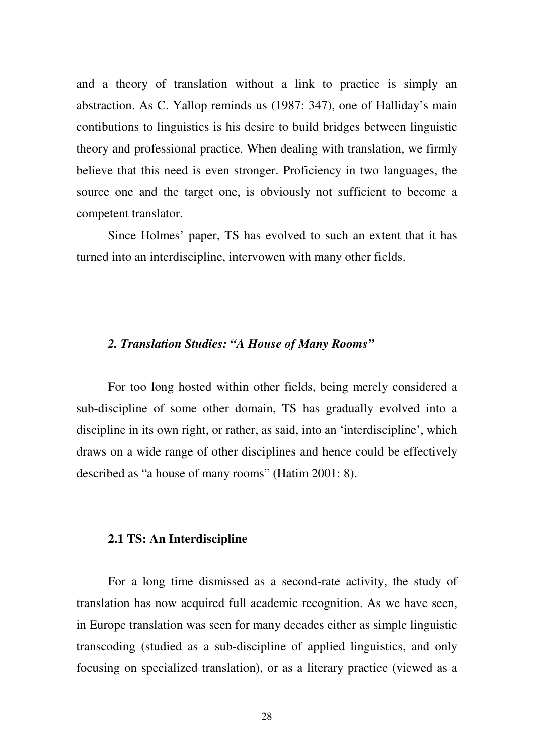and a theory of translation without a link to practice is simply an abstraction. As C. Yallop reminds us (1987: 347), one of Halliday's main contibutions to linguistics is his desire to build bridges between linguistic theory and professional practice. When dealing with translation, we firmly believe that this need is even stronger. Proficiency in two languages, the source one and the target one, is obviously not sufficient to become a competent translator.

Since Holmes' paper, TS has evolved to such an extent that it has turned into an interdiscipline, intervowen with many other fields.

## *2. Translation Studies: "A House of Many Rooms"*

For too long hosted within other fields, being merely considered a sub-discipline of some other domain, TS has gradually evolved into a discipline in its own right, or rather, as said, into an 'interdiscipline', which draws on a wide range of other disciplines and hence could be effectively described as "a house of many rooms" (Hatim 2001: 8).

### **2.1 TS: An Interdiscipline**

For a long time dismissed as a second-rate activity, the study of translation has now acquired full academic recognition. As we have seen, in Europe translation was seen for many decades either as simple linguistic transcoding (studied as a sub-discipline of applied linguistics, and only focusing on specialized translation), or as a literary practice (viewed as a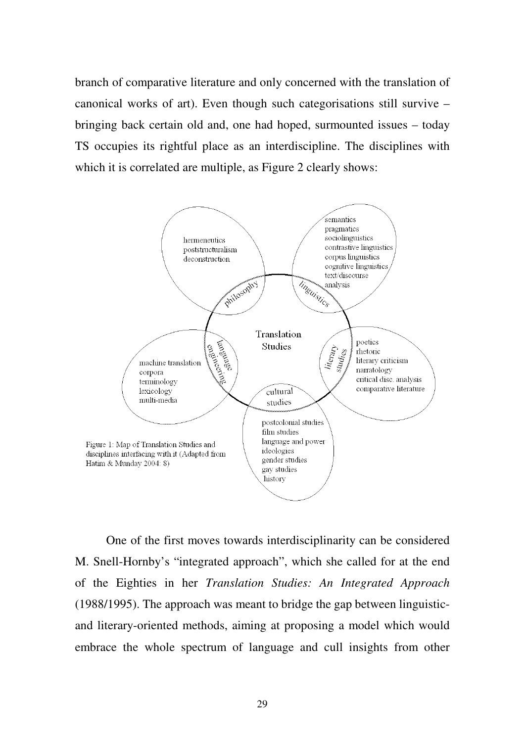branch of comparative literature and only concerned with the translation of canonical works of art). Even though such categorisations still survive – bringing back certain old and, one had hoped, surmounted issues – today TS occupies its rightful place as an interdiscipline. The disciplines with which it is correlated are multiple, as Figure 2 clearly shows:

Figure 1: Map of Translation Studies and disciplines interfacing with it (Adapted from Hatim & Munday 2004: 8)

One of the first moves towards interdisciplinarity can be considered M. Snell-Hornby's "integrated approach", which she called for at the end of the Eighties in her *Translation Studies: An Integrated Approach* (1988/1995). The approach was meant to bridge the gap between linguistic- and literary-oriented methods, aiming at proposing a model which would embrace the whole spectrum of language and cull insights from other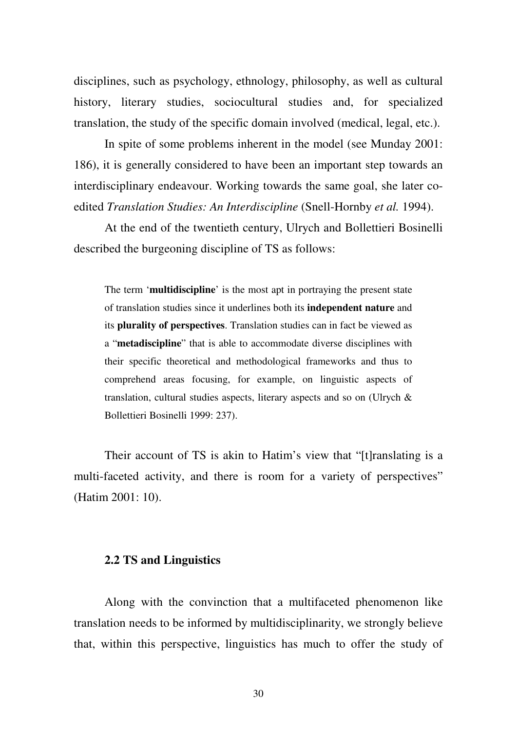disciplines, such as psychology, ethnology, philosophy, as well as cultural history, literary studies, sociocultural studies and, for specialized translation, the study of the specific domain involved (medical, legal, etc.).

In spite of some problems inherent in the model (see Munday 2001: 186), it is generally considered to have been an important step towards an interdisciplinary endeavour. Working towards the same goal, she later co-edited *Translation Studies: An Interdiscipline* (Snell-Hornby *et al.* 1994).

At the end of the twentieth century, Ulrych and Bollettieri Bosinelli described the burgeoning discipline of TS as follows:

> The term '**multidiscipline**' is the most apt in portraying the present state of translation studies since it underlines both its **independent nature** and its **plurality of perspectives**. Translation studies can in fact be viewed as a "**metadiscipline**" that is able to accommodate diverse disciplines with their specific theoretical and methodological frameworks and thus to comprehend areas focusing, for example, on linguistic aspects of translation, cultural studies aspects, literary aspects and so on (Ulrych & Bollettieri Bosinelli 1999: 237).

Their account of TS is akin to Hatim's view that "[t]ranslating is a multi-faceted activity, and there is room for a variety of perspectives" (Hatim 2001: 10).

## 2.2 TS and Linguistics

Along with the convinction that a multifaceted phenomenon like translation needs to be informed by multidisciplinarity, we strongly believe that, within this perspective, linguistics has much to offer the study of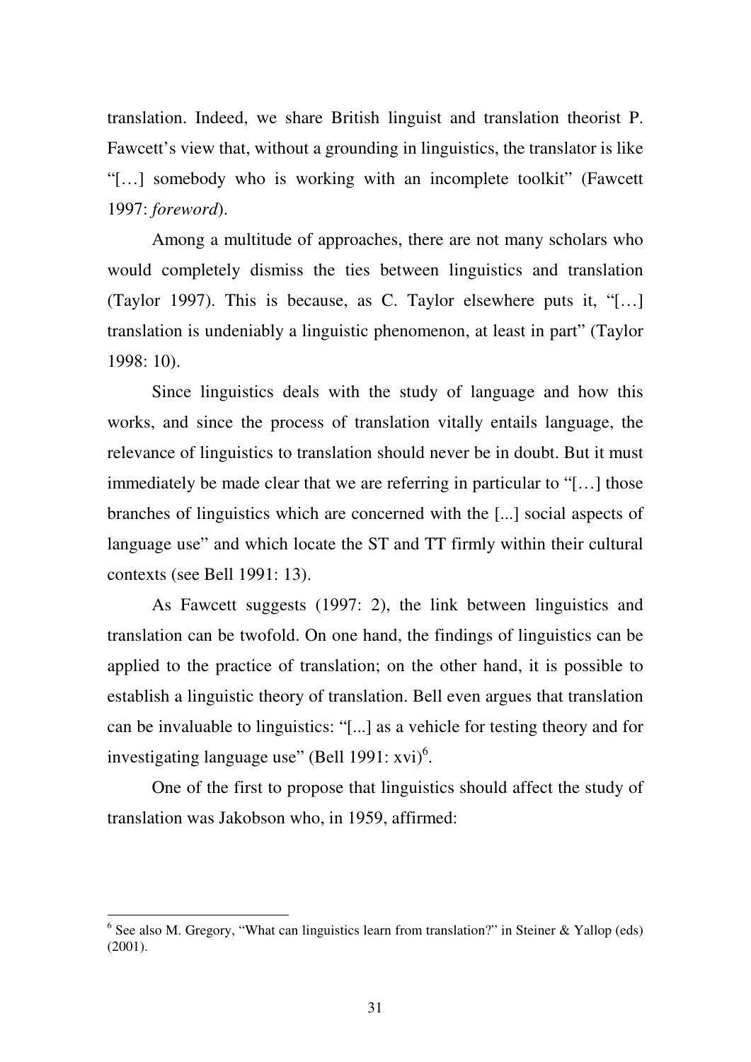translation. Indeed, we share British linguist and translation theorist P. Fawcett's view that, without a grounding in linguistics, the translator is like "[…] somebody who is working with an incomplete toolkit" (Fawcett 1997: *foreword*).

Among a multitude of approaches, there are not many scholars who would completely dismiss the ties between linguistics and translation (Taylor 1997). This is because, as C. Taylor elsewhere puts it, "[…] translation is undeniably a linguistic phenomenon, at least in part" (Taylor 1998: 10).

Since linguistics deals with the study of language and how this works, and since the process of translation vitally entails language, the relevance of linguistics to translation should never be in doubt. But it must immediately be made clear that we are referring in particular to "[…] those branches of linguistics which are concerned with the [...] social aspects of language use" and which locate the ST and TT firmly within their cultural contexts (see Bell 1991: 13).

As Fawcett suggests (1997: 2), the link between linguistics and translation can be twofold. On one hand, the findings of linguistics can be applied to the practice of translation; on the other hand, it is possible to establish a linguistic theory of translation. Bell even argues that translation can be invaluable to linguistics: "[...] as a vehicle for testing theory and for investigating language use" (Bell 1991: xvi)[6].

One of the first to propose that linguistics should affect the study of translation was Jakobson who, in 1959, affirmed:

---

[6] See also M. Gregory, "What can linguistics learn from translation?" in Steiner & Yallop (eds) (2001).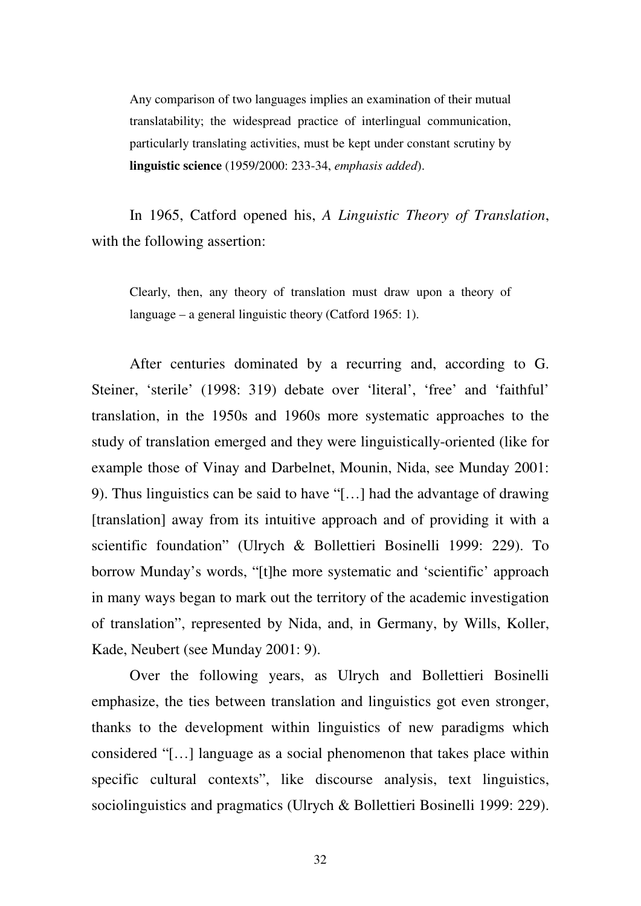> Any comparison of two languages implies an examination of their mutual translatability; the widespread practice of interlingual communication, particularly translating activities, must be kept under constant scrutiny by **linguistic science** (1959/2000: 233-34, *emphasis added*).

In 1965, Catford opened his, *A Linguistic Theory of Translation*, with the following assertion:

> Clearly, then, any theory of translation must draw upon a theory of language – a general linguistic theory (Catford 1965: 1).

After centuries dominated by a recurring and, according to G. Steiner, 'sterile' (1998: 319) debate over 'literal', 'free' and 'faithful' translation, in the 1950s and 1960s more systematic approaches to the study of translation emerged and they were linguistically-oriented (like for example those of Vinay and Darbelnet, Mounin, Nida, see Munday 2001: 9). Thus linguistics can be said to have "[…] had the advantage of drawing [translation] away from its intuitive approach and of providing it with a scientific foundation" (Ulrych & Bollettieri Bosinelli 1999: 229). To borrow Munday's words, "[t]he more systematic and 'scientific' approach in many ways began to mark out the territory of the academic investigation of translation", represented by Nida, and, in Germany, by Wills, Koller, Kade, Neubert (see Munday 2001: 9).

Over the following years, as Ulrych and Bollettieri Bosinelli emphasize, the ties between translation and linguistics got even stronger, thanks to the development within linguistics of new paradigms which considered "[…] language as a social phenomenon that takes place within specific cultural contexts", like discourse analysis, text linguistics, sociolinguistics and pragmatics (Ulrych & Bollettieri Bosinelli 1999: 229).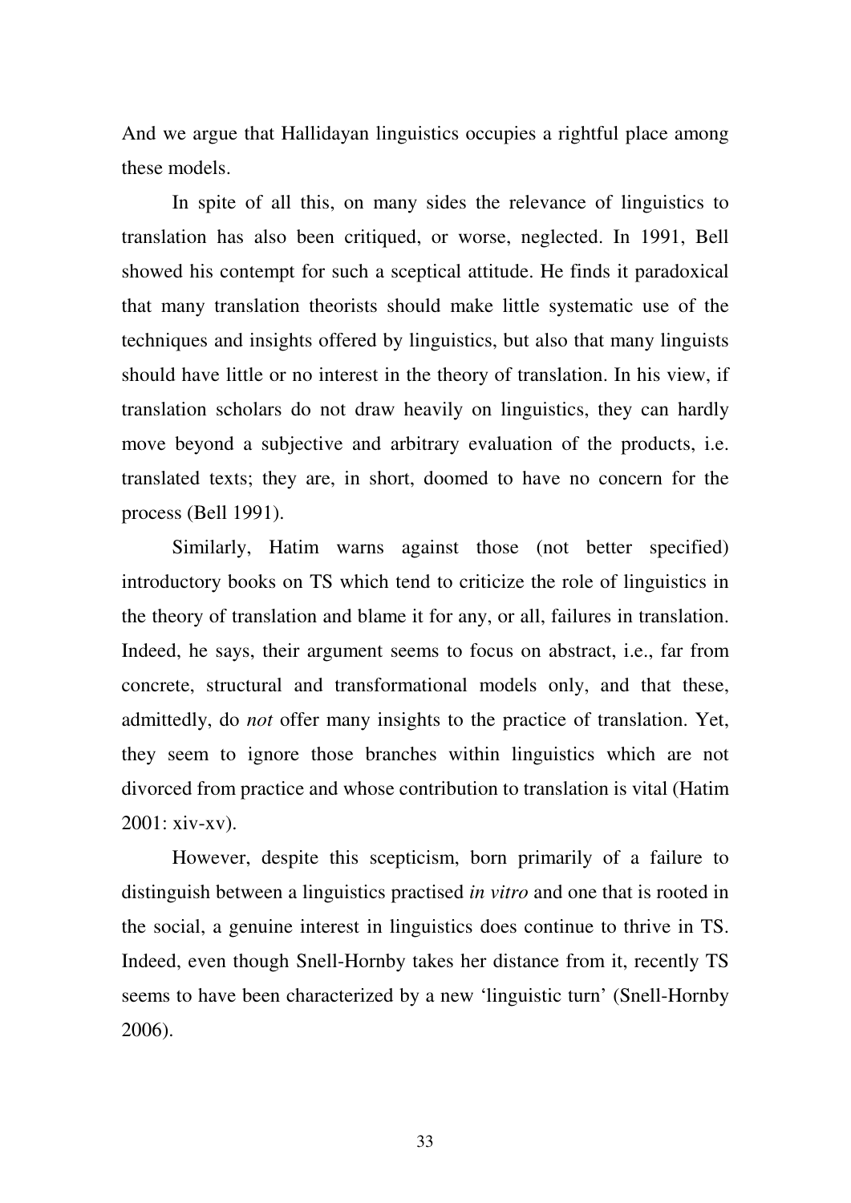And we argue that Hallidayan linguistics occupies a rightful place among these models.

In spite of all this, on many sides the relevance of linguistics to translation has also been critiqued, or worse, neglected. In 1991, Bell showed his contempt for such a sceptical attitude. He finds it paradoxical that many translation theorists should make little systematic use of the techniques and insights offered by linguistics, but also that many linguists should have little or no interest in the theory of translation. In his view, if translation scholars do not draw heavily on linguistics, they can hardly move beyond a subjective and arbitrary evaluation of the products, i.e. translated texts; they are, in short, doomed to have no concern for the process (Bell 1991).

Similarly, Hatim warns against those (not better specified) introductory books on TS which tend to criticize the role of linguistics in the theory of translation and blame it for any, or all, failures in translation. Indeed, he says, their argument seems to focus on abstract, i.e., far from concrete, structural and transformational models only, and that these, admittedly, do *not* offer many insights to the practice of translation. Yet, they seem to ignore those branches within linguistics which are not divorced from practice and whose contribution to translation is vital (Hatim 2001: xiv-xv).

However, despite this scepticism, born primarily of a failure to distinguish between a linguistics practised *in vitro* and one that is rooted in the social, a genuine interest in linguistics does continue to thrive in TS. Indeed, even though Snell-Hornby takes her distance from it, recently TS seems to have been characterized by a new 'linguistic turn' (Snell-Hornby 2006).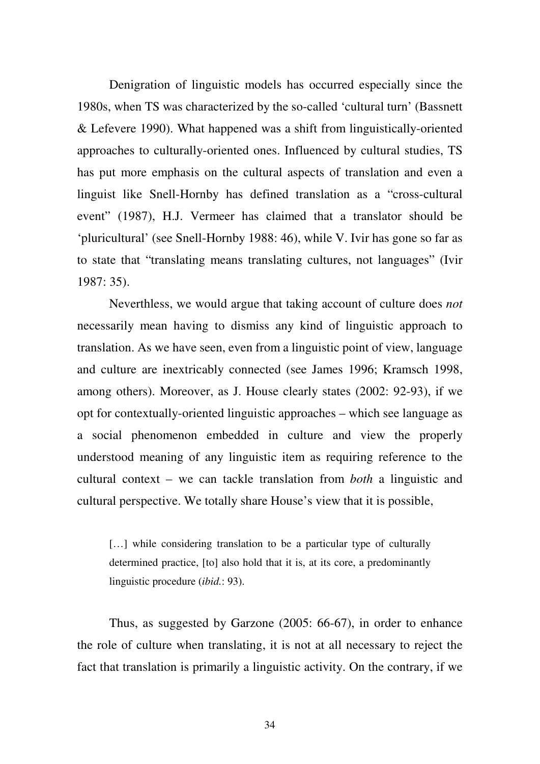Denigration of linguistic models has occurred especially since the 1980s, when TS was characterized by the so-called 'cultural turn' (Bassnett & Lefevere 1990). What happened was a shift from linguistically-oriented approaches to culturally-oriented ones. Influenced by cultural studies, TS has put more emphasis on the cultural aspects of translation and even a linguist like Snell-Hornby has defined translation as a "cross-cultural event" (1987), H.J. Vermeer has claimed that a translator should be 'pluricultural' (see Snell-Hornby 1988: 46), while V. Ivir has gone so far as to state that "translating means translating cultures, not languages" (Ivir 1987: 35).

Neverthless, we would argue that taking account of culture does *not* necessarily mean having to dismiss any kind of linguistic approach to translation. As we have seen, even from a linguistic point of view, language and culture are inextricably connected (see James 1996; Kramsch 1998, among others). Moreover, as J. House clearly states (2002: 92-93), if we opt for contextually-oriented linguistic approaches – which see language as a social phenomenon embedded in culture and view the properly understood meaning of any linguistic item as requiring reference to the cultural context – we can tackle translation from *both* a linguistic and cultural perspective. We totally share House's view that it is possible,

> […] while considering translation to be a particular type of culturally determined practice, [to] also hold that it is, at its core, a predominantly linguistic procedure (*ibid.*: 93).

Thus, as suggested by Garzone (2005: 66-67), in order to enhance the role of culture when translating, it is not at all necessary to reject the fact that translation is primarily a linguistic activity. On the contrary, if we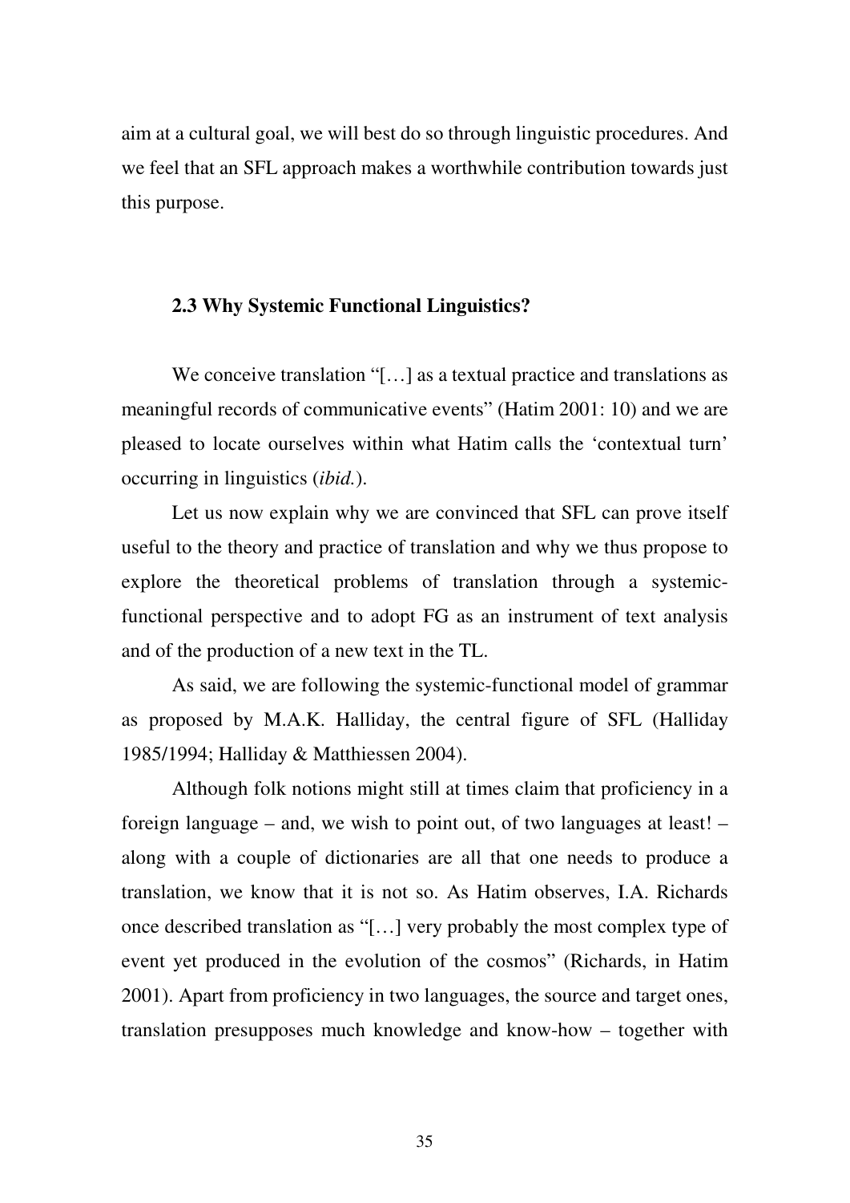aim at a cultural goal, we will best do so through linguistic procedures. And we feel that an SFL approach makes a worthwhile contribution towards just this purpose.

### 2.3 Why Systemic Functional Linguistics?

We conceive translation "[…] as a textual practice and translations as meaningful records of communicative events" (Hatim 2001: 10) and we are pleased to locate ourselves within what Hatim calls the 'contextual turn' occurring in linguistics (*ibid.*).

Let us now explain why we are convinced that SFL can prove itself useful to the theory and practice of translation and why we thus propose to explore the theoretical problems of translation through a systemic-functional perspective and to adopt FG as an instrument of text analysis and of the production of a new text in the TL.

As said, we are following the systemic-functional model of grammar as proposed by M.A.K. Halliday, the central figure of SFL (Halliday 1985/1994; Halliday & Matthiessen 2004).

Although folk notions might still at times claim that proficiency in a foreign language – and, we wish to point out, of two languages at least! – along with a couple of dictionaries are all that one needs to produce a translation, we know that it is not so. As Hatim observes, I.A. Richards once described translation as "[…] very probably the most complex type of event yet produced in the evolution of the cosmos" (Richards, in Hatim 2001). Apart from proficiency in two languages, the source and target ones, translation presupposes much knowledge and know-how – together with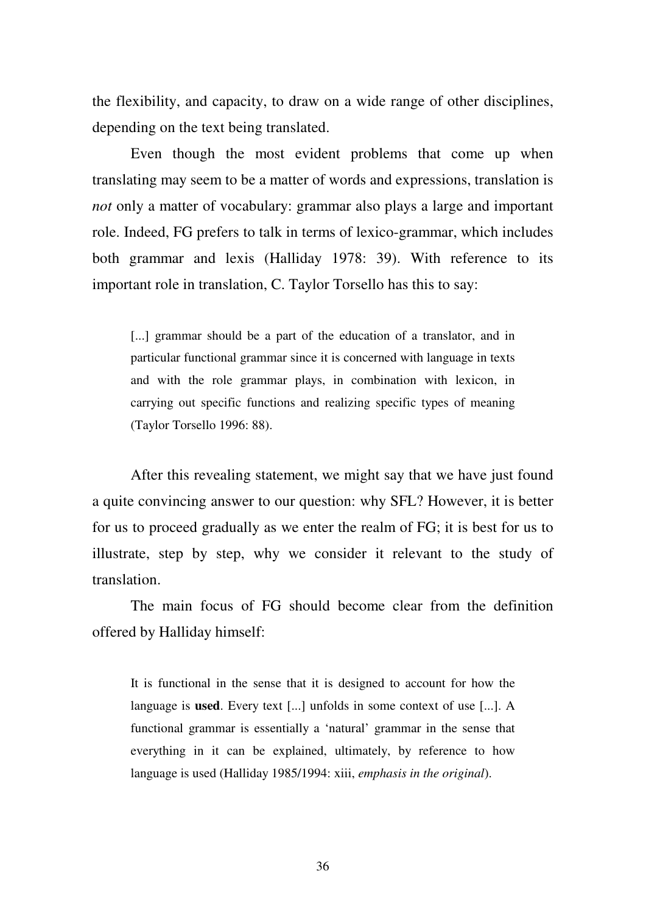the flexibility, and capacity, to draw on a wide range of other disciplines, depending on the text being translated.

Even though the most evident problems that come up when translating may seem to be a matter of words and expressions, translation is *not* only a matter of vocabulary: grammar also plays a large and important role. Indeed, FG prefers to talk in terms of lexico-grammar, which includes both grammar and lexis (Halliday 1978: 39). With reference to its important role in translation, C. Taylor Torsello has this to say:

> [...] grammar should be a part of the education of a translator, and in particular functional grammar since it is concerned with language in texts and with the role grammar plays, in combination with lexicon, in carrying out specific functions and realizing specific types of meaning (Taylor Torsello 1996: 88).

After this revealing statement, we might say that we have just found a quite convincing answer to our question: why SFL? However, it is better for us to proceed gradually as we enter the realm of FG; it is best for us to illustrate, step by step, why we consider it relevant to the study of translation.

The main focus of FG should become clear from the definition offered by Halliday himself:

> It is functional in the sense that it is designed to account for how the language is **used**. Every text [...] unfolds in some context of use [...]. A functional grammar is essentially a 'natural' grammar in the sense that everything in it can be explained, ultimately, by reference to how language is used (Halliday 1985/1994: xiii, *emphasis in the original*).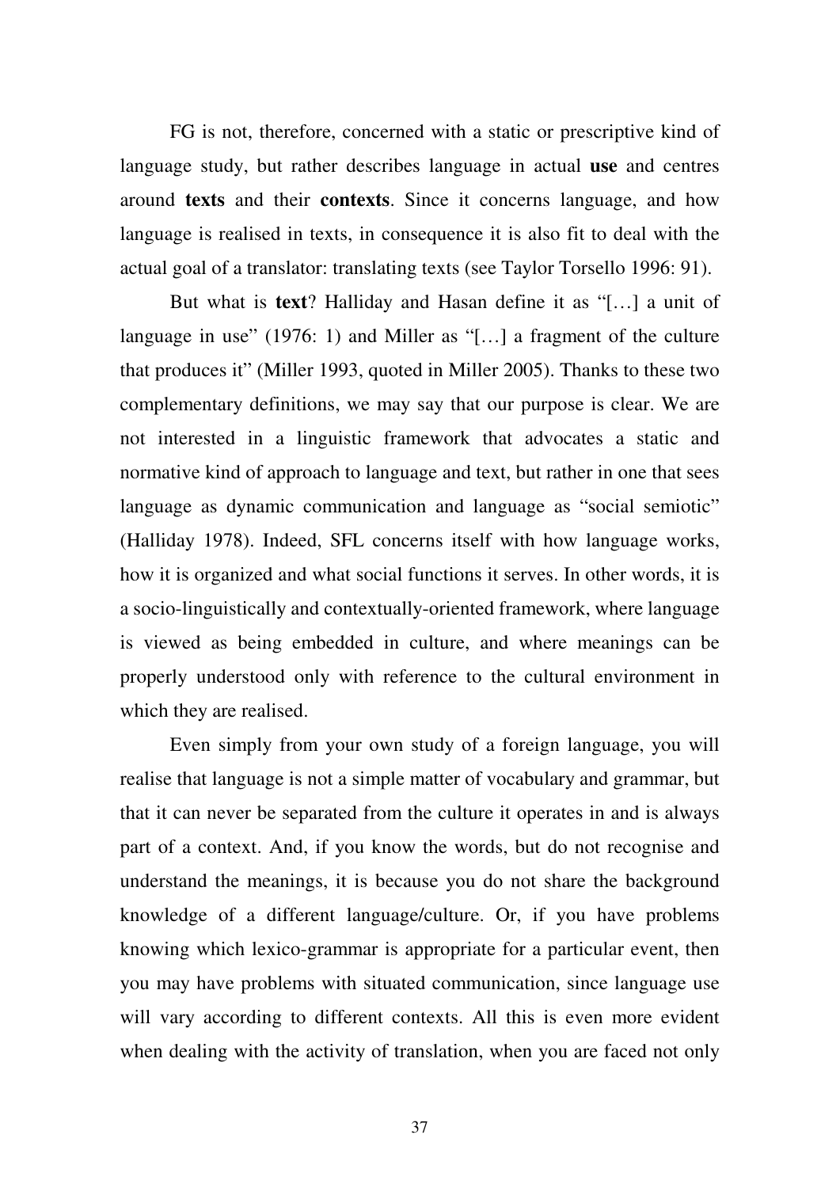FG is not, therefore, concerned with a static or prescriptive kind of language study, but rather describes language in actual **use** and centres around **texts** and their **contexts**. Since it concerns language, and how language is realised in texts, in consequence it is also fit to deal with the actual goal of a translator: translating texts (see Taylor Torsello 1996: 91).

But what is **text**? Halliday and Hasan define it as "[…] a unit of language in use" (1976: 1) and Miller as "[…] a fragment of the culture that produces it" (Miller 1993, quoted in Miller 2005). Thanks to these two complementary definitions, we may say that our purpose is clear. We are not interested in a linguistic framework that advocates a static and normative kind of approach to language and text, but rather in one that sees language as dynamic communication and language as "social semiotic" (Halliday 1978). Indeed, SFL concerns itself with how language works, how it is organized and what social functions it serves. In other words, it is a socio-linguistically and contextually-oriented framework, where language is viewed as being embedded in culture, and where meanings can be properly understood only with reference to the cultural environment in which they are realised.

Even simply from your own study of a foreign language, you will realise that language is not a simple matter of vocabulary and grammar, but that it can never be separated from the culture it operates in and is always part of a context. And, if you know the words, but do not recognise and understand the meanings, it is because you do not share the background knowledge of a different language/culture. Or, if you have problems knowing which lexico-grammar is appropriate for a particular event, then you may have problems with situated communication, since language use will vary according to different contexts. All this is even more evident when dealing with the activity of translation, when you are faced not only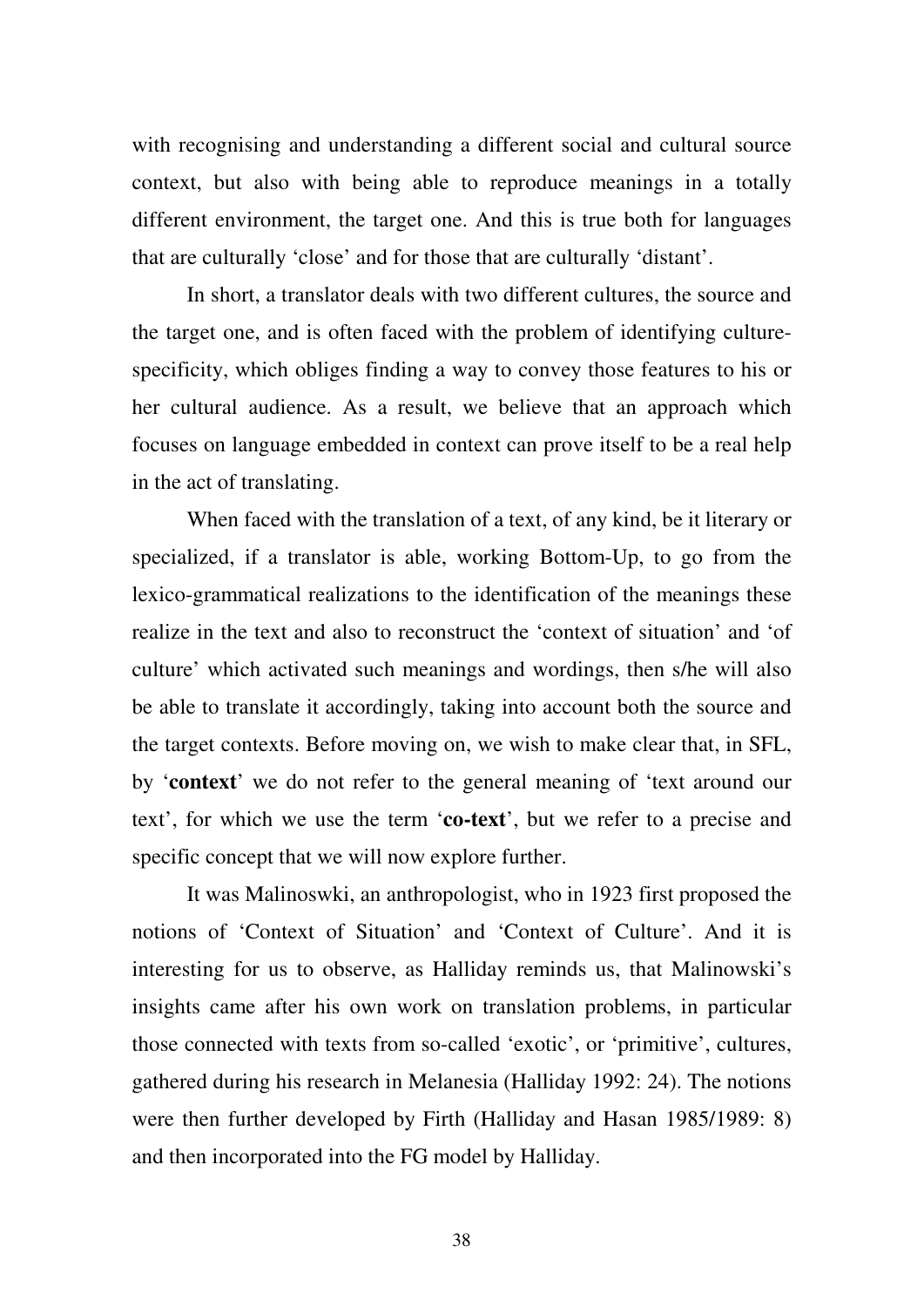with recognising and understanding a different social and cultural source context, but also with being able to reproduce meanings in a totally different environment, the target one. And this is true both for languages that are culturally 'close' and for those that are culturally 'distant'.

In short, a translator deals with two different cultures, the source and the target one, and is often faced with the problem of identifying culture-specificity, which obliges finding a way to convey those features to his or her cultural audience. As a result, we believe that an approach which focuses on language embedded in context can prove itself to be a real help in the act of translating.

When faced with the translation of a text, of any kind, be it literary or specialized, if a translator is able, working Bottom-Up, to go from the lexico-grammatical realizations to the identification of the meanings these realize in the text and also to reconstruct the 'context of situation' and 'of culture' which activated such meanings and wordings, then s/he will also be able to translate it accordingly, taking into account both the source and the target contexts. Before moving on, we wish to make clear that, in SFL, by '**context**' we do not refer to the general meaning of 'text around our text', for which we use the term '**co-text**', but we refer to a precise and specific concept that we will now explore further.

It was Malinoswki, an anthropologist, who in 1923 first proposed the notions of 'Context of Situation' and 'Context of Culture'. And it is interesting for us to observe, as Halliday reminds us, that Malinowski's insights came after his own work on translation problems, in particular those connected with texts from so-called 'exotic', or 'primitive', cultures, gathered during his research in Melanesia (Halliday 1992: 24). The notions were then further developed by Firth (Halliday and Hasan 1985/1989: 8) and then incorporated into the FG model by Halliday.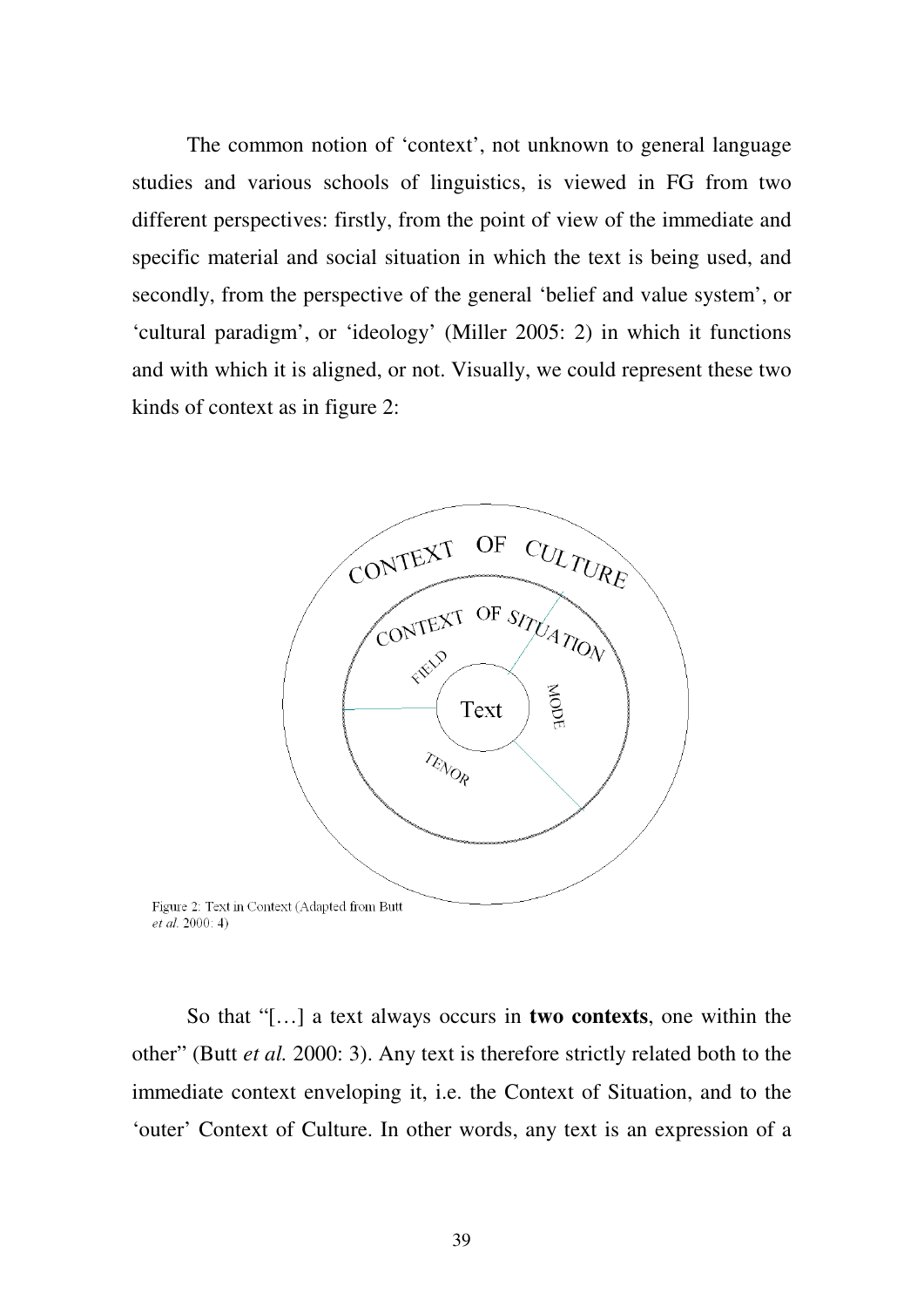The common notion of 'context', not unknown to general language studies and various schools of linguistics, is viewed in FG from two different perspectives: firstly, from the point of view of the immediate and specific material and social situation in which the text is being used, and secondly, from the perspective of the general 'belief and value system', or 'cultural paradigm', or 'ideology' (Miller 2005: 2) in which it functions and with which it is aligned, or not. Visually, we could represent these two kinds of context as in figure 2:

Figure 2: Text in Context (Adapted from Butt *et al.* 2000: 4)

So that "[…] a text always occurs in **two contexts**, one within the other" (Butt *et al.* 2000: 3). Any text is therefore strictly related both to the immediate context enveloping it, i.e. the Context of Situation, and to the 'outer' Context of Culture. In other words, any text is an expression of a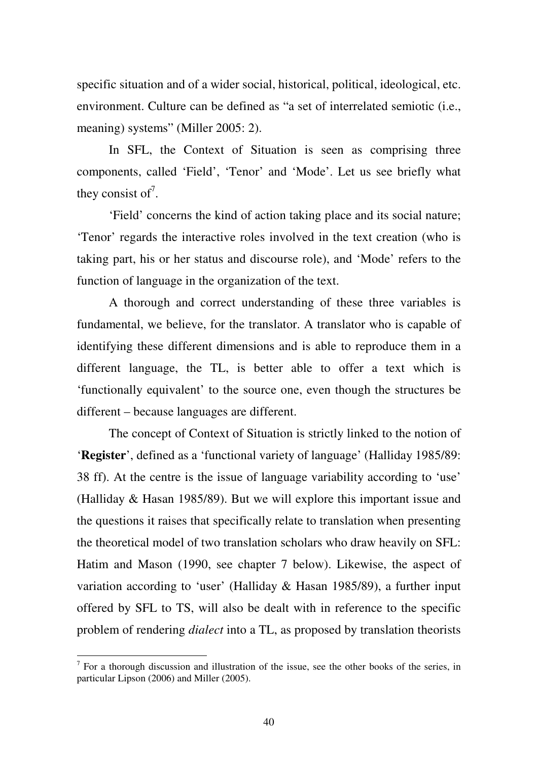specific situation and of a wider social, historical, political, ideological, etc. environment. Culture can be defined as "a set of interrelated semiotic (i.e., meaning) systems" (Miller 2005: 2).

In SFL, the Context of Situation is seen as comprising three components, called 'Field', 'Tenor' and 'Mode'. Let us see briefly what they consist of[7].

'Field' concerns the kind of action taking place and its social nature; 'Tenor' regards the interactive roles involved in the text creation (who is taking part, his or her status and discourse role), and 'Mode' refers to the function of language in the organization of the text.

A thorough and correct understanding of these three variables is fundamental, we believe, for the translator. A translator who is capable of identifying these different dimensions and is able to reproduce them in a different language, the TL, is better able to offer a text which is 'functionally equivalent' to the source one, even though the structures be different – because languages are different.

The concept of Context of Situation is strictly linked to the notion of '**Register**', defined as a 'functional variety of language' (Halliday 1985/89: 38 ff). At the centre is the issue of language variability according to 'use' (Halliday & Hasan 1985/89). But we will explore this important issue and the questions it raises that specifically relate to translation when presenting the theoretical model of two translation scholars who draw heavily on SFL: Hatim and Mason (1990, see chapter 7 below). Likewise, the aspect of variation according to 'user' (Halliday & Hasan 1985/89), a further input offered by SFL to TS, will also be dealt with in reference to the specific problem of rendering *dialect* into a TL, as proposed by translation theorists

---

[7] For a thorough discussion and illustration of the issue, see the other books of the series, in particular Lipson (2006) and Miller (2005).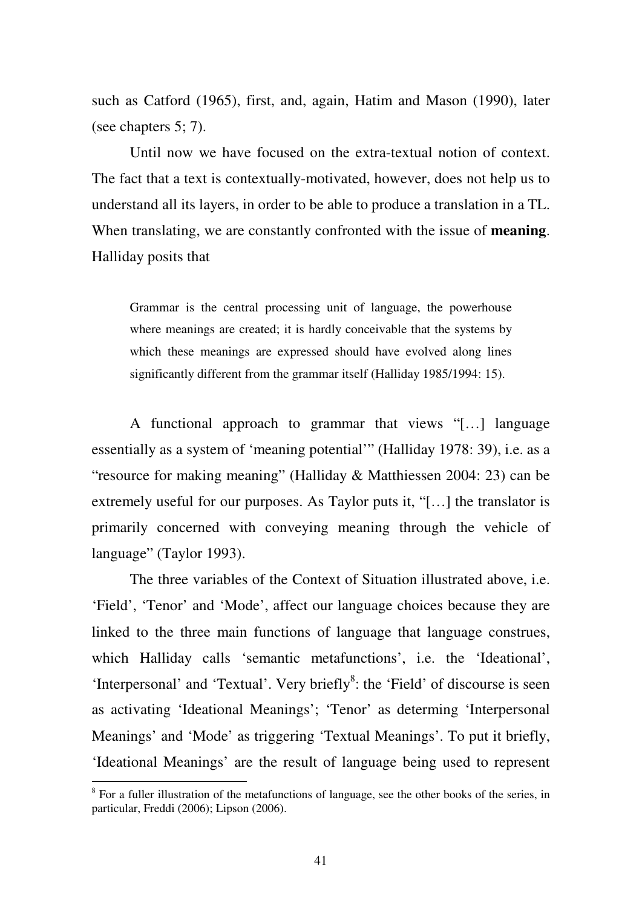such as Catford (1965), first, and, again, Hatim and Mason (1990), later (see chapters 5; 7).

Until now we have focused on the extra-textual notion of context. The fact that a text is contextually-motivated, however, does not help us to understand all its layers, in order to be able to produce a translation in a TL. When translating, we are constantly confronted with the issue of **meaning**. Halliday posits that

> Grammar is the central processing unit of language, the powerhouse where meanings are created; it is hardly conceivable that the systems by which these meanings are expressed should have evolved along lines significantly different from the grammar itself (Halliday 1985/1994: 15).

A functional approach to grammar that views "[…] language essentially as a system of 'meaning potential'" (Halliday 1978: 39), i.e. as a "resource for making meaning" (Halliday & Matthiessen 2004: 23) can be extremely useful for our purposes. As Taylor puts it, "[…] the translator is primarily concerned with conveying meaning through the vehicle of language" (Taylor 1993).

The three variables of the Context of Situation illustrated above, i.e. 'Field', 'Tenor' and 'Mode', affect our language choices because they are linked to the three main functions of language that language construes, which Halliday calls 'semantic metafunctions', i.e. the 'Ideational', 'Interpersonal' and 'Textual'. Very briefly[8]: the 'Field' of discourse is seen as activating 'Ideational Meanings'; 'Tenor' as determing 'Interpersonal Meanings' and 'Mode' as triggering 'Textual Meanings'. To put it briefly, 'Ideational Meanings' are the result of language being used to represent

[8] For a fuller illustration of the metafunctions of language, see the other books of the series, in particular, Freddi (2006); Lipson (2006).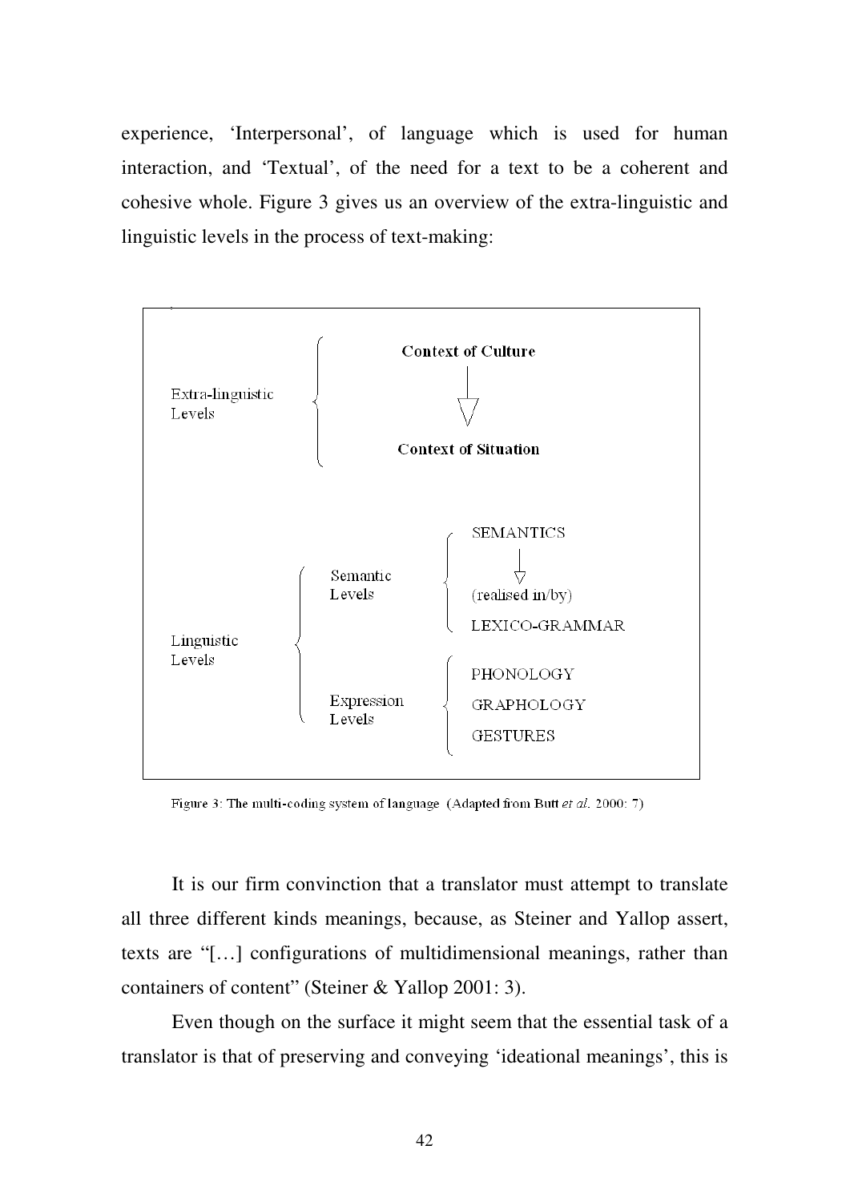experience, 'Interpersonal', of language which is used for human interaction, and 'Textual', of the need for a text to be a coherent and cohesive whole. Figure 3 gives us an overview of the extra-linguistic and linguistic levels in the process of text-making:

| | | |
|---|---|---|
| Extra-linguistic Levels | | **Context of Culture** ↓ **Context of Situation** |
| Linguistic Levels | Semantic Levels | SEMANTICS ↓ (realised in/by) LEXICO-GRAMMAR |
| | Expression Levels | PHONOLOGY, GRAPHOLOGY, GESTURES |

Figure 3: The multi-coding system of language (Adapted from Butt *et al.* 2000: 7)

It is our firm convinction that a translator must attempt to translate all three different kinds meanings, because, as Steiner and Yallop assert, texts are "[…] configurations of multidimensional meanings, rather than containers of content" (Steiner & Yallop 2001: 3).

Even though on the surface it might seem that the essential task of a translator is that of preserving and conveying 'ideational meanings', this is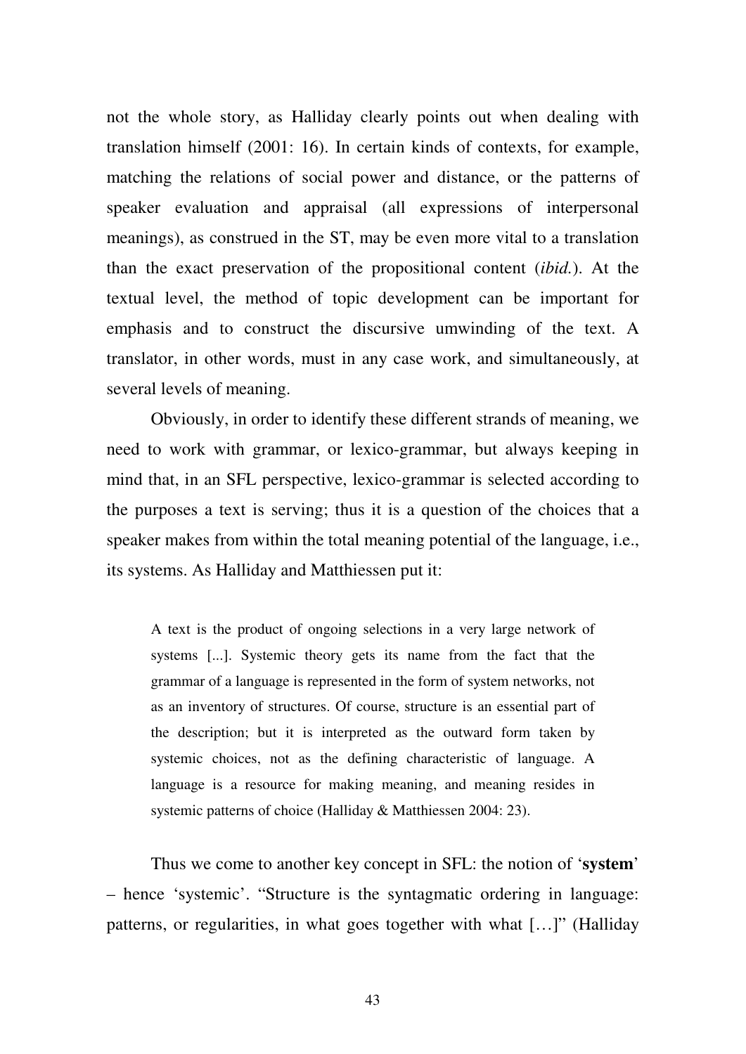not the whole story, as Halliday clearly points out when dealing with translation himself (2001: 16). In certain kinds of contexts, for example, matching the relations of social power and distance, or the patterns of speaker evaluation and appraisal (all expressions of interpersonal meanings), as construed in the ST, may be even more vital to a translation than the exact preservation of the propositional content (*ibid.*). At the textual level, the method of topic development can be important for emphasis and to construct the discursive umwinding of the text. A translator, in other words, must in any case work, and simultaneously, at several levels of meaning.

Obviously, in order to identify these different strands of meaning, we need to work with grammar, or lexico-grammar, but always keeping in mind that, in an SFL perspective, lexico-grammar is selected according to the purposes a text is serving; thus it is a question of the choices that a speaker makes from within the total meaning potential of the language, i.e., its systems. As Halliday and Matthiessen put it:

> A text is the product of ongoing selections in a very large network of systems [...]. Systemic theory gets its name from the fact that the grammar of a language is represented in the form of system networks, not as an inventory of structures. Of course, structure is an essential part of the description; but it is interpreted as the outward form taken by systemic choices, not as the defining characteristic of language. A language is a resource for making meaning, and meaning resides in systemic patterns of choice (Halliday & Matthiessen 2004: 23).

Thus we come to another key concept in SFL: the notion of '**system**' – hence 'systemic'. "Structure is the syntagmatic ordering in language: patterns, or regularities, in what goes together with what […]" (Halliday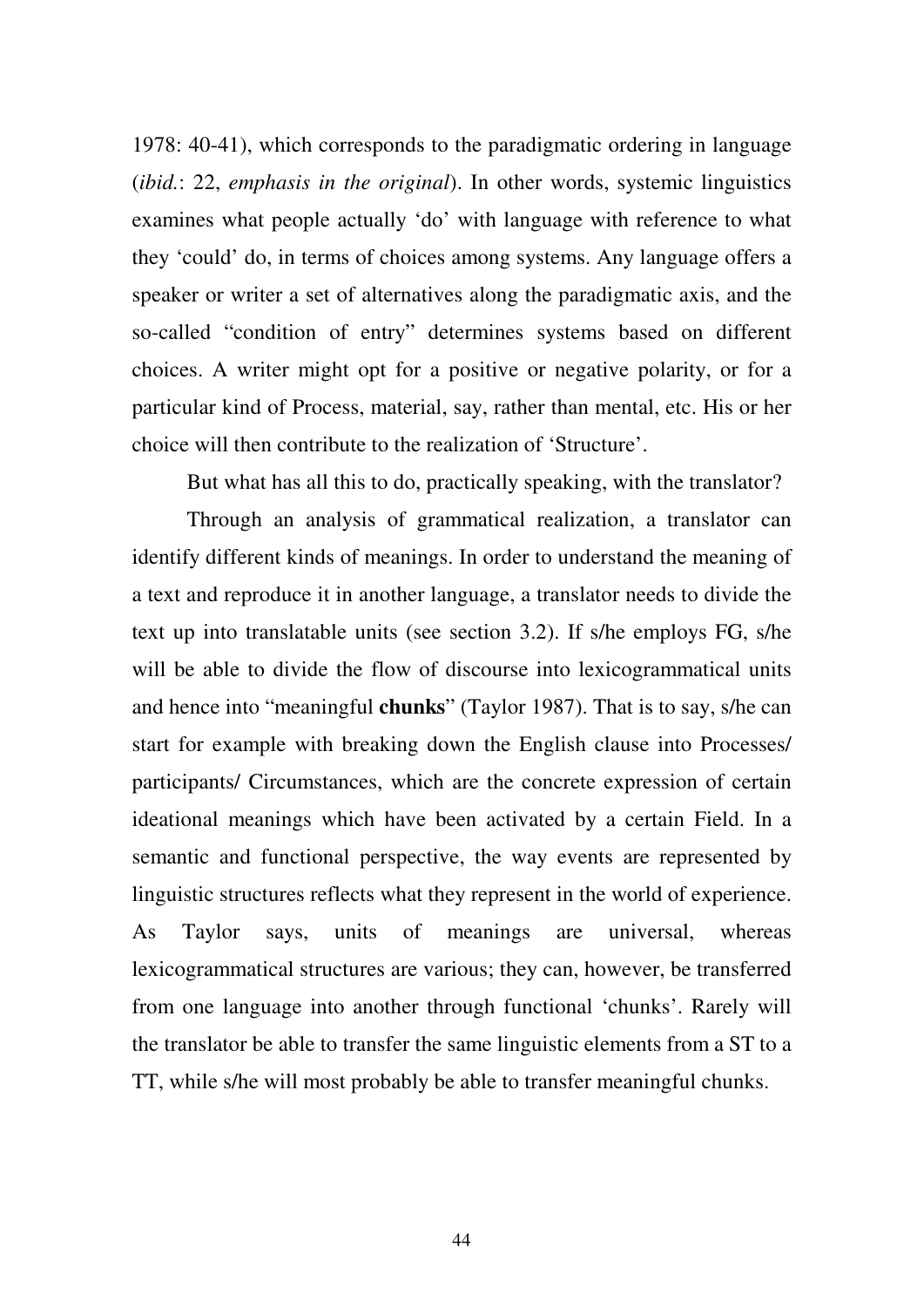1978: 40-41), which corresponds to the paradigmatic ordering in language (*ibid.*: 22, *emphasis in the original*). In other words, systemic linguistics examines what people actually 'do' with language with reference to what they 'could' do, in terms of choices among systems. Any language offers a speaker or writer a set of alternatives along the paradigmatic axis, and the so-called "condition of entry" determines systems based on different choices. A writer might opt for a positive or negative polarity, or for a particular kind of Process, material, say, rather than mental, etc. His or her choice will then contribute to the realization of 'Structure'.

But what has all this to do, practically speaking, with the translator?

Through an analysis of grammatical realization, a translator can identify different kinds of meanings. In order to understand the meaning of a text and reproduce it in another language, a translator needs to divide the text up into translatable units (see section 3.2). If s/he employs FG, s/he will be able to divide the flow of discourse into lexicogrammatical units and hence into "meaningful **chunks**" (Taylor 1987). That is to say, s/he can start for example with breaking down the English clause into Processes/ participants/ Circumstances, which are the concrete expression of certain ideational meanings which have been activated by a certain Field. In a semantic and functional perspective, the way events are represented by linguistic structures reflects what they represent in the world of experience. As Taylor says, units of meanings are universal, whereas lexicogrammatical structures are various; they can, however, be transferred from one language into another through functional 'chunks'. Rarely will the translator be able to transfer the same linguistic elements from a ST to a TT, while s/he will most probably be able to transfer meaningful chunks.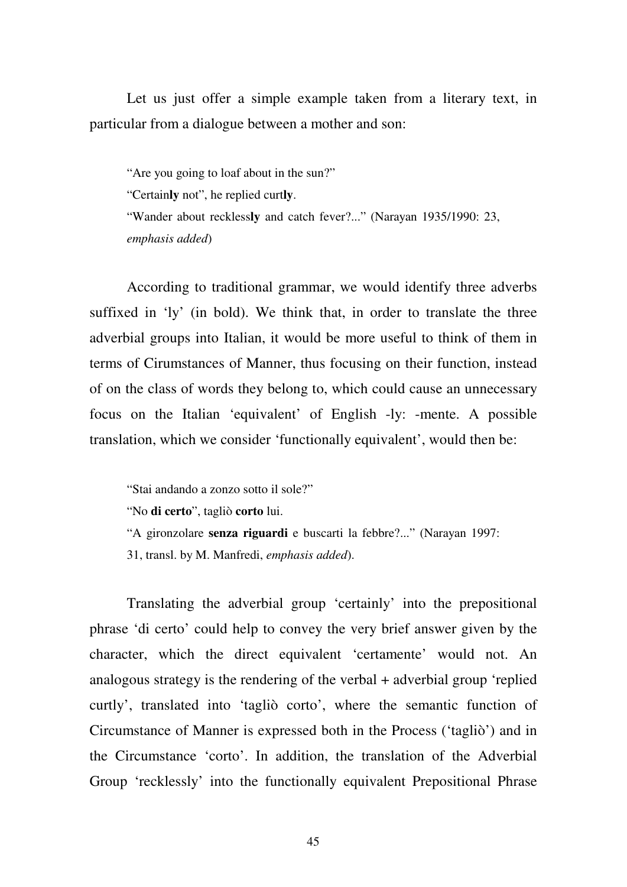Let us just offer a simple example taken from a literary text, in particular from a dialogue between a mother and son:

> "Are you going to loaf about in the sun?"
> "Certain**ly** not", he replied curt**ly**.
> "Wander about reckless**ly** and catch fever?..." (Narayan 1935/1990: 23, *emphasis added*)

According to traditional grammar, we would identify three adverbs suffixed in 'ly' (in bold). We think that, in order to translate the three adverbial groups into Italian, it would be more useful to think of them in terms of Cirumstances of Manner, thus focusing on their function, instead of on the class of words they belong to, which could cause an unnecessary focus on the Italian 'equivalent' of English -ly: -mente. A possible translation, which we consider 'functionally equivalent', would then be:

> "Stai andando a zonzo sotto il sole?"
> "No **di certo**", tagliò **corto** lui.
> "A gironzolare **senza riguardi** e buscarti la febbre?..." (Narayan 1997: 31, transl. by M. Manfredi, *emphasis added*).

Translating the adverbial group 'certainly' into the prepositional phrase 'di certo' could help to convey the very brief answer given by the character, which the direct equivalent 'certamente' would not. An analogous strategy is the rendering of the verbal + adverbial group 'replied curtly', translated into 'tagliò corto', where the semantic function of Circumstance of Manner is expressed both in the Process ('tagliò') and in the Circumstance 'corto'. In addition, the translation of the Adverbial Group 'recklessly' into the functionally equivalent Prepositional Phrase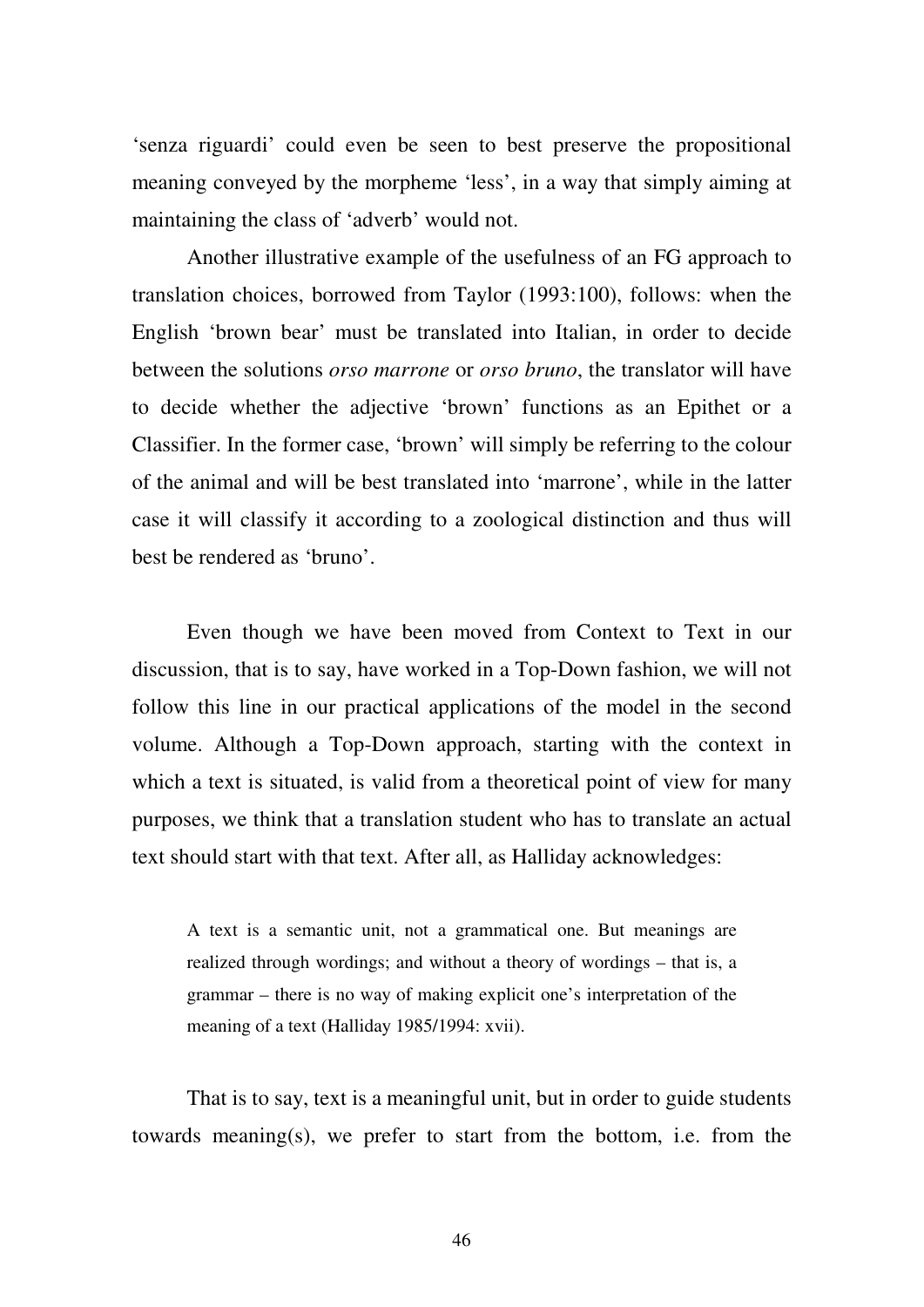'senza riguardi' could even be seen to best preserve the propositional meaning conveyed by the morpheme 'less', in a way that simply aiming at maintaining the class of 'adverb' would not.

Another illustrative example of the usefulness of an FG approach to translation choices, borrowed from Taylor (1993:100), follows: when the English 'brown bear' must be translated into Italian, in order to decide between the solutions *orso marrone* or *orso bruno*, the translator will have to decide whether the adjective 'brown' functions as an Epithet or a Classifier. In the former case, 'brown' will simply be referring to the colour of the animal and will be best translated into 'marrone', while in the latter case it will classify it according to a zoological distinction and thus will best be rendered as 'bruno'.

Even though we have been moved from Context to Text in our discussion, that is to say, have worked in a Top-Down fashion, we will not follow this line in our practical applications of the model in the second volume. Although a Top-Down approach, starting with the context in which a text is situated, is valid from a theoretical point of view for many purposes, we think that a translation student who has to translate an actual text should start with that text. After all, as Halliday acknowledges:

> A text is a semantic unit, not a grammatical one. But meanings are realized through wordings; and without a theory of wordings – that is, a grammar – there is no way of making explicit one's interpretation of the meaning of a text (Halliday 1985/1994: xvii).

That is to say, text is a meaningful unit, but in order to guide students towards meaning(s), we prefer to start from the bottom, i.e. from the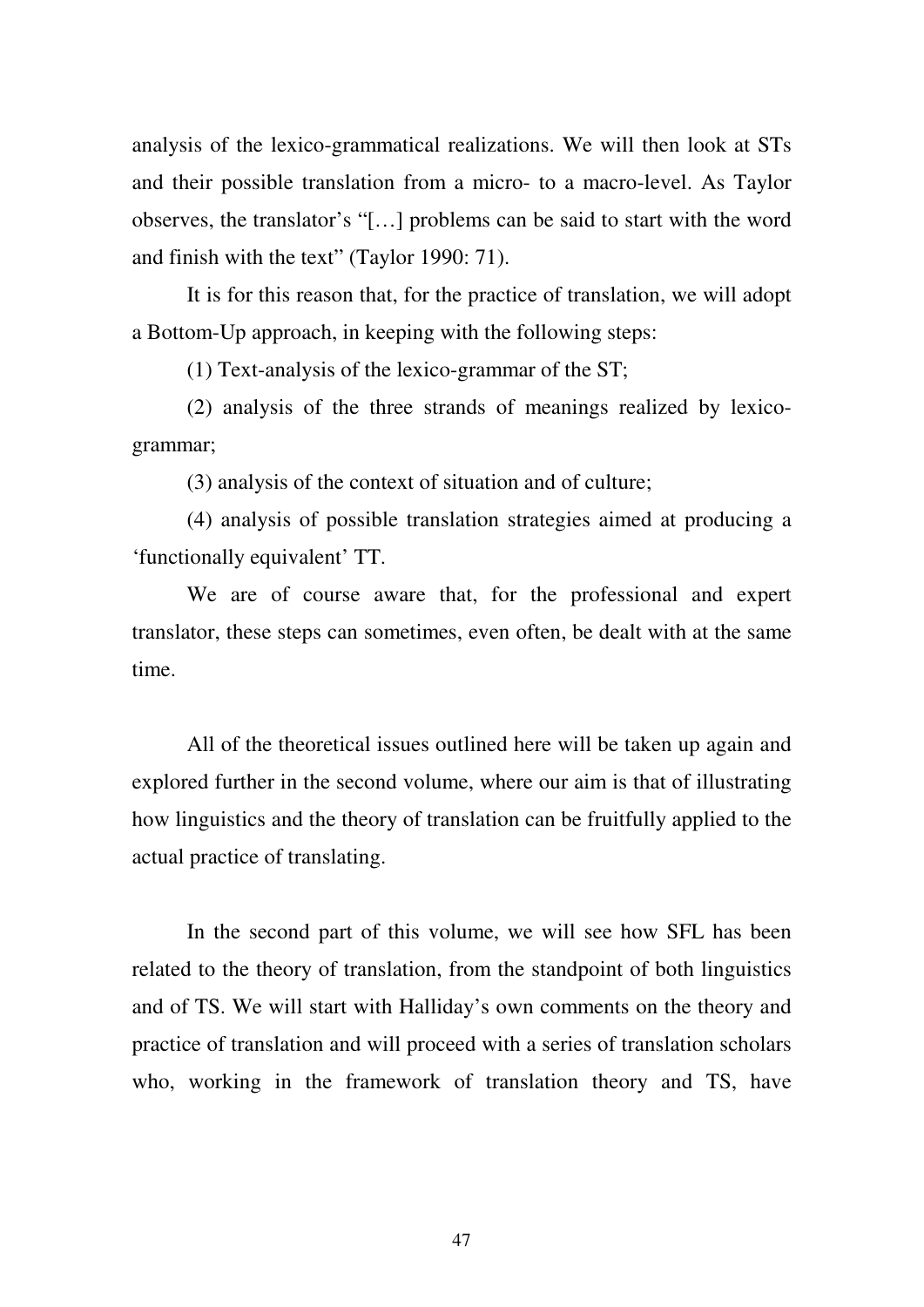analysis of the lexico-grammatical realizations. We will then look at STs and their possible translation from a micro- to a macro-level. As Taylor observes, the translator's "[…] problems can be said to start with the word and finish with the text" (Taylor 1990: 71).

It is for this reason that, for the practice of translation, we will adopt a Bottom-Up approach, in keeping with the following steps:

(1) Text-analysis of the lexico-grammar of the ST;

(2) analysis of the three strands of meanings realized by lexico-grammar;

(3) analysis of the context of situation and of culture;

(4) analysis of possible translation strategies aimed at producing a 'functionally equivalent' TT.

We are of course aware that, for the professional and expert translator, these steps can sometimes, even often, be dealt with at the same time.

All of the theoretical issues outlined here will be taken up again and explored further in the second volume, where our aim is that of illustrating how linguistics and the theory of translation can be fruitfully applied to the actual practice of translating.

In the second part of this volume, we will see how SFL has been related to the theory of translation, from the standpoint of both linguistics and of TS. We will start with Halliday's own comments on the theory and practice of translation and will proceed with a series of translation scholars who, working in the framework of translation theory and TS, have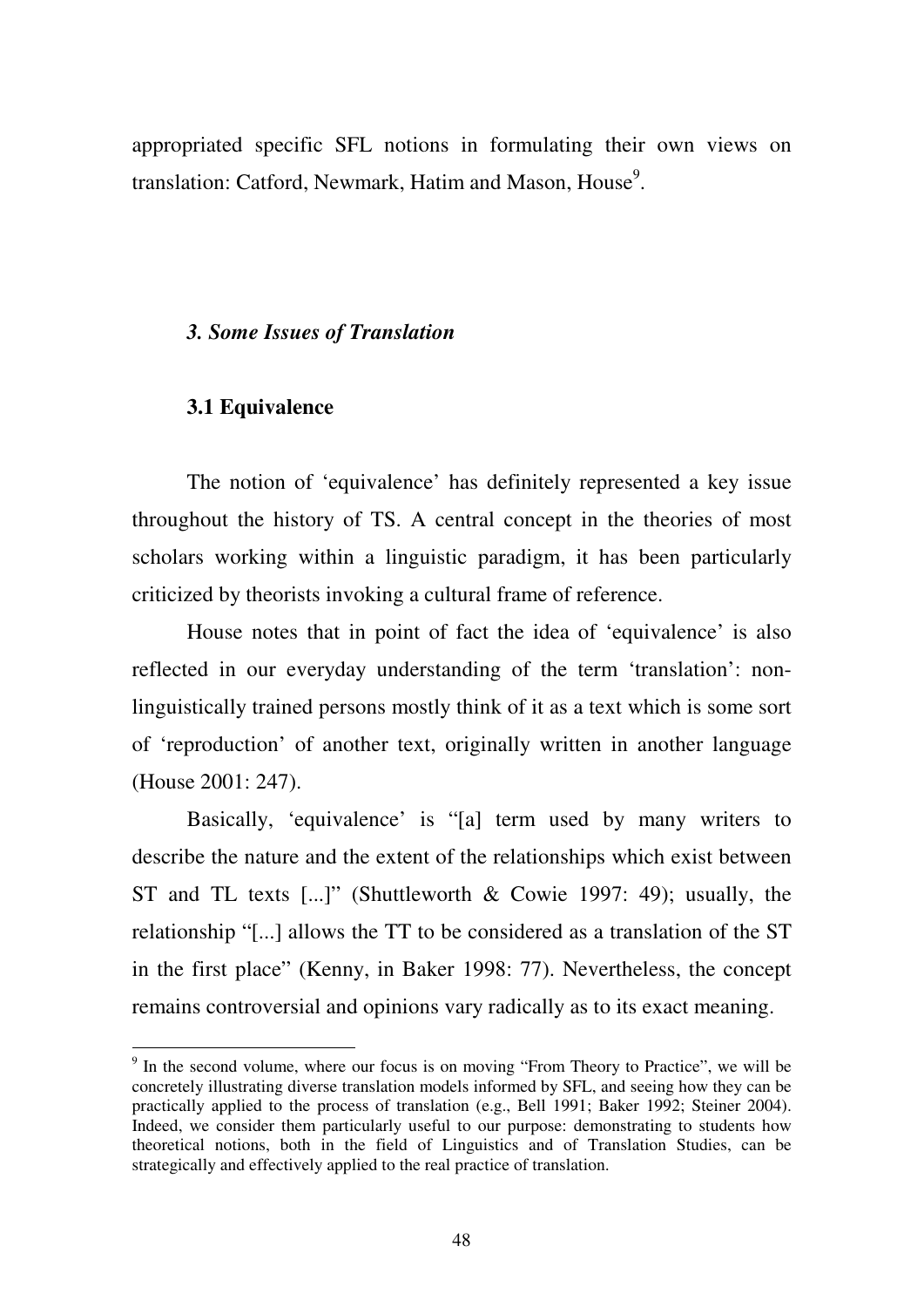appropriated specific SFL notions in formulating their own views on translation: Catford, Newmark, Hatim and Mason, House[9].

### *3. Some Issues of Translation*

#### **3.1 Equivalence**

The notion of 'equivalence' has definitely represented a key issue throughout the history of TS. A central concept in the theories of most scholars working within a linguistic paradigm, it has been particularly criticized by theorists invoking a cultural frame of reference.

House notes that in point of fact the idea of 'equivalence' is also reflected in our everyday understanding of the term 'translation': non-linguistically trained persons mostly think of it as a text which is some sort of 'reproduction' of another text, originally written in another language (House 2001: 247).

Basically, 'equivalence' is "[a] term used by many writers to describe the nature and the extent of the relationships which exist between ST and TL texts [...]" (Shuttleworth & Cowie 1997: 49); usually, the relationship "[...] allows the TT to be considered as a translation of the ST in the first place" (Kenny, in Baker 1998: 77). Nevertheless, the concept remains controversial and opinions vary radically as to its exact meaning.

---

[9] In the second volume, where our focus is on moving "From Theory to Practice", we will be concretely illustrating diverse translation models informed by SFL, and seeing how they can be practically applied to the process of translation (e.g., Bell 1991; Baker 1992; Steiner 2004). Indeed, we consider them particularly useful to our purpose: demonstrating to students how theoretical notions, both in the field of Linguistics and of Translation Studies, can be strategically and effectively applied to the real practice of translation.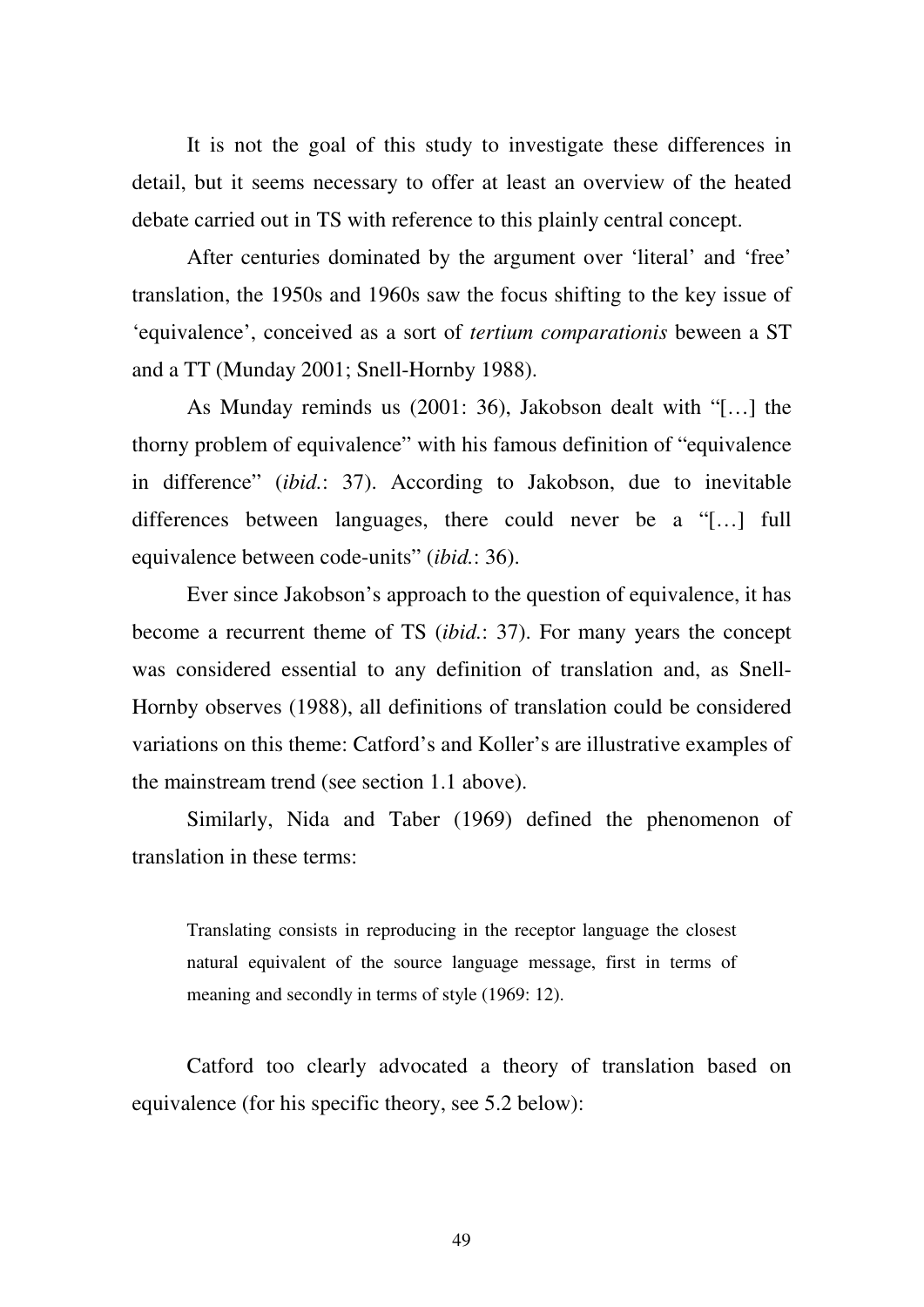It is not the goal of this study to investigate these differences in detail, but it seems necessary to offer at least an overview of the heated debate carried out in TS with reference to this plainly central concept.

After centuries dominated by the argument over 'literal' and 'free' translation, the 1950s and 1960s saw the focus shifting to the key issue of 'equivalence', conceived as a sort of *tertium comparationis* beween a ST and a TT (Munday 2001; Snell-Hornby 1988).

As Munday reminds us (2001: 36), Jakobson dealt with "[…] the thorny problem of equivalence" with his famous definition of "equivalence in difference" (*ibid.*: 37). According to Jakobson, due to inevitable differences between languages, there could never be a "[…] full equivalence between code-units" (*ibid.*: 36).

Ever since Jakobson's approach to the question of equivalence, it has become a recurrent theme of TS (*ibid.*: 37). For many years the concept was considered essential to any definition of translation and, as Snell-Hornby observes (1988), all definitions of translation could be considered variations on this theme: Catford's and Koller's are illustrative examples of the mainstream trend (see section 1.1 above).

Similarly, Nida and Taber (1969) defined the phenomenon of translation in these terms:

> Translating consists in reproducing in the receptor language the closest natural equivalent of the source language message, first in terms of meaning and secondly in terms of style (1969: 12).

Catford too clearly advocated a theory of translation based on equivalence (for his specific theory, see 5.2 below):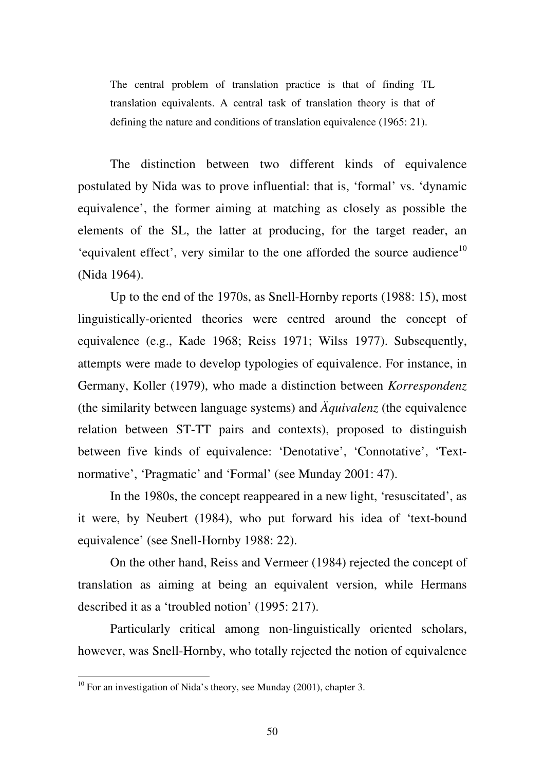> The central problem of translation practice is that of finding TL translation equivalents. A central task of translation theory is that of defining the nature and conditions of translation equivalence (1965: 21).

The distinction between two different kinds of equivalence postulated by Nida was to prove influential: that is, 'formal' vs. 'dynamic equivalence', the former aiming at matching as closely as possible the elements of the SL, the latter at producing, for the target reader, an 'equivalent effect', very similar to the one afforded the source audience[10] (Nida 1964).

Up to the end of the 1970s, as Snell-Hornby reports (1988: 15), most linguistically-oriented theories were centred around the concept of equivalence (e.g., Kade 1968; Reiss 1971; Wilss 1977). Subsequently, attempts were made to develop typologies of equivalence. For instance, in Germany, Koller (1979), who made a distinction between *Korrespondenz* (the similarity between language systems) and *Äquivalenz* (the equivalence relation between ST-TT pairs and contexts), proposed to distinguish between five kinds of equivalence: 'Denotative', 'Connotative', 'Text-normative', 'Pragmatic' and 'Formal' (see Munday 2001: 47).

In the 1980s, the concept reappeared in a new light, 'resuscitated', as it were, by Neubert (1984), who put forward his idea of 'text-bound equivalence' (see Snell-Hornby 1988: 22).

On the other hand, Reiss and Vermeer (1984) rejected the concept of translation as aiming at being an equivalent version, while Hermans described it as a 'troubled notion' (1995: 217).

Particularly critical among non-linguistically oriented scholars, however, was Snell-Hornby, who totally rejected the notion of equivalence

---

[10] For an investigation of Nida's theory, see Munday (2001), chapter 3.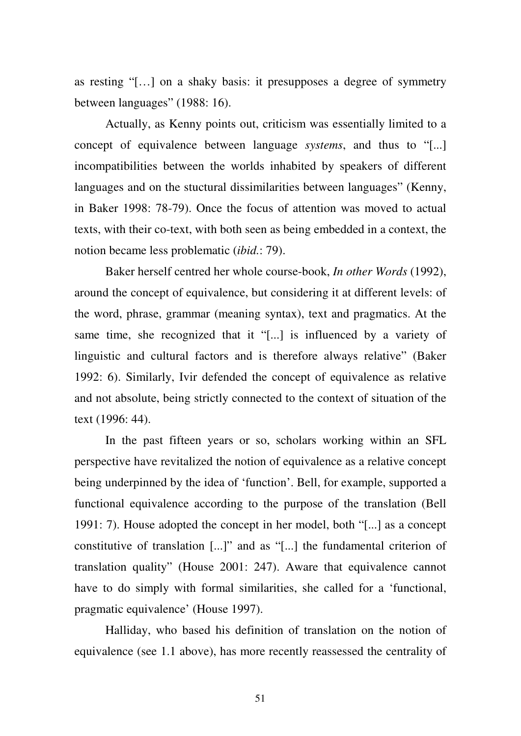as resting "[…] on a shaky basis: it presupposes a degree of symmetry between languages" (1988: 16).

Actually, as Kenny points out, criticism was essentially limited to a concept of equivalence between language *systems*, and thus to "[...] incompatibilities between the worlds inhabited by speakers of different languages and on the stuctural dissimilarities between languages" (Kenny, in Baker 1998: 78-79). Once the focus of attention was moved to actual texts, with their co-text, with both seen as being embedded in a context, the notion became less problematic (*ibid.*: 79).

Baker herself centred her whole course-book, *In other Words* (1992), around the concept of equivalence, but considering it at different levels: of the word, phrase, grammar (meaning syntax), text and pragmatics. At the same time, she recognized that it "[...] is influenced by a variety of linguistic and cultural factors and is therefore always relative" (Baker 1992: 6). Similarly, Ivir defended the concept of equivalence as relative and not absolute, being strictly connected to the context of situation of the text (1996: 44).

In the past fifteen years or so, scholars working within an SFL perspective have revitalized the notion of equivalence as a relative concept being underpinned by the idea of 'function'. Bell, for example, supported a functional equivalence according to the purpose of the translation (Bell 1991: 7). House adopted the concept in her model, both "[...] as a concept constitutive of translation [...]" and as "[...] the fundamental criterion of translation quality" (House 2001: 247). Aware that equivalence cannot have to do simply with formal similarities, she called for a 'functional, pragmatic equivalence' (House 1997).

Halliday, who based his definition of translation on the notion of equivalence (see 1.1 above), has more recently reassessed the centrality of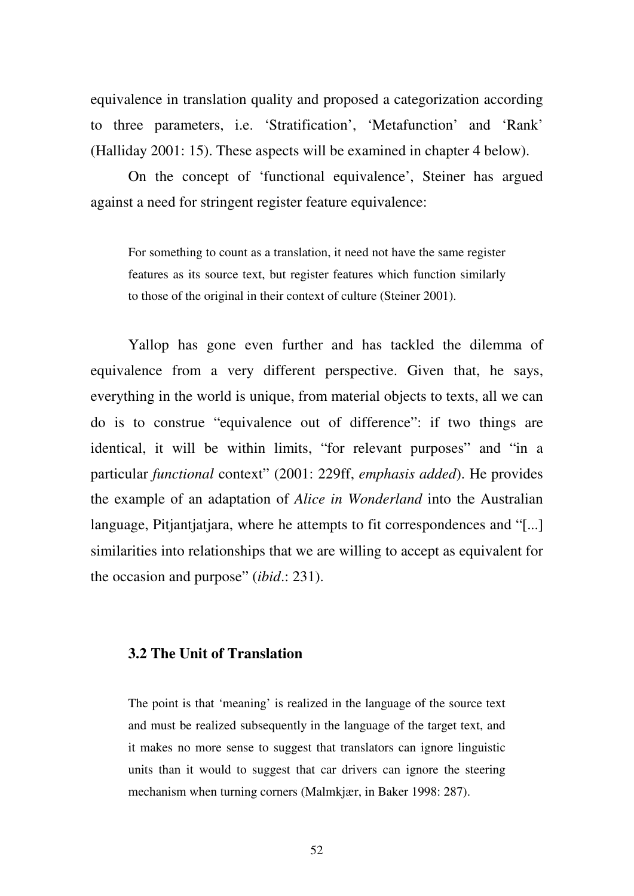equivalence in translation quality and proposed a categorization according to three parameters, i.e. 'Stratification', 'Metafunction' and 'Rank' (Halliday 2001: 15). These aspects will be examined in chapter 4 below).

On the concept of 'functional equivalence', Steiner has argued against a need for stringent register feature equivalence:

> For something to count as a translation, it need not have the same register features as its source text, but register features which function similarly to those of the original in their context of culture (Steiner 2001).

Yallop has gone even further and has tackled the dilemma of equivalence from a very different perspective. Given that, he says, everything in the world is unique, from material objects to texts, all we can do is to construe "equivalence out of difference": if two things are identical, it will be within limits, "for relevant purposes" and "in a particular *functional* context" (2001: 229ff, *emphasis added*). He provides the example of an adaptation of *Alice in Wonderland* into the Australian language, Pitjantjatjara, where he attempts to fit correspondences and "[...] similarities into relationships that we are willing to accept as equivalent for the occasion and purpose" (*ibid*.: 231).

### 3.2 The Unit of Translation

> The point is that 'meaning' is realized in the language of the source text and must be realized subsequently in the language of the target text, and it makes no more sense to suggest that translators can ignore linguistic units than it would to suggest that car drivers can ignore the steering mechanism when turning corners (Malmkjær, in Baker 1998: 287).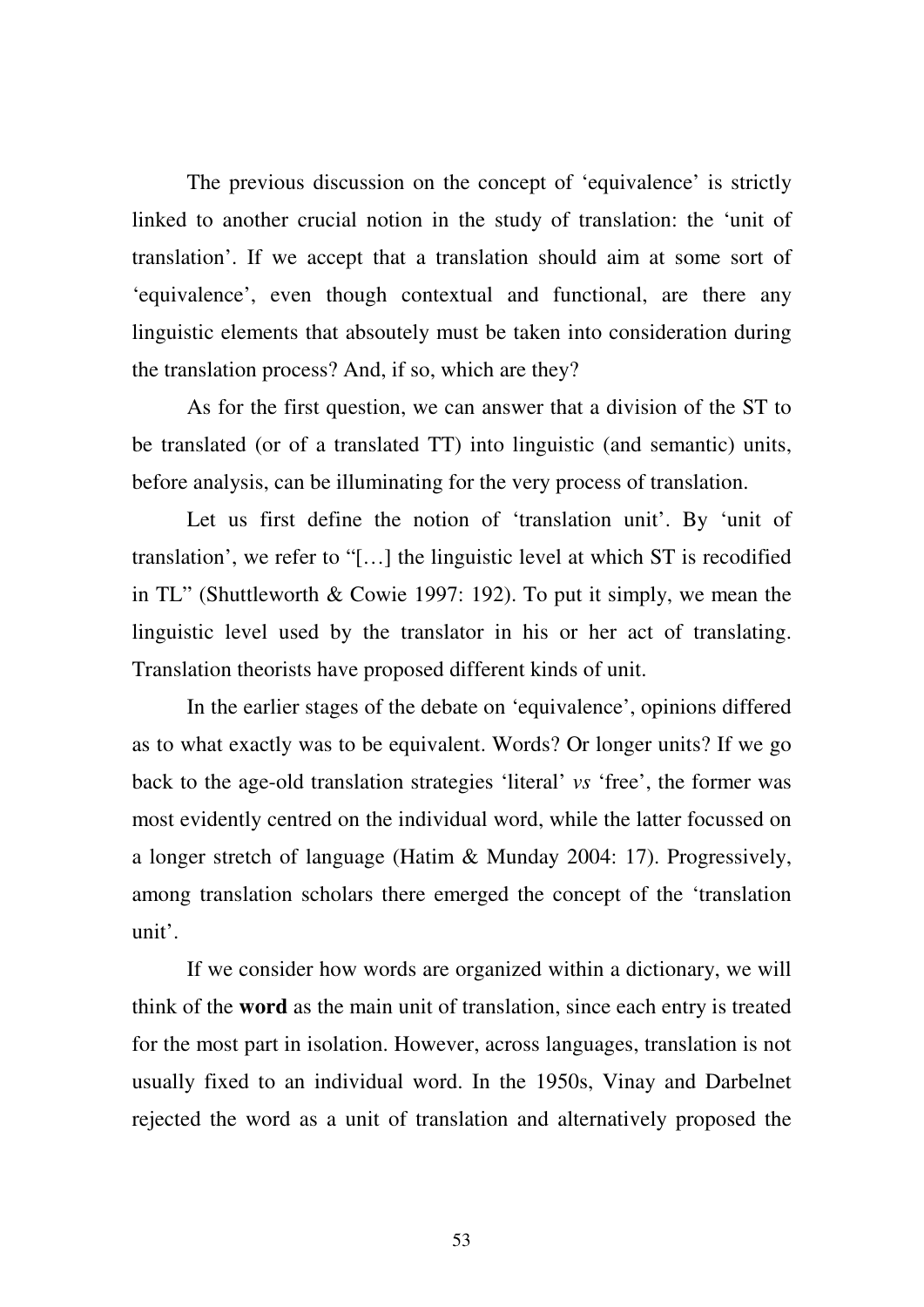The previous discussion on the concept of 'equivalence' is strictly linked to another crucial notion in the study of translation: the 'unit of translation'. If we accept that a translation should aim at some sort of 'equivalence', even though contextual and functional, are there any linguistic elements that absoutely must be taken into consideration during the translation process? And, if so, which are they?

As for the first question, we can answer that a division of the ST to be translated (or of a translated TT) into linguistic (and semantic) units, before analysis, can be illuminating for the very process of translation.

Let us first define the notion of 'translation unit'. By 'unit of translation', we refer to "[…] the linguistic level at which ST is recodified in TL" (Shuttleworth & Cowie 1997: 192). To put it simply, we mean the linguistic level used by the translator in his or her act of translating. Translation theorists have proposed different kinds of unit.

In the earlier stages of the debate on 'equivalence', opinions differed as to what exactly was to be equivalent. Words? Or longer units? If we go back to the age-old translation strategies 'literal' *vs* 'free', the former was most evidently centred on the individual word, while the latter focussed on a longer stretch of language (Hatim & Munday 2004: 17). Progressively, among translation scholars there emerged the concept of the 'translation unit'.

If we consider how words are organized within a dictionary, we will think of the **word** as the main unit of translation, since each entry is treated for the most part in isolation. However, across languages, translation is not usually fixed to an individual word. In the 1950s, Vinay and Darbelnet rejected the word as a unit of translation and alternatively proposed the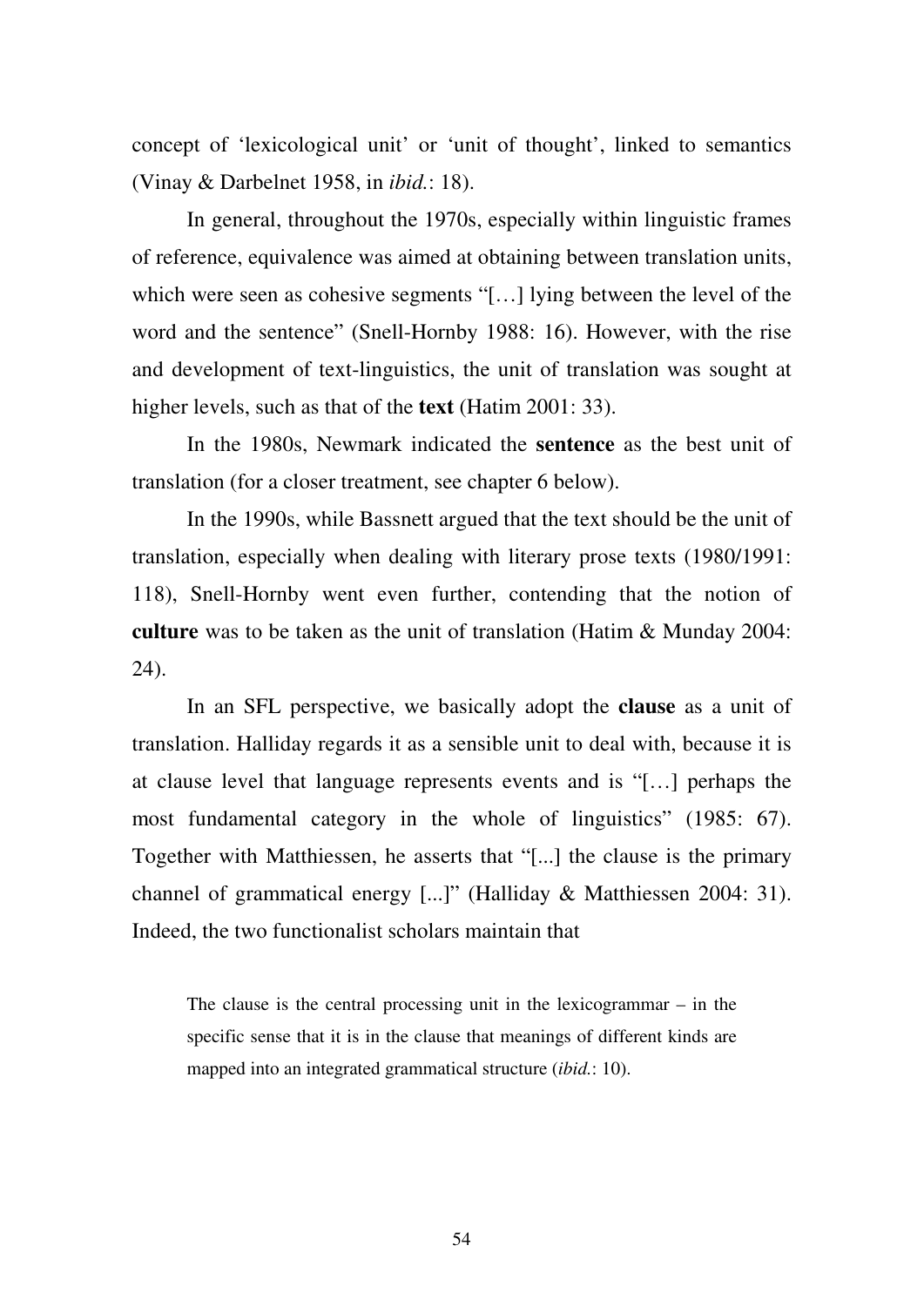concept of 'lexicological unit' or 'unit of thought', linked to semantics (Vinay & Darbelnet 1958, in *ibid.*: 18).

In general, throughout the 1970s, especially within linguistic frames of reference, equivalence was aimed at obtaining between translation units, which were seen as cohesive segments "[…] lying between the level of the word and the sentence" (Snell-Hornby 1988: 16). However, with the rise and development of text-linguistics, the unit of translation was sought at higher levels, such as that of the **text** (Hatim 2001: 33).

In the 1980s, Newmark indicated the **sentence** as the best unit of translation (for a closer treatment, see chapter 6 below).

In the 1990s, while Bassnett argued that the text should be the unit of translation, especially when dealing with literary prose texts (1980/1991: 118), Snell-Hornby went even further, contending that the notion of **culture** was to be taken as the unit of translation (Hatim & Munday 2004: 24).

In an SFL perspective, we basically adopt the **clause** as a unit of translation. Halliday regards it as a sensible unit to deal with, because it is at clause level that language represents events and is "[…] perhaps the most fundamental category in the whole of linguistics" (1985: 67). Together with Matthiessen, he asserts that "[...] the clause is the primary channel of grammatical energy [...]" (Halliday & Matthiessen 2004: 31). Indeed, the two functionalist scholars maintain that

> The clause is the central processing unit in the lexicogrammar – in the specific sense that it is in the clause that meanings of different kinds are mapped into an integrated grammatical structure (*ibid.*: 10).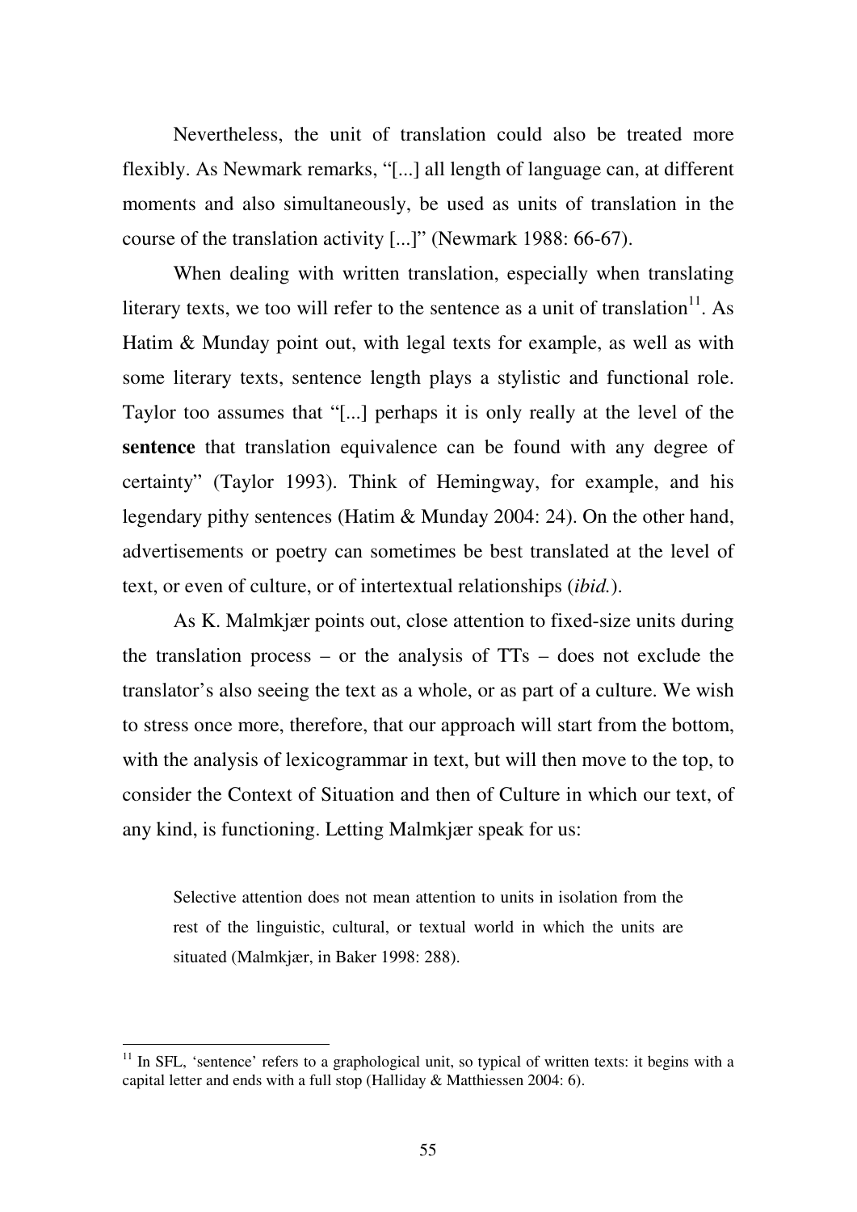Nevertheless, the unit of translation could also be treated more flexibly. As Newmark remarks, "[...] all length of language can, at different moments and also simultaneously, be used as units of translation in the course of the translation activity [...]" (Newmark 1988: 66-67).

When dealing with written translation, especially when translating literary texts, we too will refer to the sentence as a unit of translation[11]. As Hatim & Munday point out, with legal texts for example, as well as with some literary texts, sentence length plays a stylistic and functional role. Taylor too assumes that "[...] perhaps it is only really at the level of the **sentence** that translation equivalence can be found with any degree of certainty" (Taylor 1993). Think of Hemingway, for example, and his legendary pithy sentences (Hatim & Munday 2004: 24). On the other hand, advertisements or poetry can sometimes be best translated at the level of text, or even of culture, or of intertextual relationships (*ibid.*).

As K. Malmkjær points out, close attention to fixed-size units during the translation process – or the analysis of TTs – does not exclude the translator's also seeing the text as a whole, or as part of a culture. We wish to stress once more, therefore, that our approach will start from the bottom, with the analysis of lexicogrammar in text, but will then move to the top, to consider the Context of Situation and then of Culture in which our text, of any kind, is functioning. Letting Malmkjær speak for us:

> Selective attention does not mean attention to units in isolation from the rest of the linguistic, cultural, or textual world in which the units are situated (Malmkjær, in Baker 1998: 288).

---

[11] In SFL, 'sentence' refers to a graphological unit, so typical of written texts: it begins with a capital letter and ends with a full stop (Halliday & Matthiessen 2004: 6).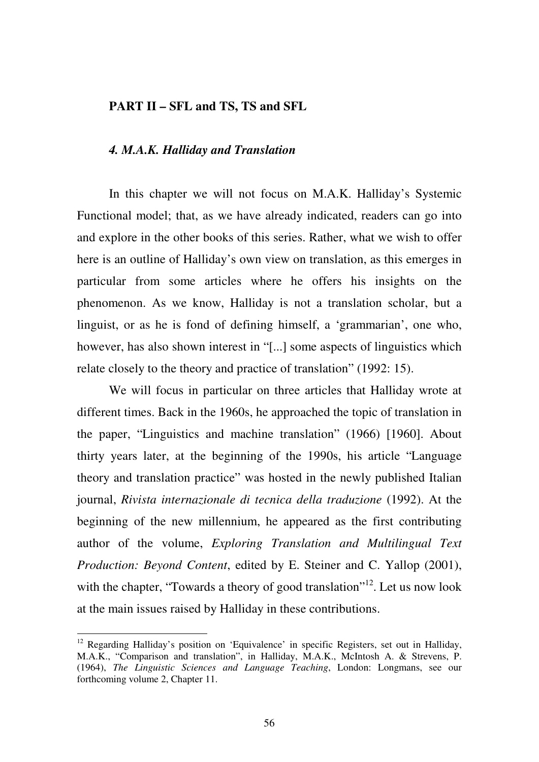## PART II – SFL and TS, TS and SFL

### *4. M.A.K. Halliday and Translation*

In this chapter we will not focus on M.A.K. Halliday's Systemic Functional model; that, as we have already indicated, readers can go into and explore in the other books of this series. Rather, what we wish to offer here is an outline of Halliday's own view on translation, as this emerges in particular from some articles where he offers his insights on the phenomenon. As we know, Halliday is not a translation scholar, but a linguist, or as he is fond of defining himself, a 'grammarian', one who, however, has also shown interest in "[...] some aspects of linguistics which relate closely to the theory and practice of translation" (1992: 15).

We will focus in particular on three articles that Halliday wrote at different times. Back in the 1960s, he approached the topic of translation in the paper, "Linguistics and machine translation" (1966) [1960]. About thirty years later, at the beginning of the 1990s, his article "Language theory and translation practice" was hosted in the newly published Italian journal, *Rivista internazionale di tecnica della traduzione* (1992). At the beginning of the new millennium, he appeared as the first contributing author of the volume, *Exploring Translation and Multilingual Text Production: Beyond Content*, edited by E. Steiner and C. Yallop (2001), with the chapter, "Towards a theory of good translation"[12]. Let us now look at the main issues raised by Halliday in these contributions.

[12] Regarding Halliday's position on 'Equivalence' in specific Registers, set out in Halliday, M.A.K., "Comparison and translation", in Halliday, M.A.K., McIntosh A. & Strevens, P. (1964), *The Linguistic Sciences and Language Teaching*, London: Longmans, see our forthcoming volume 2, Chapter 11.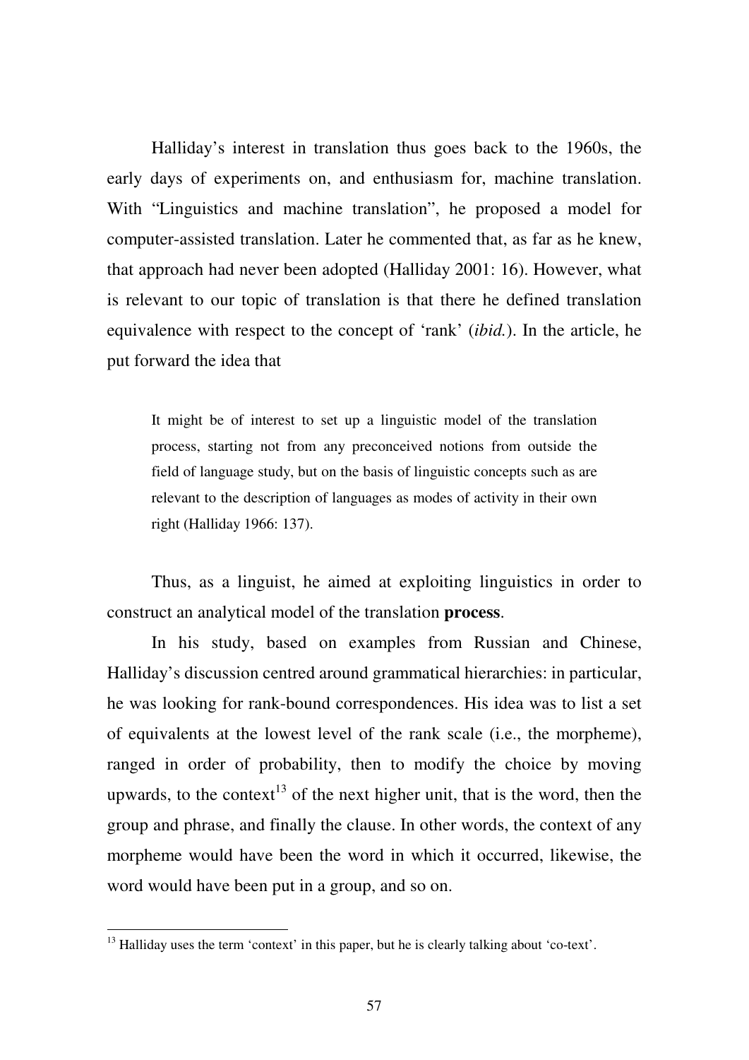Halliday's interest in translation thus goes back to the 1960s, the early days of experiments on, and enthusiasm for, machine translation. With "Linguistics and machine translation", he proposed a model for computer-assisted translation. Later he commented that, as far as he knew, that approach had never been adopted (Halliday 2001: 16). However, what is relevant to our topic of translation is that there he defined translation equivalence with respect to the concept of 'rank' (*ibid.*). In the article, he put forward the idea that

> It might be of interest to set up a linguistic model of the translation process, starting not from any preconceived notions from outside the field of language study, but on the basis of linguistic concepts such as are relevant to the description of languages as modes of activity in their own right (Halliday 1966: 137).

Thus, as a linguist, he aimed at exploiting linguistics in order to construct an analytical model of the translation **process**.

In his study, based on examples from Russian and Chinese, Halliday's discussion centred around grammatical hierarchies: in particular, he was looking for rank-bound correspondences. His idea was to list a set of equivalents at the lowest level of the rank scale (i.e., the morpheme), ranged in order of probability, then to modify the choice by moving upwards, to the context[13] of the next higher unit, that is the word, then the group and phrase, and finally the clause. In other words, the context of any morpheme would have been the word in which it occurred, likewise, the word would have been put in a group, and so on.

---

[13] Halliday uses the term 'context' in this paper, but he is clearly talking about 'co-text'.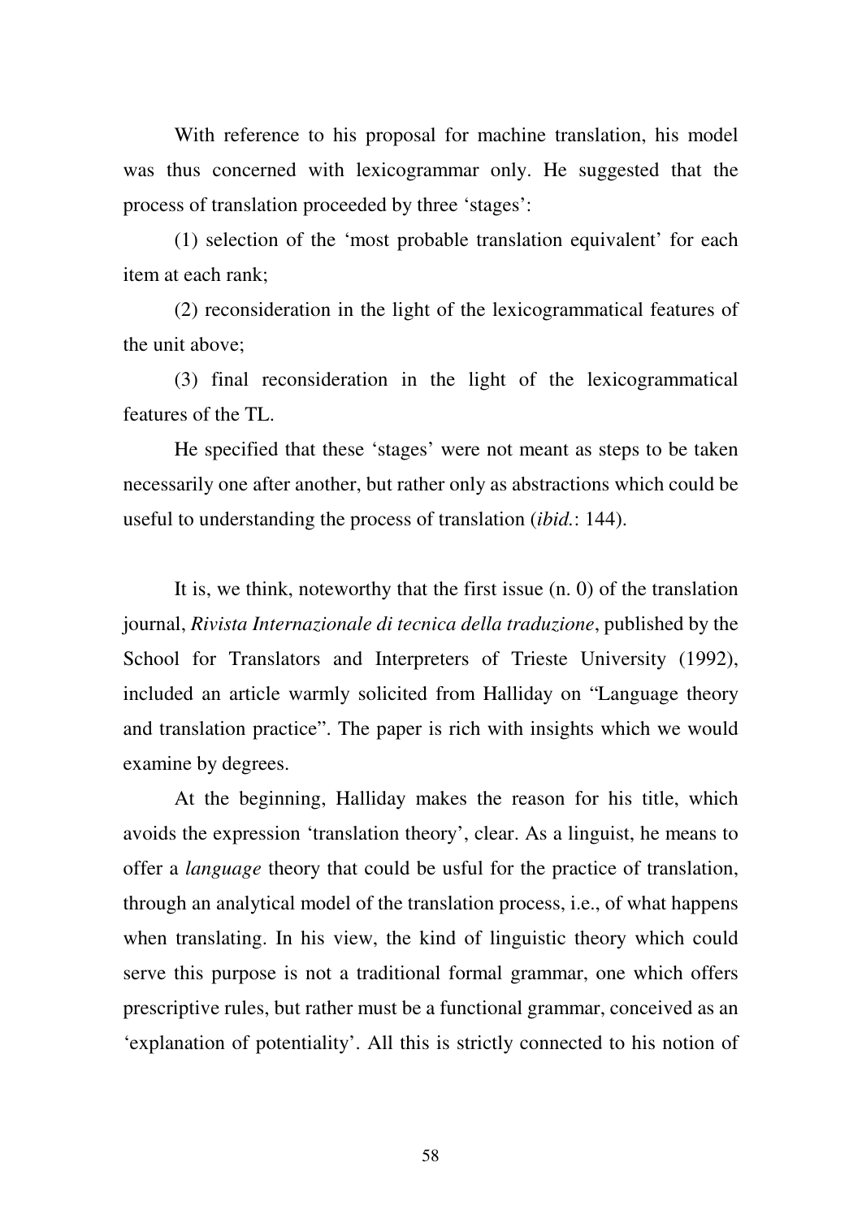With reference to his proposal for machine translation, his model was thus concerned with lexicogrammar only. He suggested that the process of translation proceeded by three 'stages':

(1) selection of the 'most probable translation equivalent' for each item at each rank;

(2) reconsideration in the light of the lexicogrammatical features of the unit above;

(3) final reconsideration in the light of the lexicogrammatical features of the TL.

He specified that these 'stages' were not meant as steps to be taken necessarily one after another, but rather only as abstractions which could be useful to understanding the process of translation (*ibid.*: 144).

It is, we think, noteworthy that the first issue (n. 0) of the translation journal, *Rivista Internazionale di tecnica della traduzione*, published by the School for Translators and Interpreters of Trieste University (1992), included an article warmly solicited from Halliday on "Language theory and translation practice". The paper is rich with insights which we would examine by degrees.

At the beginning, Halliday makes the reason for his title, which avoids the expression 'translation theory', clear. As a linguist, he means to offer a *language* theory that could be usful for the practice of translation, through an analytical model of the translation process, i.e., of what happens when translating. In his view, the kind of linguistic theory which could serve this purpose is not a traditional formal grammar, one which offers prescriptive rules, but rather must be a functional grammar, conceived as an 'explanation of potentiality'. All this is strictly connected to his notion of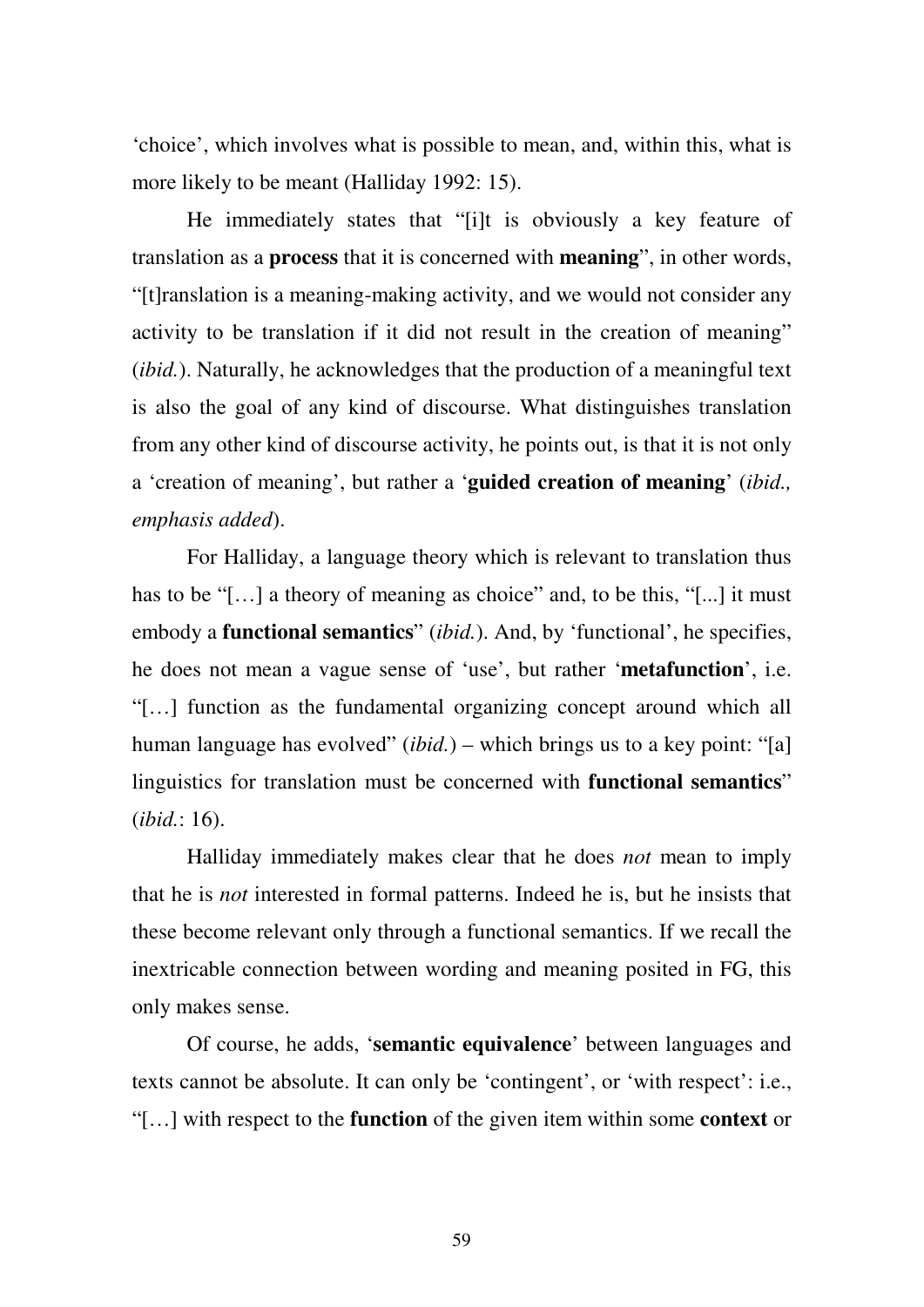'choice', which involves what is possible to mean, and, within this, what is more likely to be meant (Halliday 1992: 15).

He immediately states that "[i]t is obviously a key feature of translation as a **process** that it is concerned with **meaning**", in other words, "[t]ranslation is a meaning-making activity, and we would not consider any activity to be translation if it did not result in the creation of meaning" (*ibid.*). Naturally, he acknowledges that the production of a meaningful text is also the goal of any kind of discourse. What distinguishes translation from any other kind of discourse activity, he points out, is that it is not only a 'creation of meaning', but rather a '**guided creation of meaning**' (*ibid., emphasis added*).

For Halliday, a language theory which is relevant to translation thus has to be "[…] a theory of meaning as choice" and, to be this, "[...] it must embody a **functional semantics**" (*ibid.*). And, by 'functional', he specifies, he does not mean a vague sense of 'use', but rather '**metafunction**', i.e. "[…] function as the fundamental organizing concept around which all human language has evolved" (*ibid.*) – which brings us to a key point: "[a] linguistics for translation must be concerned with **functional semantics**" (*ibid.*: 16).

Halliday immediately makes clear that he does *not* mean to imply that he is *not* interested in formal patterns. Indeed he is, but he insists that these become relevant only through a functional semantics. If we recall the inextricable connection between wording and meaning posited in FG, this only makes sense.

Of course, he adds, '**semantic equivalence**' between languages and texts cannot be absolute. It can only be 'contingent', or 'with respect': i.e., "[…] with respect to the **function** of the given item within some **context** or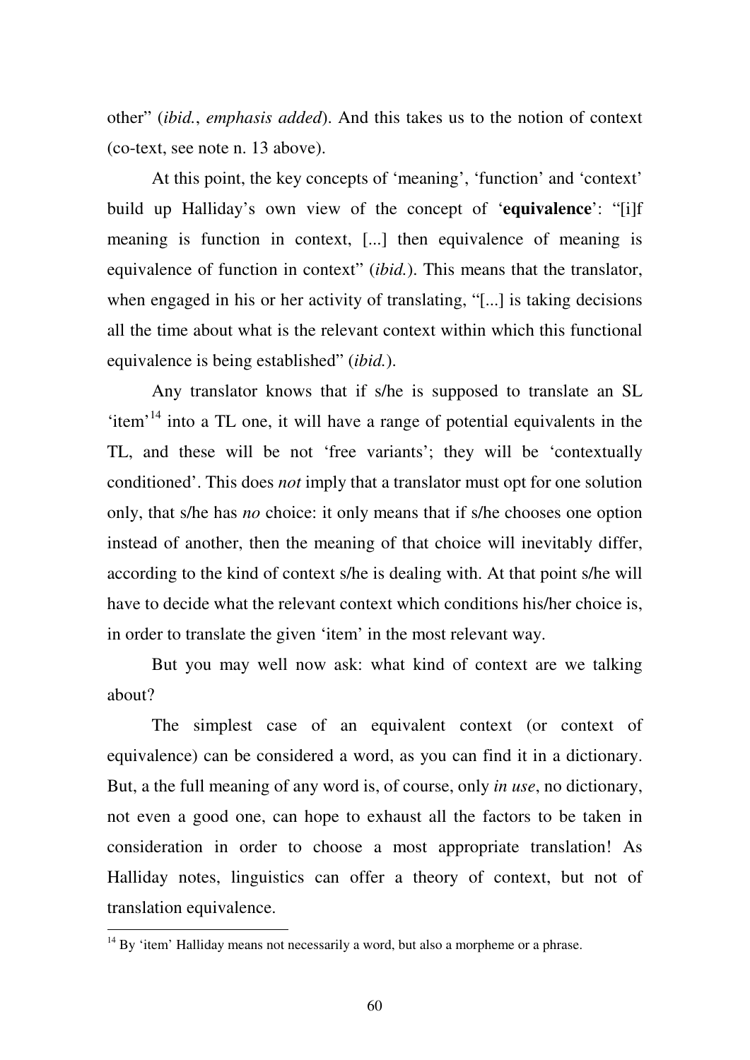other" (*ibid.*, *emphasis added*). And this takes us to the notion of context (co-text, see note n. 13 above).

At this point, the key concepts of 'meaning', 'function' and 'context' build up Halliday's own view of the concept of '**equivalence**': "[i]f meaning is function in context, [...] then equivalence of meaning is equivalence of function in context" (*ibid.*). This means that the translator, when engaged in his or her activity of translating, "[...] is taking decisions all the time about what is the relevant context within which this functional equivalence is being established" (*ibid.*).

Any translator knows that if s/he is supposed to translate an SL 'item'[14] into a TL one, it will have a range of potential equivalents in the TL, and these will be not 'free variants'; they will be 'contextually conditioned'. This does *not* imply that a translator must opt for one solution only, that s/he has *no* choice: it only means that if s/he chooses one option instead of another, then the meaning of that choice will inevitably differ, according to the kind of context s/he is dealing with. At that point s/he will have to decide what the relevant context which conditions his/her choice is, in order to translate the given 'item' in the most relevant way.

But you may well now ask: what kind of context are we talking about?

The simplest case of an equivalent context (or context of equivalence) can be considered a word, as you can find it in a dictionary. But, a the full meaning of any word is, of course, only *in use*, no dictionary, not even a good one, can hope to exhaust all the factors to be taken in consideration in order to choose a most appropriate translation! As Halliday notes, linguistics can offer a theory of context, but not of translation equivalence.

[14] By 'item' Halliday means not necessarily a word, but also a morpheme or a phrase.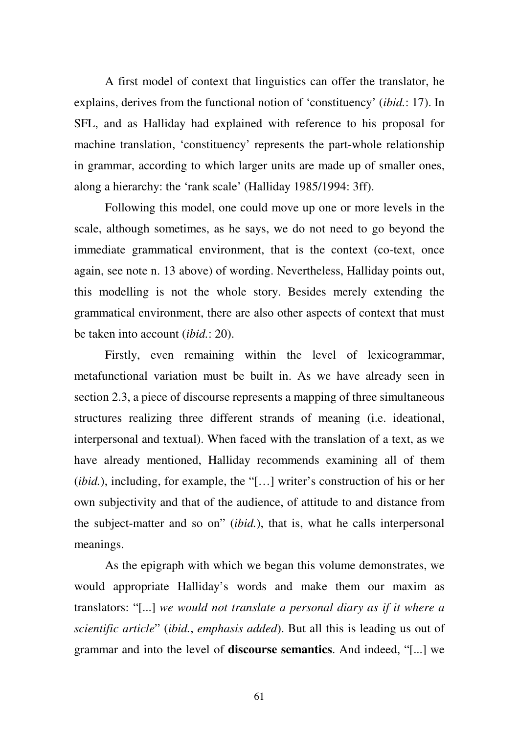A first model of context that linguistics can offer the translator, he explains, derives from the functional notion of 'constituency' (*ibid.*: 17). In SFL, and as Halliday had explained with reference to his proposal for machine translation, 'constituency' represents the part-whole relationship in grammar, according to which larger units are made up of smaller ones, along a hierarchy: the 'rank scale' (Halliday 1985/1994: 3ff).

Following this model, one could move up one or more levels in the scale, although sometimes, as he says, we do not need to go beyond the immediate grammatical environment, that is the context (co-text, once again, see note n. 13 above) of wording. Nevertheless, Halliday points out, this modelling is not the whole story. Besides merely extending the grammatical environment, there are also other aspects of context that must be taken into account (*ibid.*: 20).

Firstly, even remaining within the level of lexicogrammar, metafunctional variation must be built in. As we have already seen in section 2.3, a piece of discourse represents a mapping of three simultaneous structures realizing three different strands of meaning (i.e. ideational, interpersonal and textual). When faced with the translation of a text, as we have already mentioned, Halliday recommends examining all of them (*ibid.*), including, for example, the "[…] writer's construction of his or her own subjectivity and that of the audience, of attitude to and distance from the subject-matter and so on" (*ibid.*), that is, what he calls interpersonal meanings.

As the epigraph with which we began this volume demonstrates, we would appropriate Halliday's words and make them our maxim as translators: "[...] *we would not translate a personal diary as if it where a scientific article*" (*ibid.*, *emphasis added*). But all this is leading us out of grammar and into the level of **discourse semantics**. And indeed, "[...] we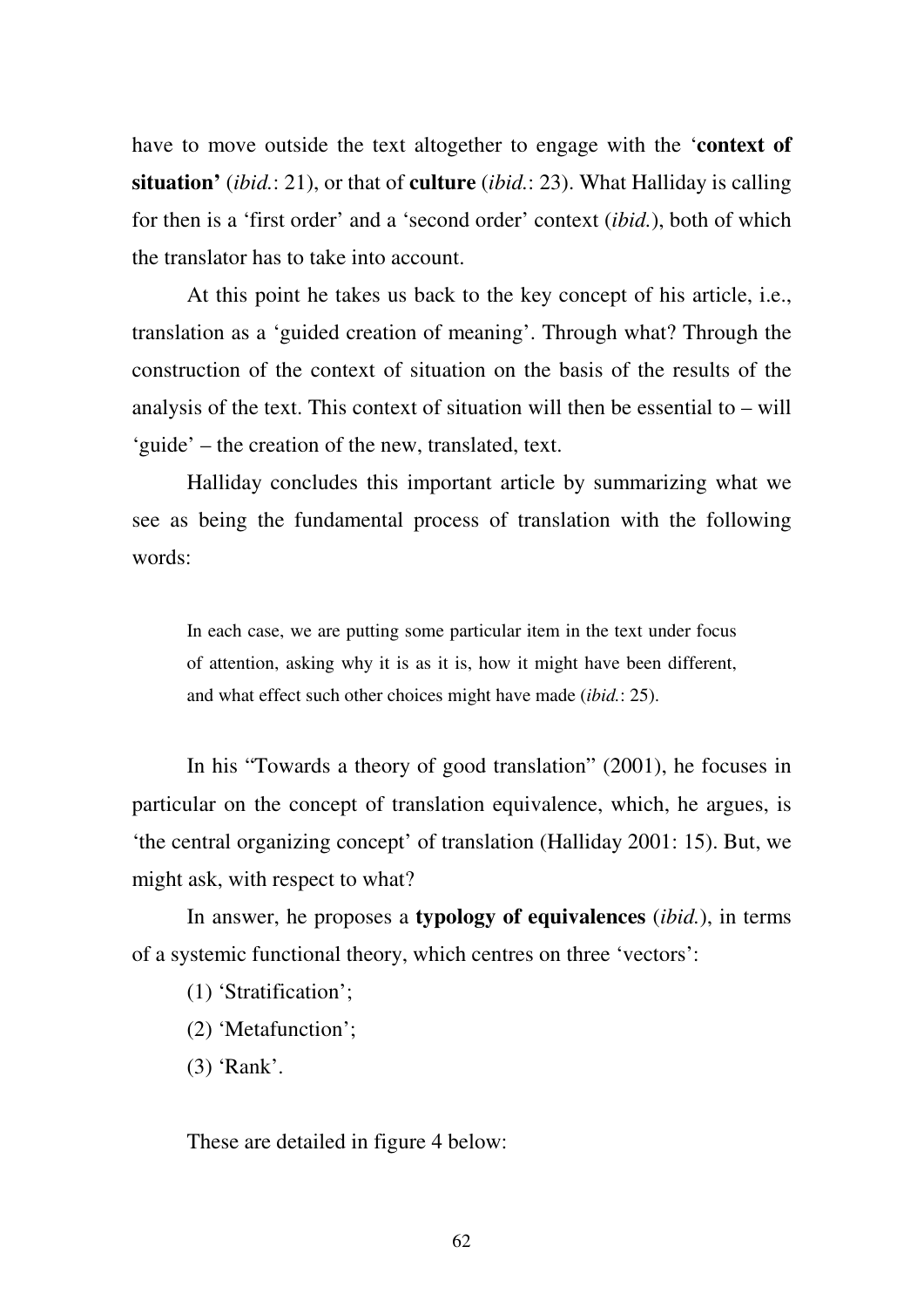have to move outside the text altogether to engage with the '**context of situation'** (*ibid.*: 21), or that of **culture** (*ibid.*: 23). What Halliday is calling for then is a 'first order' and a 'second order' context (*ibid.*), both of which the translator has to take into account.

At this point he takes us back to the key concept of his article, i.e., translation as a 'guided creation of meaning'. Through what? Through the construction of the context of situation on the basis of the results of the analysis of the text. This context of situation will then be essential to – will 'guide' – the creation of the new, translated, text.

Halliday concludes this important article by summarizing what we see as being the fundamental process of translation with the following words:

> In each case, we are putting some particular item in the text under focus of attention, asking why it is as it is, how it might have been different, and what effect such other choices might have made (*ibid.*: 25).

In his "Towards a theory of good translation" (2001), he focuses in particular on the concept of translation equivalence, which, he argues, is 'the central organizing concept' of translation (Halliday 2001: 15). But, we might ask, with respect to what?

In answer, he proposes a **typology of equivalences** (*ibid.*), in terms of a systemic functional theory, which centres on three 'vectors':

(1) 'Stratification';

(2) 'Metafunction';

(3) 'Rank'.

These are detailed in figure 4 below: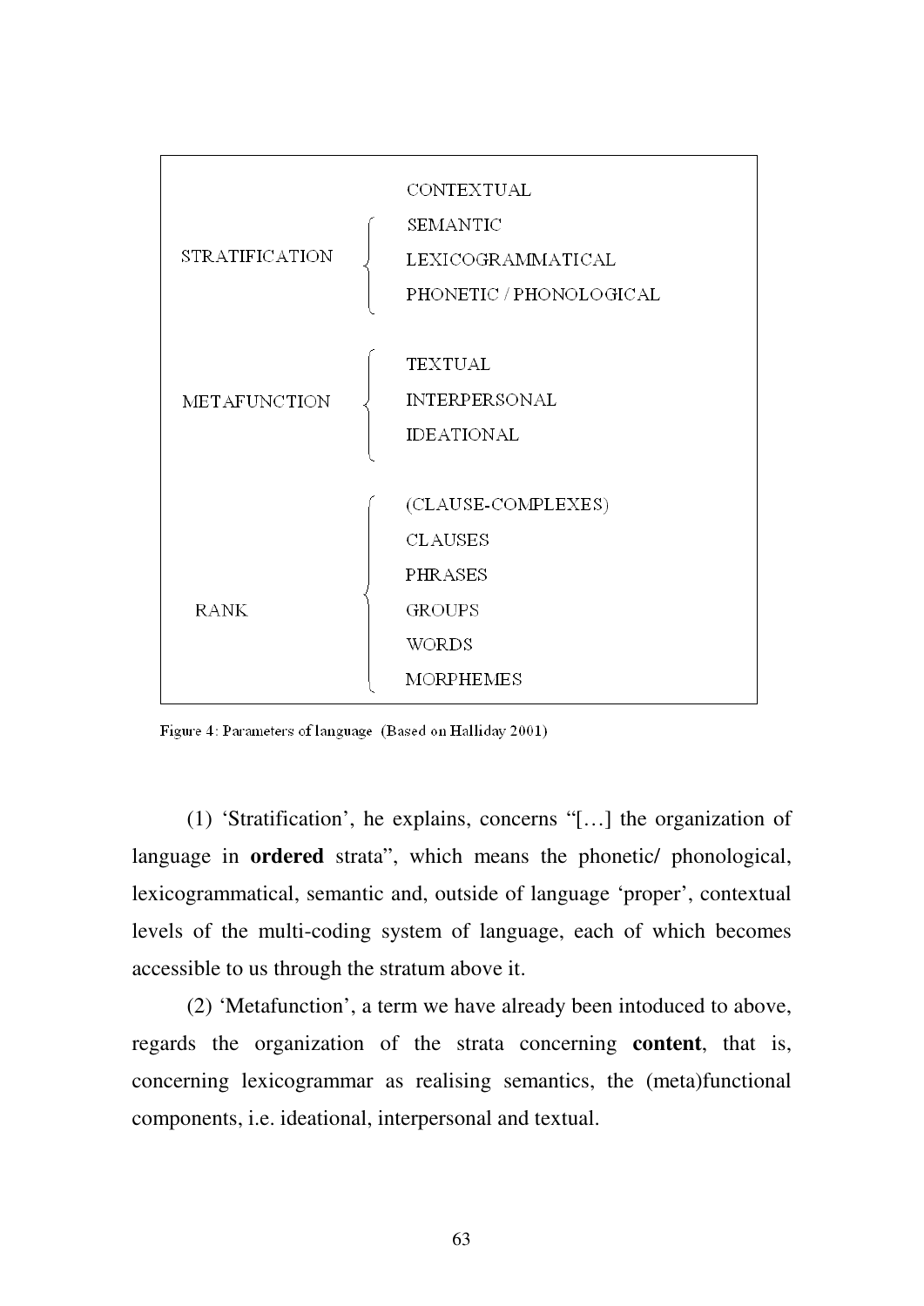| | |
|---|---|
| | CONTEXTUAL |
| STRATIFICATION | SEMANTIC |
| | LEXICOGRAMMATICAL |
| | PHONETIC / PHONOLOGICAL |
| METAFUNCTION | TEXTUAL |
| | INTERPERSONAL |
| | IDEATIONAL |
| RANK | (CLAUSE-COMPLEXES) |
| | CLAUSES |
| | PHRASES |
| | GROUPS |
| | WORDS |
| | MORPHEMES |

Figure 4: Parameters of language (Based on Halliday 2001)

(1) 'Stratification', he explains, concerns "[…] the organization of language in **ordered** strata", which means the phonetic/ phonological, lexicogrammatical, semantic and, outside of language 'proper', contextual levels of the multi-coding system of language, each of which becomes accessible to us through the stratum above it.

(2) 'Metafunction', a term we have already been intoduced to above, regards the organization of the strata concerning **content**, that is, concerning lexicogrammar as realising semantics, the (meta)functional components, i.e. ideational, interpersonal and textual.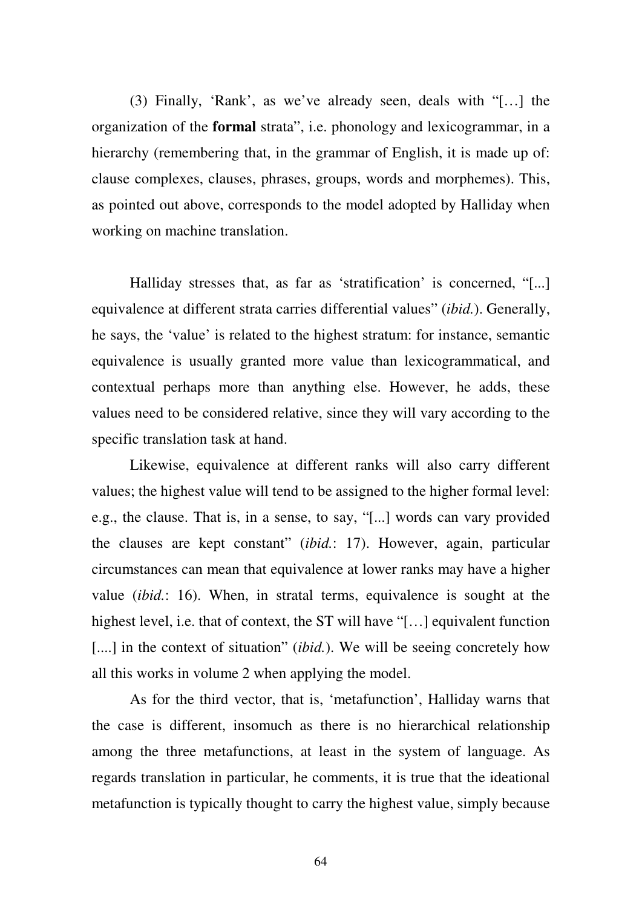(3) Finally, 'Rank', as we've already seen, deals with "[…] the organization of the **formal** strata", i.e. phonology and lexicogrammar, in a hierarchy (remembering that, in the grammar of English, it is made up of: clause complexes, clauses, phrases, groups, words and morphemes). This, as pointed out above, corresponds to the model adopted by Halliday when working on machine translation.

Halliday stresses that, as far as 'stratification' is concerned, "[...] equivalence at different strata carries differential values" (*ibid.*). Generally, he says, the 'value' is related to the highest stratum: for instance, semantic equivalence is usually granted more value than lexicogrammatical, and contextual perhaps more than anything else. However, he adds, these values need to be considered relative, since they will vary according to the specific translation task at hand.

Likewise, equivalence at different ranks will also carry different values; the highest value will tend to be assigned to the higher formal level: e.g., the clause. That is, in a sense, to say, "[...] words can vary provided the clauses are kept constant" (*ibid.*: 17). However, again, particular circumstances can mean that equivalence at lower ranks may have a higher value (*ibid.*: 16). When, in stratal terms, equivalence is sought at the highest level, i.e. that of context, the ST will have "[…] equivalent function [....] in the context of situation" (*ibid.*). We will be seeing concretely how all this works in volume 2 when applying the model.

As for the third vector, that is, 'metafunction', Halliday warns that the case is different, insomuch as there is no hierarchical relationship among the three metafunctions, at least in the system of language. As regards translation in particular, he comments, it is true that the ideational metafunction is typically thought to carry the highest value, simply because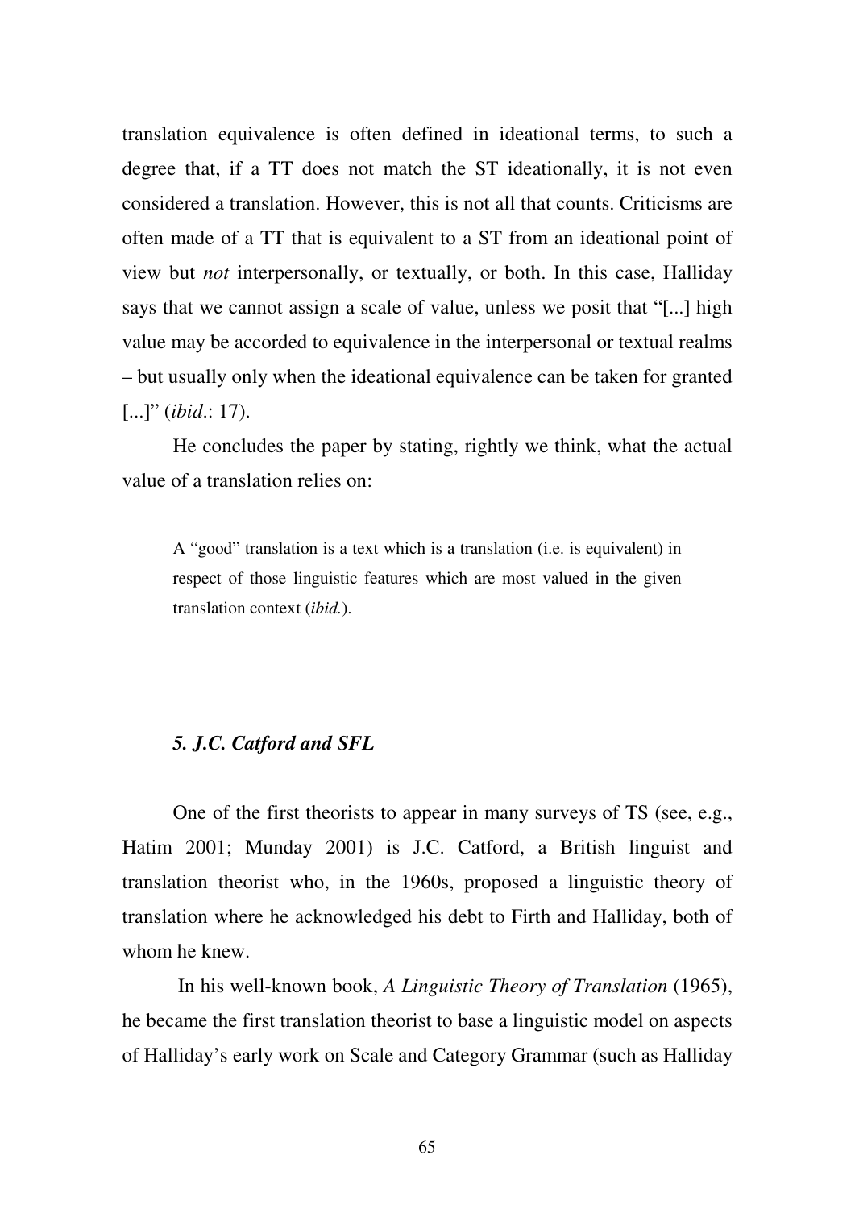translation equivalence is often defined in ideational terms, to such a degree that, if a TT does not match the ST ideationally, it is not even considered a translation. However, this is not all that counts. Criticisms are often made of a TT that is equivalent to a ST from an ideational point of view but *not* interpersonally, or textually, or both. In this case, Halliday says that we cannot assign a scale of value, unless we posit that "[...] high value may be accorded to equivalence in the interpersonal or textual realms – but usually only when the ideational equivalence can be taken for granted [...]" (*ibid*.: 17).

He concludes the paper by stating, rightly we think, what the actual value of a translation relies on:

> A "good" translation is a text which is a translation (i.e. is equivalent) in respect of those linguistic features which are most valued in the given translation context (*ibid.*).

### *5. J.C. Catford and SFL*

One of the first theorists to appear in many surveys of TS (see, e.g., Hatim 2001; Munday 2001) is J.C. Catford, a British linguist and translation theorist who, in the 1960s, proposed a linguistic theory of translation where he acknowledged his debt to Firth and Halliday, both of whom he knew.

In his well-known book, *A Linguistic Theory of Translation* (1965), he became the first translation theorist to base a linguistic model on aspects of Halliday's early work on Scale and Category Grammar (such as Halliday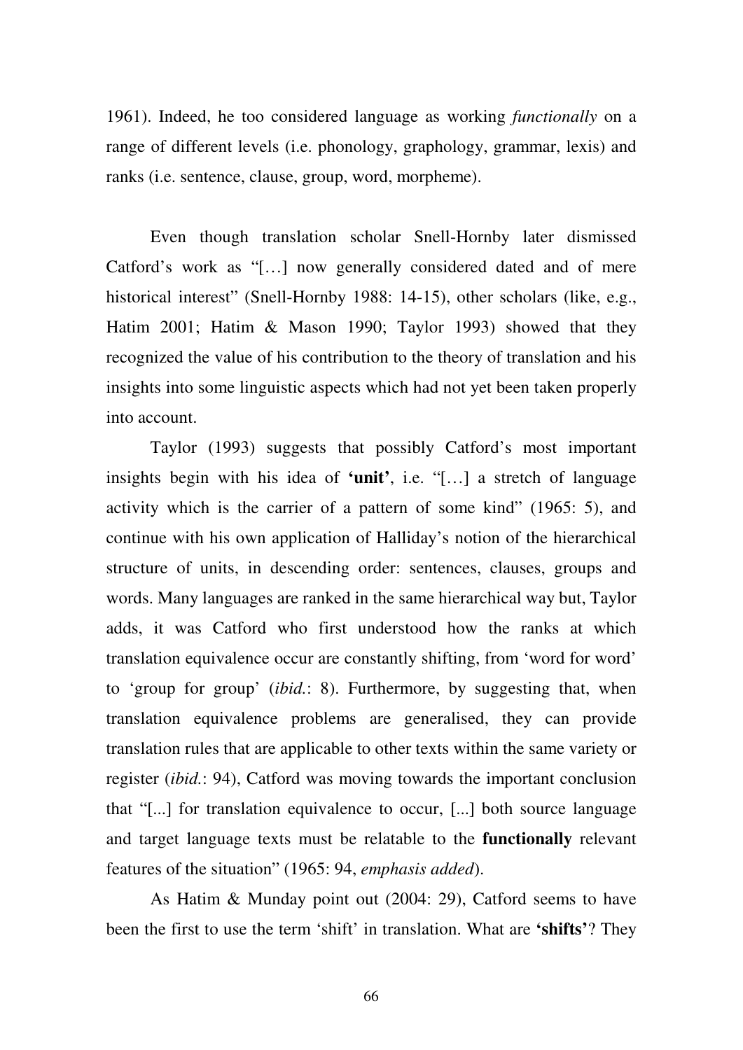1961). Indeed, he too considered language as working *functionally* on a range of different levels (i.e. phonology, graphology, grammar, lexis) and ranks (i.e. sentence, clause, group, word, morpheme).

Even though translation scholar Snell-Hornby later dismissed Catford's work as "[…] now generally considered dated and of mere historical interest" (Snell-Hornby 1988: 14-15), other scholars (like, e.g., Hatim 2001; Hatim & Mason 1990; Taylor 1993) showed that they recognized the value of his contribution to the theory of translation and his insights into some linguistic aspects which had not yet been taken properly into account.

Taylor (1993) suggests that possibly Catford's most important insights begin with his idea of **'unit'**, i.e. "[…] a stretch of language activity which is the carrier of a pattern of some kind" (1965: 5), and continue with his own application of Halliday's notion of the hierarchical structure of units, in descending order: sentences, clauses, groups and words. Many languages are ranked in the same hierarchical way but, Taylor adds, it was Catford who first understood how the ranks at which translation equivalence occur are constantly shifting, from 'word for word' to 'group for group' (*ibid.*: 8). Furthermore, by suggesting that, when translation equivalence problems are generalised, they can provide translation rules that are applicable to other texts within the same variety or register (*ibid.*: 94), Catford was moving towards the important conclusion that "[...] for translation equivalence to occur, [...] both source language and target language texts must be relatable to the **functionally** relevant features of the situation" (1965: 94, *emphasis added*).

As Hatim & Munday point out (2004: 29), Catford seems to have been the first to use the term 'shift' in translation. What are **'shifts'**? They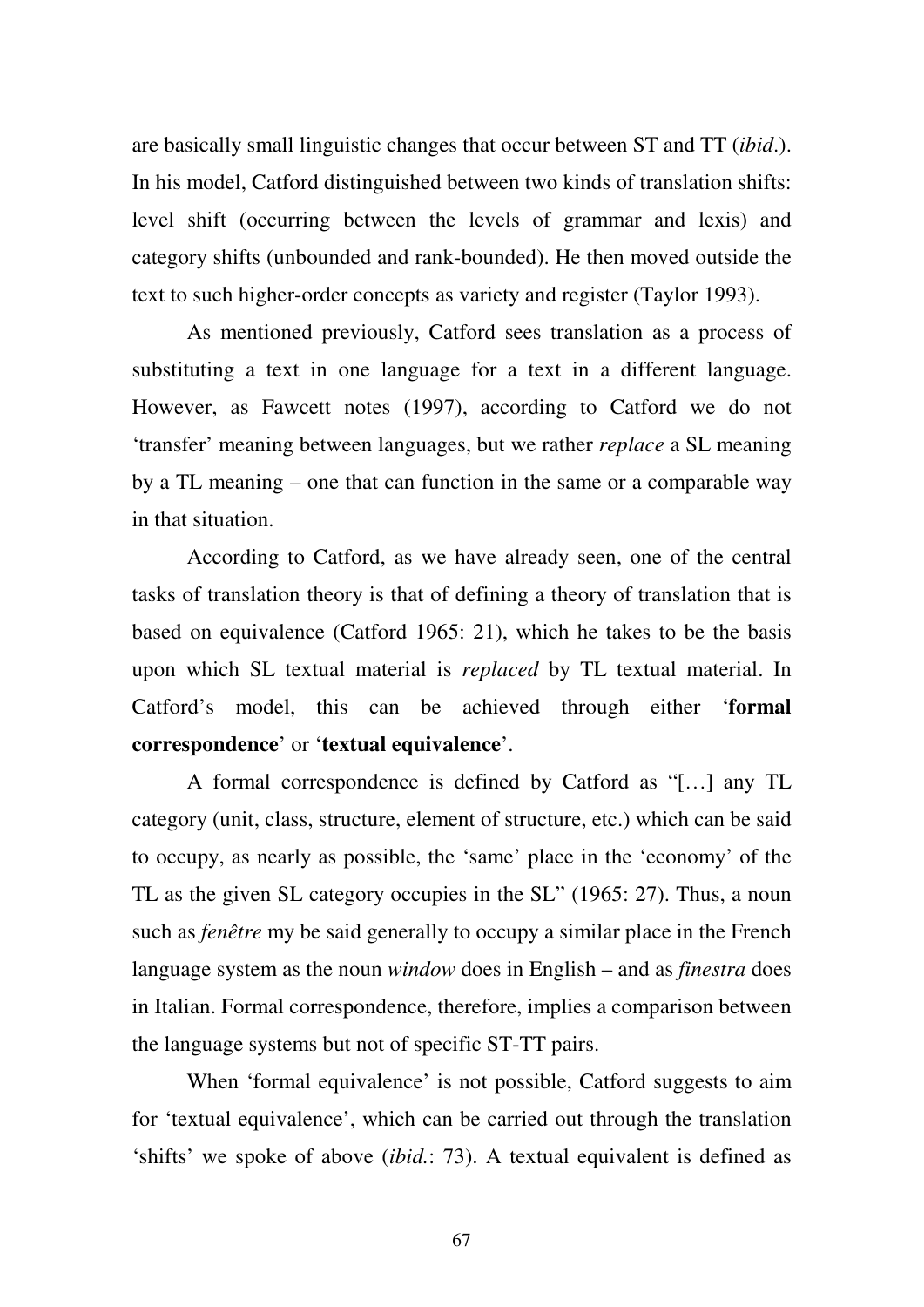are basically small linguistic changes that occur between ST and TT (*ibid*.). In his model, Catford distinguished between two kinds of translation shifts: level shift (occurring between the levels of grammar and lexis) and category shifts (unbounded and rank-bounded). He then moved outside the text to such higher-order concepts as variety and register (Taylor 1993).

As mentioned previously, Catford sees translation as a process of substituting a text in one language for a text in a different language. However, as Fawcett notes (1997), according to Catford we do not 'transfer' meaning between languages, but we rather *replace* a SL meaning by a TL meaning – one that can function in the same or a comparable way in that situation.

According to Catford, as we have already seen, one of the central tasks of translation theory is that of defining a theory of translation that is based on equivalence (Catford 1965: 21), which he takes to be the basis upon which SL textual material is *replaced* by TL textual material. In Catford's model, this can be achieved through either '**formal correspondence**' or '**textual equivalence**'.

A formal correspondence is defined by Catford as "[…] any TL category (unit, class, structure, element of structure, etc.) which can be said to occupy, as nearly as possible, the 'same' place in the 'economy' of the TL as the given SL category occupies in the SL" (1965: 27). Thus, a noun such as *fenêtre* my be said generally to occupy a similar place in the French language system as the noun *window* does in English – and as *finestra* does in Italian. Formal correspondence, therefore, implies a comparison between the language systems but not of specific ST-TT pairs.

When 'formal equivalence' is not possible, Catford suggests to aim for 'textual equivalence', which can be carried out through the translation 'shifts' we spoke of above (*ibid.*: 73). A textual equivalent is defined as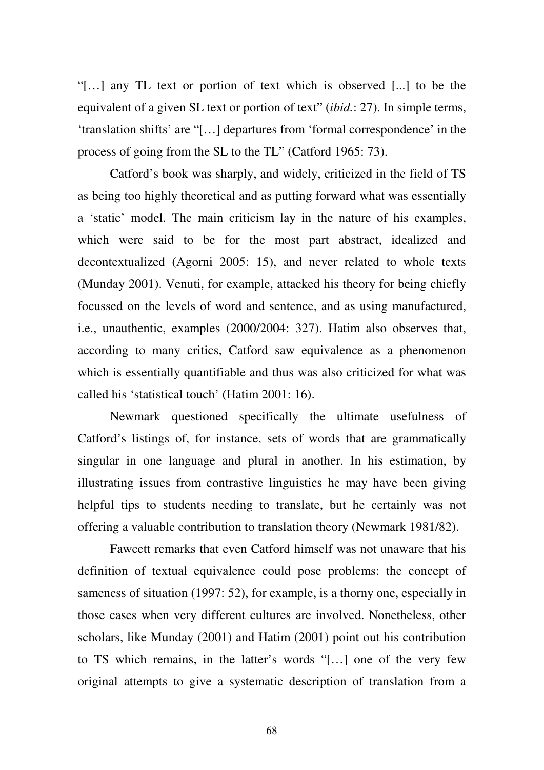"[…] any TL text or portion of text which is observed [...] to be the equivalent of a given SL text or portion of text" (*ibid.*: 27). In simple terms, 'translation shifts' are "[…] departures from 'formal correspondence' in the process of going from the SL to the TL" (Catford 1965: 73).

Catford's book was sharply, and widely, criticized in the field of TS as being too highly theoretical and as putting forward what was essentially a 'static' model. The main criticism lay in the nature of his examples, which were said to be for the most part abstract, idealized and decontextualized (Agorni 2005: 15), and never related to whole texts (Munday 2001). Venuti, for example, attacked his theory for being chiefly focussed on the levels of word and sentence, and as using manufactured, i.e., unauthentic, examples (2000/2004: 327). Hatim also observes that, according to many critics, Catford saw equivalence as a phenomenon which is essentially quantifiable and thus was also criticized for what was called his 'statistical touch' (Hatim 2001: 16).

Newmark questioned specifically the ultimate usefulness of Catford's listings of, for instance, sets of words that are grammatically singular in one language and plural in another. In his estimation, by illustrating issues from contrastive linguistics he may have been giving helpful tips to students needing to translate, but he certainly was not offering a valuable contribution to translation theory (Newmark 1981/82).

Fawcett remarks that even Catford himself was not unaware that his definition of textual equivalence could pose problems: the concept of sameness of situation (1997: 52), for example, is a thorny one, especially in those cases when very different cultures are involved. Nonetheless, other scholars, like Munday (2001) and Hatim (2001) point out his contribution to TS which remains, in the latter's words "[…] one of the very few original attempts to give a systematic description of translation from a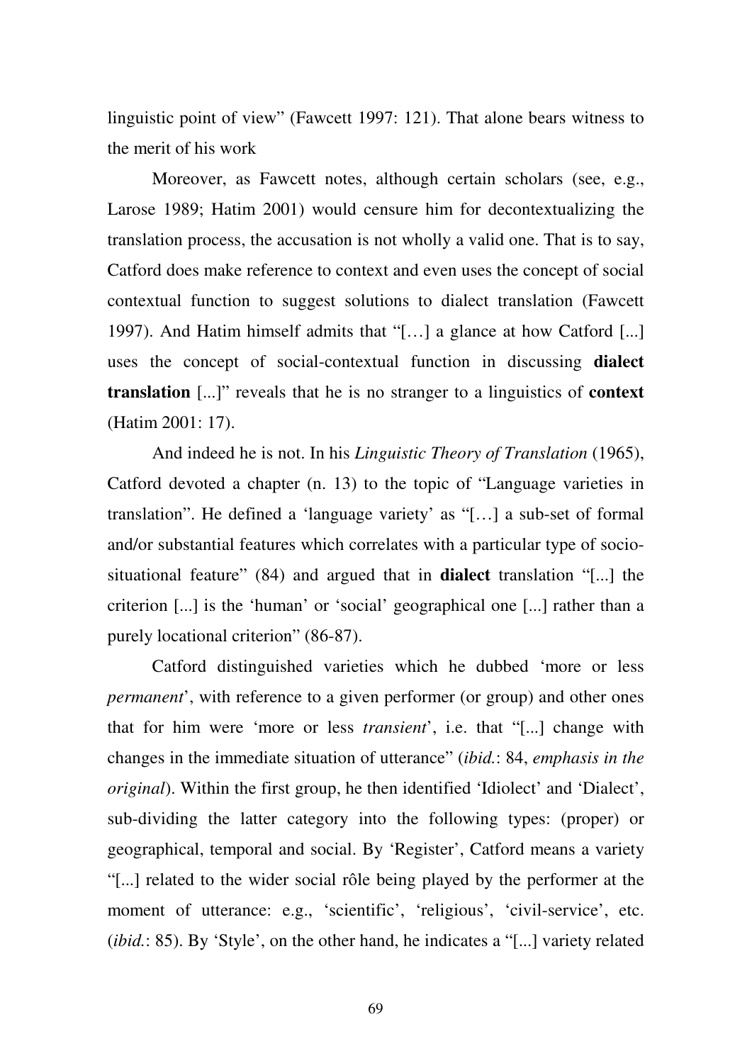linguistic point of view" (Fawcett 1997: 121). That alone bears witness to the merit of his work

Moreover, as Fawcett notes, although certain scholars (see, e.g., Larose 1989; Hatim 2001) would censure him for decontextualizing the translation process, the accusation is not wholly a valid one. That is to say, Catford does make reference to context and even uses the concept of social contextual function to suggest solutions to dialect translation (Fawcett 1997). And Hatim himself admits that "[…] a glance at how Catford [...] uses the concept of social-contextual function in discussing **dialect translation** [...]" reveals that he is no stranger to a linguistics of **context** (Hatim 2001: 17).

And indeed he is not. In his *Linguistic Theory of Translation* (1965), Catford devoted a chapter (n. 13) to the topic of "Language varieties in translation". He defined a 'language variety' as "[…] a sub-set of formal and/or substantial features which correlates with a particular type of socio-situational feature" (84) and argued that in **dialect** translation "[...] the criterion [...] is the 'human' or 'social' geographical one [...] rather than a purely locational criterion" (86-87).

Catford distinguished varieties which he dubbed 'more or less *permanent*', with reference to a given performer (or group) and other ones that for him were 'more or less *transient*', i.e. that "[...] change with changes in the immediate situation of utterance" (*ibid.*: 84, *emphasis in the original*). Within the first group, he then identified 'Idiolect' and 'Dialect', sub-dividing the latter category into the following types: (proper) or geographical, temporal and social. By 'Register', Catford means a variety "[...] related to the wider social rôle being played by the performer at the moment of utterance: e.g., 'scientific', 'religious', 'civil-service', etc. (*ibid.*: 85). By 'Style', on the other hand, he indicates a "[...] variety related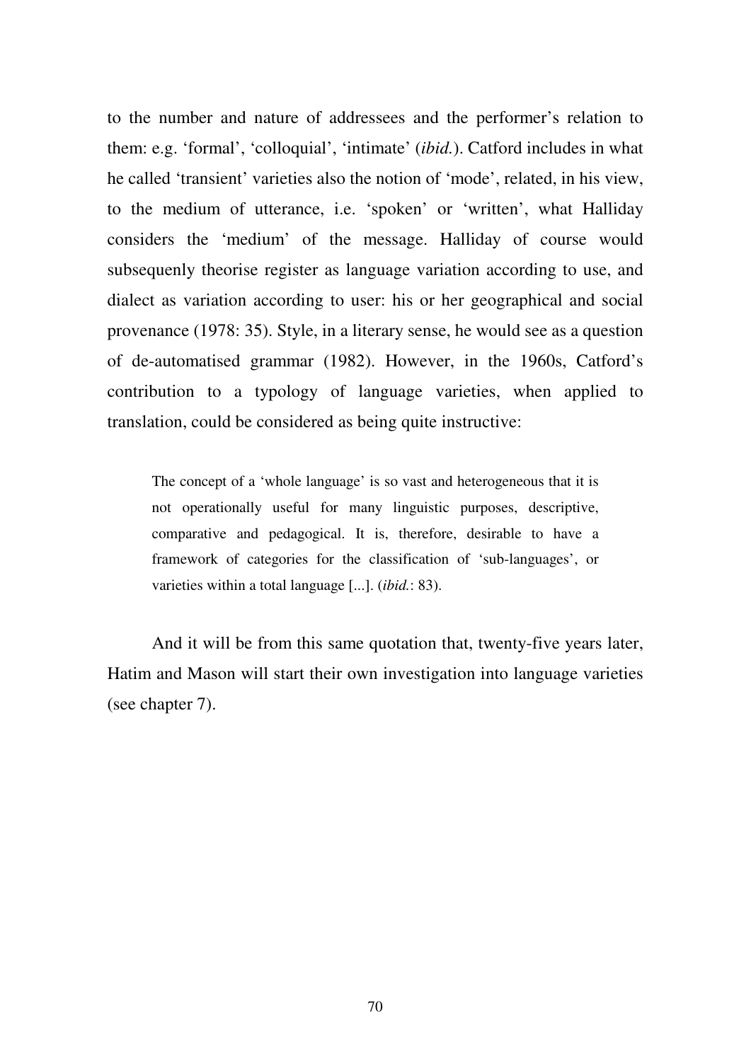to the number and nature of addressees and the performer's relation to them: e.g. 'formal', 'colloquial', 'intimate' (*ibid.*). Catford includes in what he called 'transient' varieties also the notion of 'mode', related, in his view, to the medium of utterance, i.e. 'spoken' or 'written', what Halliday considers the 'medium' of the message. Halliday of course would subsequenly theorise register as language variation according to use, and dialect as variation according to user: his or her geographical and social provenance (1978: 35). Style, in a literary sense, he would see as a question of de-automatised grammar (1982). However, in the 1960s, Catford's contribution to a typology of language varieties, when applied to translation, could be considered as being quite instructive:

> The concept of a 'whole language' is so vast and heterogeneous that it is not operationally useful for many linguistic purposes, descriptive, comparative and pedagogical. It is, therefore, desirable to have a framework of categories for the classification of 'sub-languages', or varieties within a total language [...]. (*ibid.*: 83).

And it will be from this same quotation that, twenty-five years later, Hatim and Mason will start their own investigation into language varieties (see chapter 7).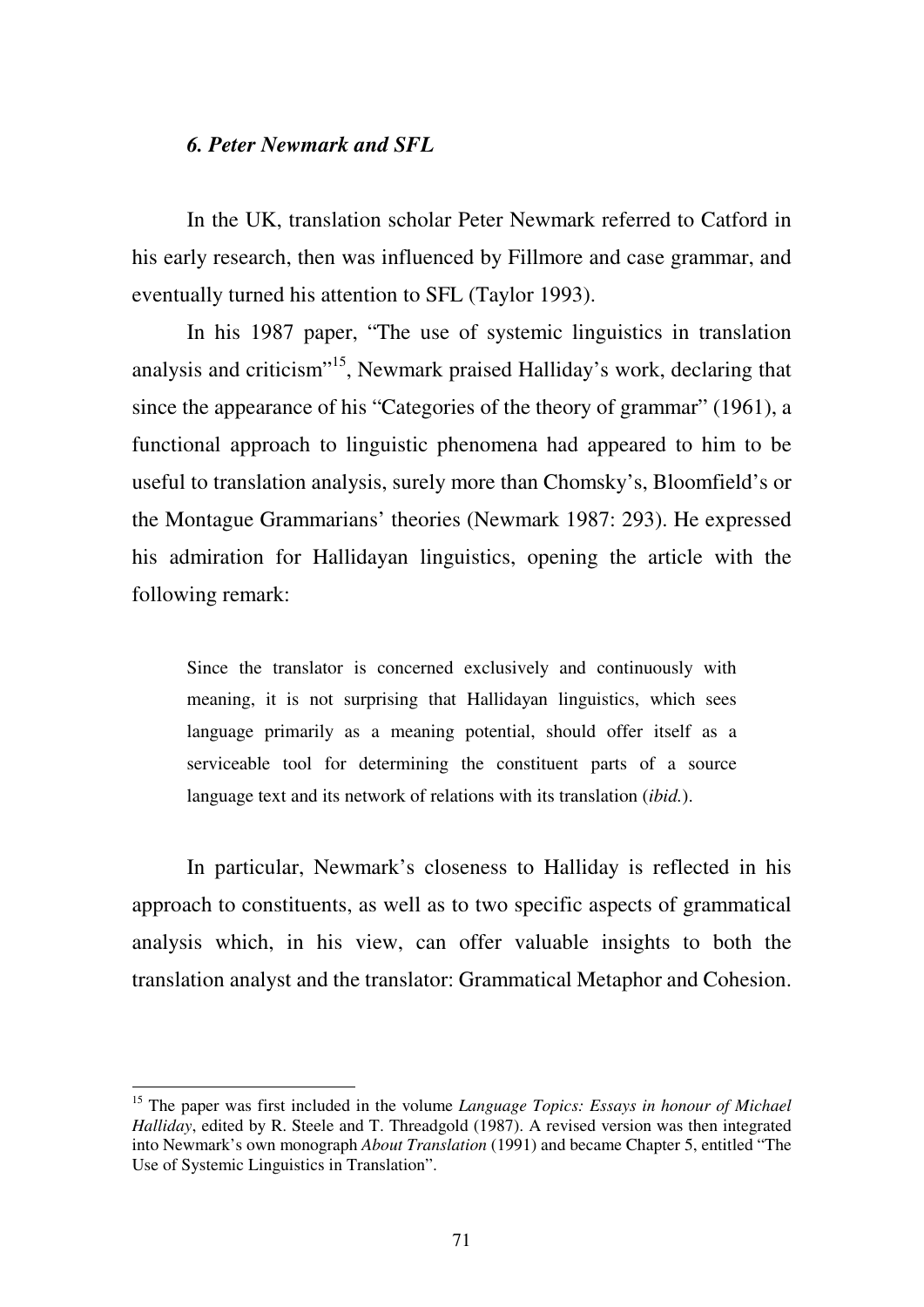### *6. Peter Newmark and SFL*

In the UK, translation scholar Peter Newmark referred to Catford in his early research, then was influenced by Fillmore and case grammar, and eventually turned his attention to SFL (Taylor 1993).

In his 1987 paper, "The use of systemic linguistics in translation analysis and criticism"[15], Newmark praised Halliday's work, declaring that since the appearance of his "Categories of the theory of grammar" (1961), a functional approach to linguistic phenomena had appeared to him to be useful to translation analysis, surely more than Chomsky's, Bloomfield's or the Montague Grammarians' theories (Newmark 1987: 293). He expressed his admiration for Hallidayan linguistics, opening the article with the following remark:

> Since the translator is concerned exclusively and continuously with meaning, it is not surprising that Hallidayan linguistics, which sees language primarily as a meaning potential, should offer itself as a serviceable tool for determining the constituent parts of a source language text and its network of relations with its translation (*ibid.*).

In particular, Newmark's closeness to Halliday is reflected in his approach to constituents, as well as to two specific aspects of grammatical analysis which, in his view, can offer valuable insights to both the translation analyst and the translator: Grammatical Metaphor and Cohesion.

[15] The paper was first included in the volume *Language Topics: Essays in honour of Michael Halliday*, edited by R. Steele and T. Threadgold (1987). A revised version was then integrated into Newmark's own monograph *About Translation* (1991) and became Chapter 5, entitled "The Use of Systemic Linguistics in Translation".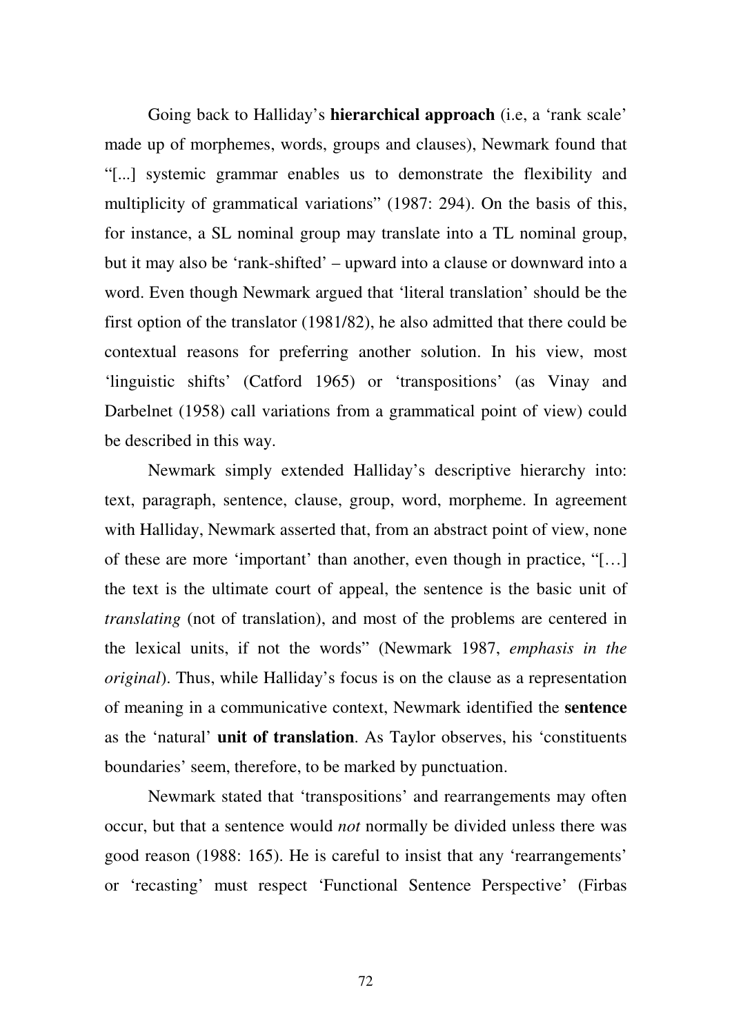Going back to Halliday's **hierarchical approach** (i.e, a 'rank scale' made up of morphemes, words, groups and clauses), Newmark found that "[...] systemic grammar enables us to demonstrate the flexibility and multiplicity of grammatical variations" (1987: 294). On the basis of this, for instance, a SL nominal group may translate into a TL nominal group, but it may also be 'rank-shifted' – upward into a clause or downward into a word. Even though Newmark argued that 'literal translation' should be the first option of the translator (1981/82), he also admitted that there could be contextual reasons for preferring another solution. In his view, most 'linguistic shifts' (Catford 1965) or 'transpositions' (as Vinay and Darbelnet (1958) call variations from a grammatical point of view) could be described in this way.

Newmark simply extended Halliday's descriptive hierarchy into: text, paragraph, sentence, clause, group, word, morpheme. In agreement with Halliday, Newmark asserted that, from an abstract point of view, none of these are more 'important' than another, even though in practice, "[…] the text is the ultimate court of appeal, the sentence is the basic unit of *translating* (not of translation), and most of the problems are centered in the lexical units, if not the words" (Newmark 1987, *emphasis in the original*). Thus, while Halliday's focus is on the clause as a representation of meaning in a communicative context, Newmark identified the **sentence** as the 'natural' **unit of translation**. As Taylor observes, his 'constituents boundaries' seem, therefore, to be marked by punctuation.

Newmark stated that 'transpositions' and rearrangements may often occur, but that a sentence would *not* normally be divided unless there was good reason (1988: 165). He is careful to insist that any 'rearrangements' or 'recasting' must respect 'Functional Sentence Perspective' (Firbas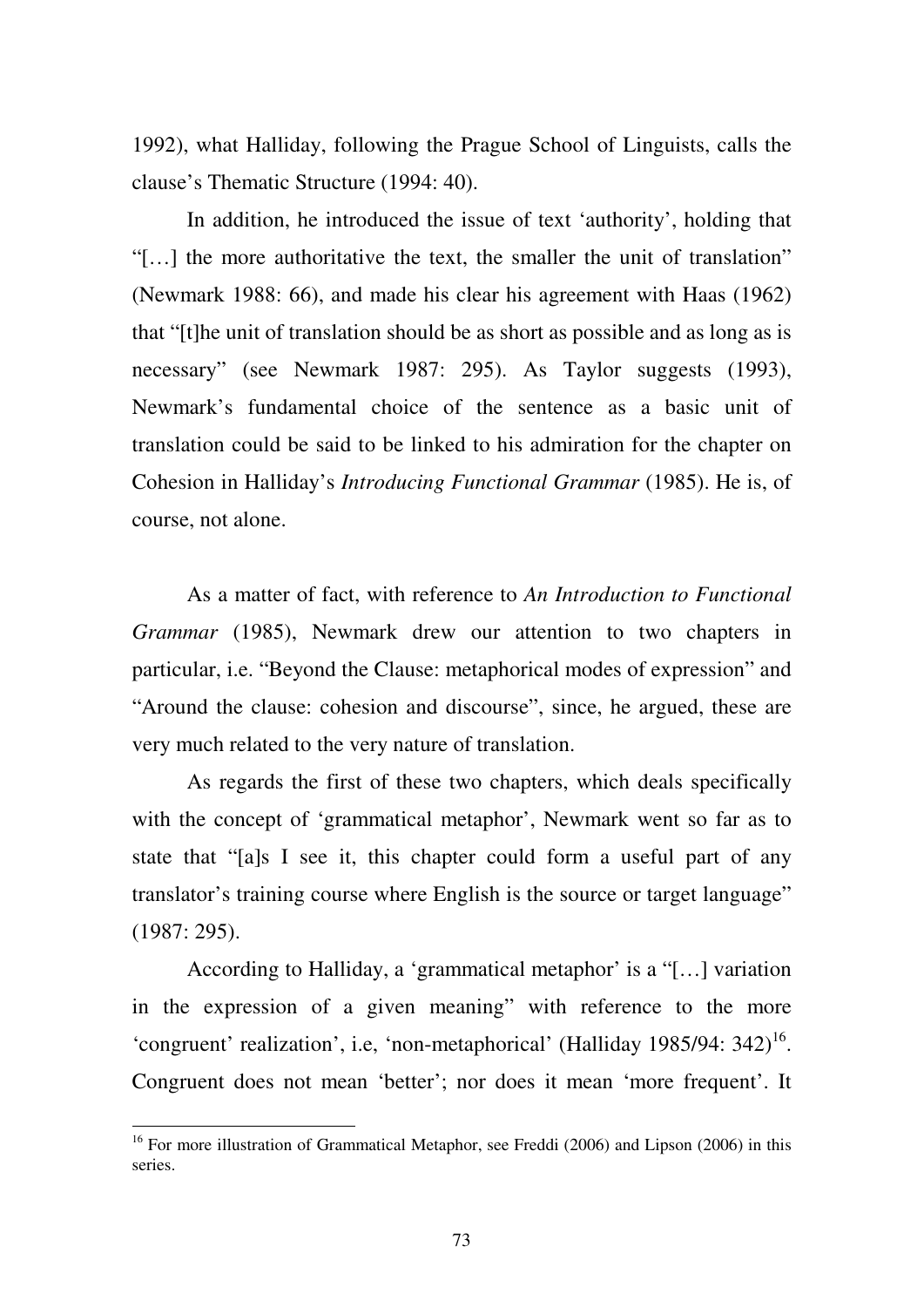1992), what Halliday, following the Prague School of Linguists, calls the clause's Thematic Structure (1994: 40).

In addition, he introduced the issue of text 'authority', holding that "[…] the more authoritative the text, the smaller the unit of translation" (Newmark 1988: 66), and made his clear his agreement with Haas (1962) that "[t]he unit of translation should be as short as possible and as long as is necessary" (see Newmark 1987: 295). As Taylor suggests (1993), Newmark's fundamental choice of the sentence as a basic unit of translation could be said to be linked to his admiration for the chapter on Cohesion in Halliday's *Introducing Functional Grammar* (1985). He is, of course, not alone.

As a matter of fact, with reference to *An Introduction to Functional Grammar* (1985), Newmark drew our attention to two chapters in particular, i.e. "Beyond the Clause: metaphorical modes of expression" and "Around the clause: cohesion and discourse", since, he argued, these are very much related to the very nature of translation.

As regards the first of these two chapters, which deals specifically with the concept of 'grammatical metaphor', Newmark went so far as to state that "[a]s I see it, this chapter could form a useful part of any translator's training course where English is the source or target language" (1987: 295).

According to Halliday, a 'grammatical metaphor' is a "[…] variation in the expression of a given meaning" with reference to the more 'congruent' realization', i.e, 'non-metaphorical' (Halliday 1985/94: 342)[16]. Congruent does not mean 'better'; nor does it mean 'more frequent'. It

[16] For more illustration of Grammatical Metaphor, see Freddi (2006) and Lipson (2006) in this series.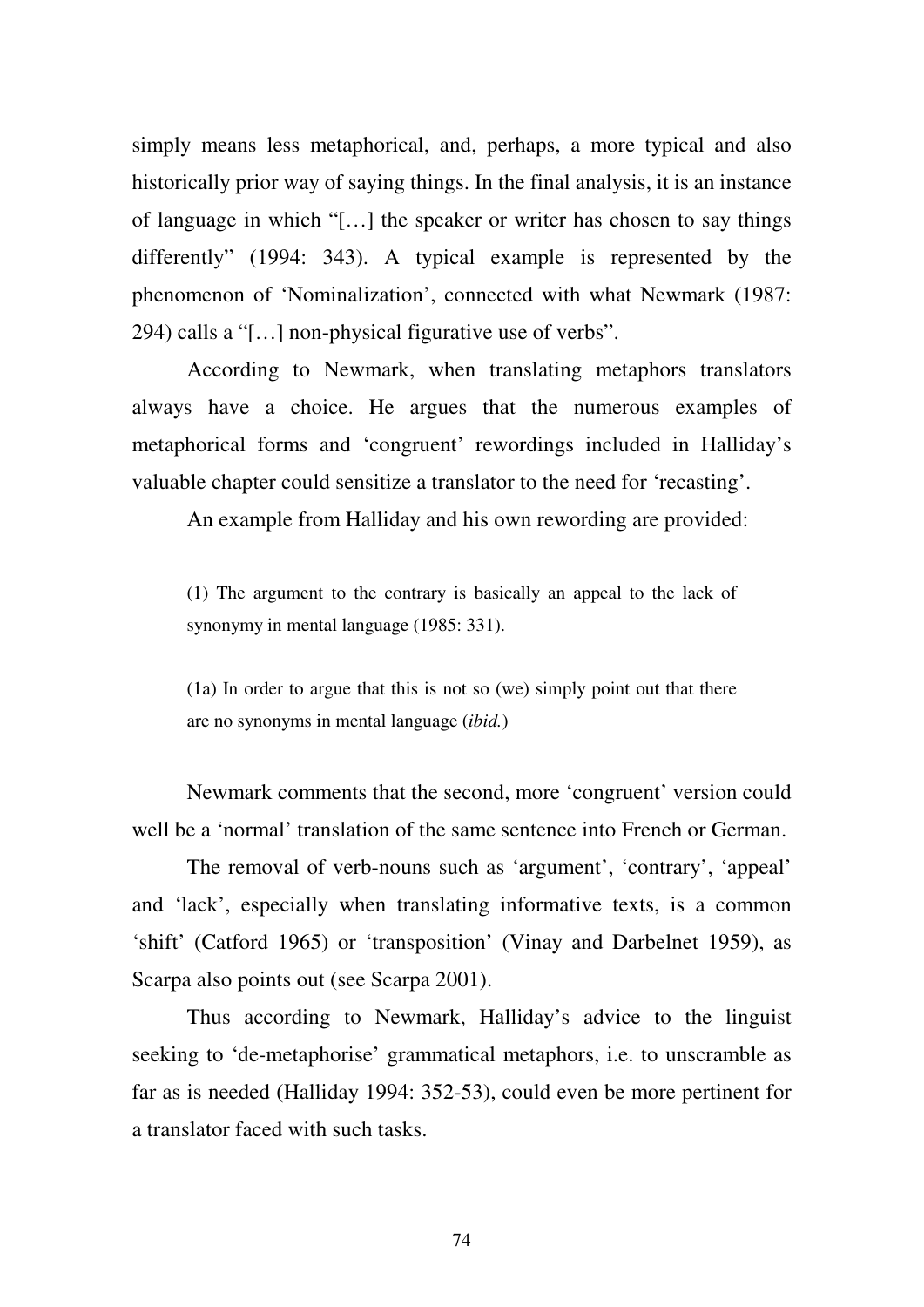simply means less metaphorical, and, perhaps, a more typical and also historically prior way of saying things. In the final analysis, it is an instance of language in which "[…] the speaker or writer has chosen to say things differently" (1994: 343). A typical example is represented by the phenomenon of 'Nominalization', connected with what Newmark (1987: 294) calls a "[…] non-physical figurative use of verbs".

According to Newmark, when translating metaphors translators always have a choice. He argues that the numerous examples of metaphorical forms and 'congruent' rewordings included in Halliday's valuable chapter could sensitize a translator to the need for 'recasting'.

An example from Halliday and his own rewording are provided:

> (1) The argument to the contrary is basically an appeal to the lack of synonymy in mental language (1985: 331).
>
> (1a) In order to argue that this is not so (we) simply point out that there are no synonyms in mental language (*ibid.*)

Newmark comments that the second, more 'congruent' version could well be a 'normal' translation of the same sentence into French or German.

The removal of verb-nouns such as 'argument', 'contrary', 'appeal' and 'lack', especially when translating informative texts, is a common 'shift' (Catford 1965) or 'transposition' (Vinay and Darbelnet 1959), as Scarpa also points out (see Scarpa 2001).

Thus according to Newmark, Halliday's advice to the linguist seeking to 'de-metaphorise' grammatical metaphors, i.e. to unscramble as far as is needed (Halliday 1994: 352-53), could even be more pertinent for a translator faced with such tasks.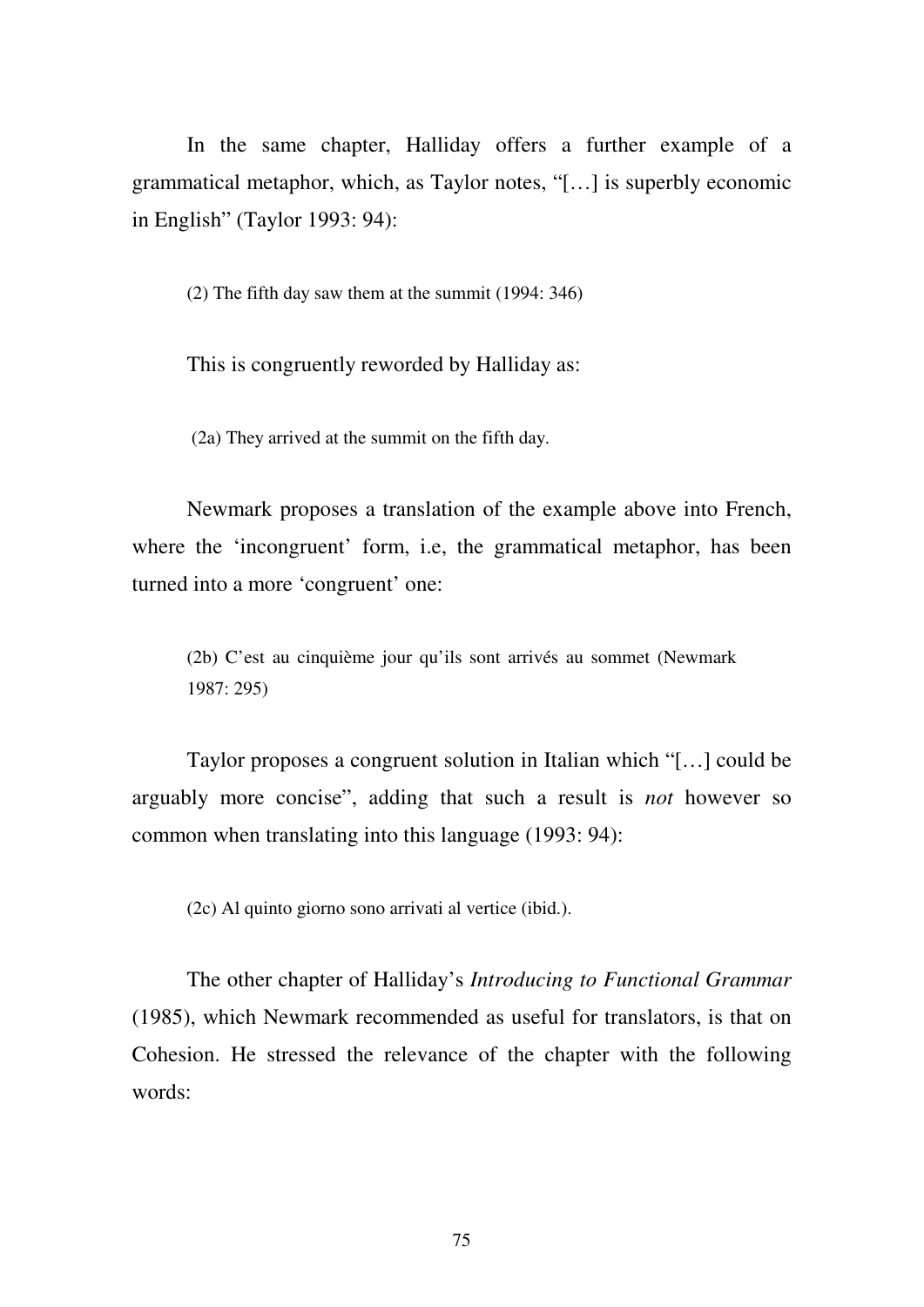In the same chapter, Halliday offers a further example of a grammatical metaphor, which, as Taylor notes, "[…] is superbly economic in English" (Taylor 1993: 94):

> (2) The fifth day saw them at the summit (1994: 346)

This is congruently reworded by Halliday as:

> (2a) They arrived at the summit on the fifth day.

Newmark proposes a translation of the example above into French, where the 'incongruent' form, i.e, the grammatical metaphor, has been turned into a more 'congruent' one:

> (2b) C'est au cinquième jour qu'ils sont arrivés au sommet (Newmark 1987: 295)

Taylor proposes a congruent solution in Italian which "[…] could be arguably more concise", adding that such a result is *not* however so common when translating into this language (1993: 94):

> (2c) Al quinto giorno sono arrivati al vertice (ibid.).

The other chapter of Halliday's *Introducing to Functional Grammar* (1985), which Newmark recommended as useful for translators, is that on Cohesion. He stressed the relevance of the chapter with the following words: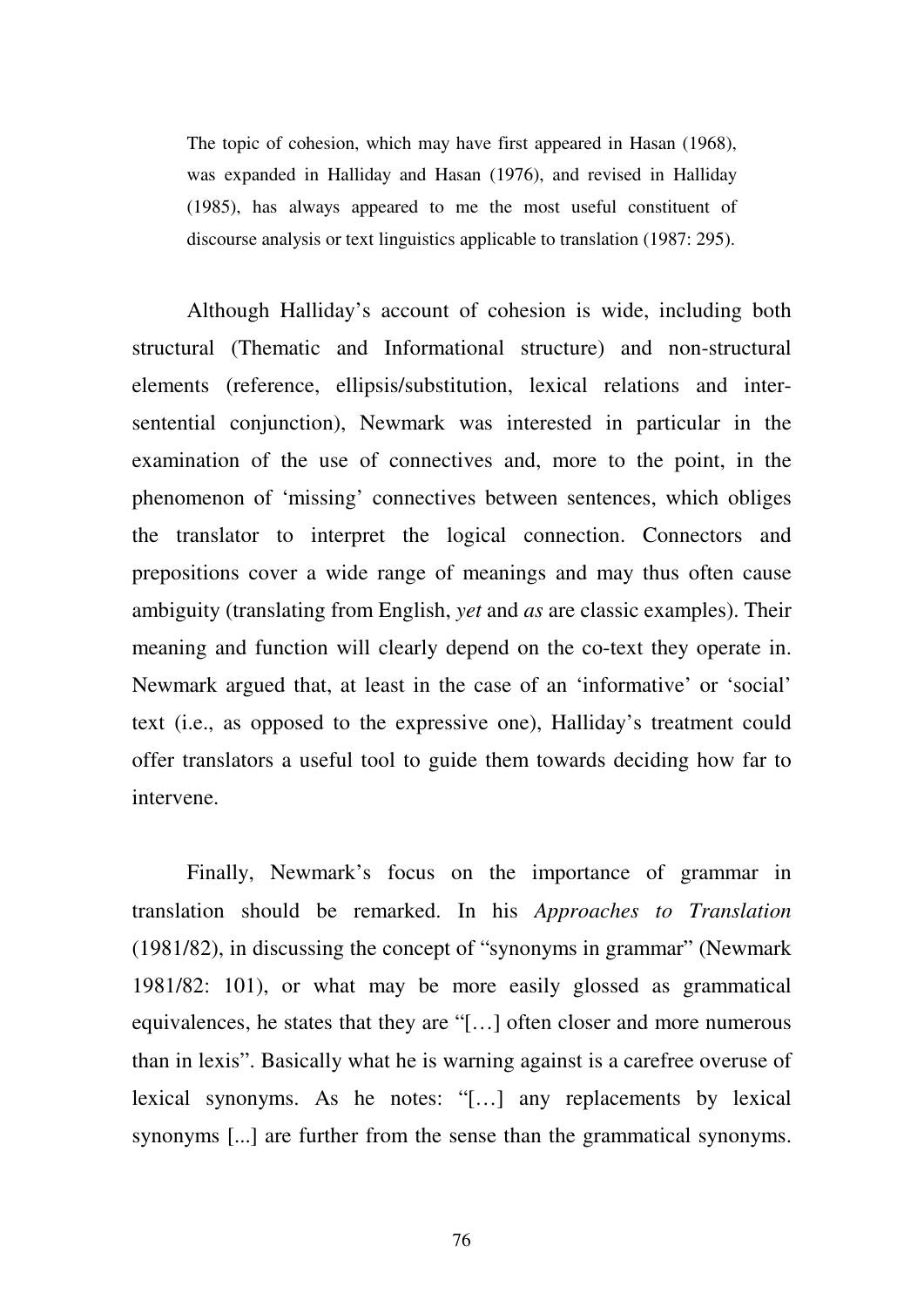> The topic of cohesion, which may have first appeared in Hasan (1968), was expanded in Halliday and Hasan (1976), and revised in Halliday (1985), has always appeared to me the most useful constituent of discourse analysis or text linguistics applicable to translation (1987: 295).

Although Halliday's account of cohesion is wide, including both structural (Thematic and Informational structure) and non-structural elements (reference, ellipsis/substitution, lexical relations and inter-sentential conjunction), Newmark was interested in particular in the examination of the use of connectives and, more to the point, in the phenomenon of 'missing' connectives between sentences, which obliges the translator to interpret the logical connection. Connectors and prepositions cover a wide range of meanings and may thus often cause ambiguity (translating from English, *yet* and *as* are classic examples). Their meaning and function will clearly depend on the co-text they operate in. Newmark argued that, at least in the case of an 'informative' or 'social' text (i.e., as opposed to the expressive one), Halliday's treatment could offer translators a useful tool to guide them towards deciding how far to intervene.

Finally, Newmark's focus on the importance of grammar in translation should be remarked. In his *Approaches to Translation* (1981/82), in discussing the concept of "synonyms in grammar" (Newmark 1981/82: 101), or what may be more easily glossed as grammatical equivalences, he states that they are "[…] often closer and more numerous than in lexis". Basically what he is warning against is a carefree overuse of lexical synonyms. As he notes: "[…] any replacements by lexical synonyms [...] are further from the sense than the grammatical synonyms.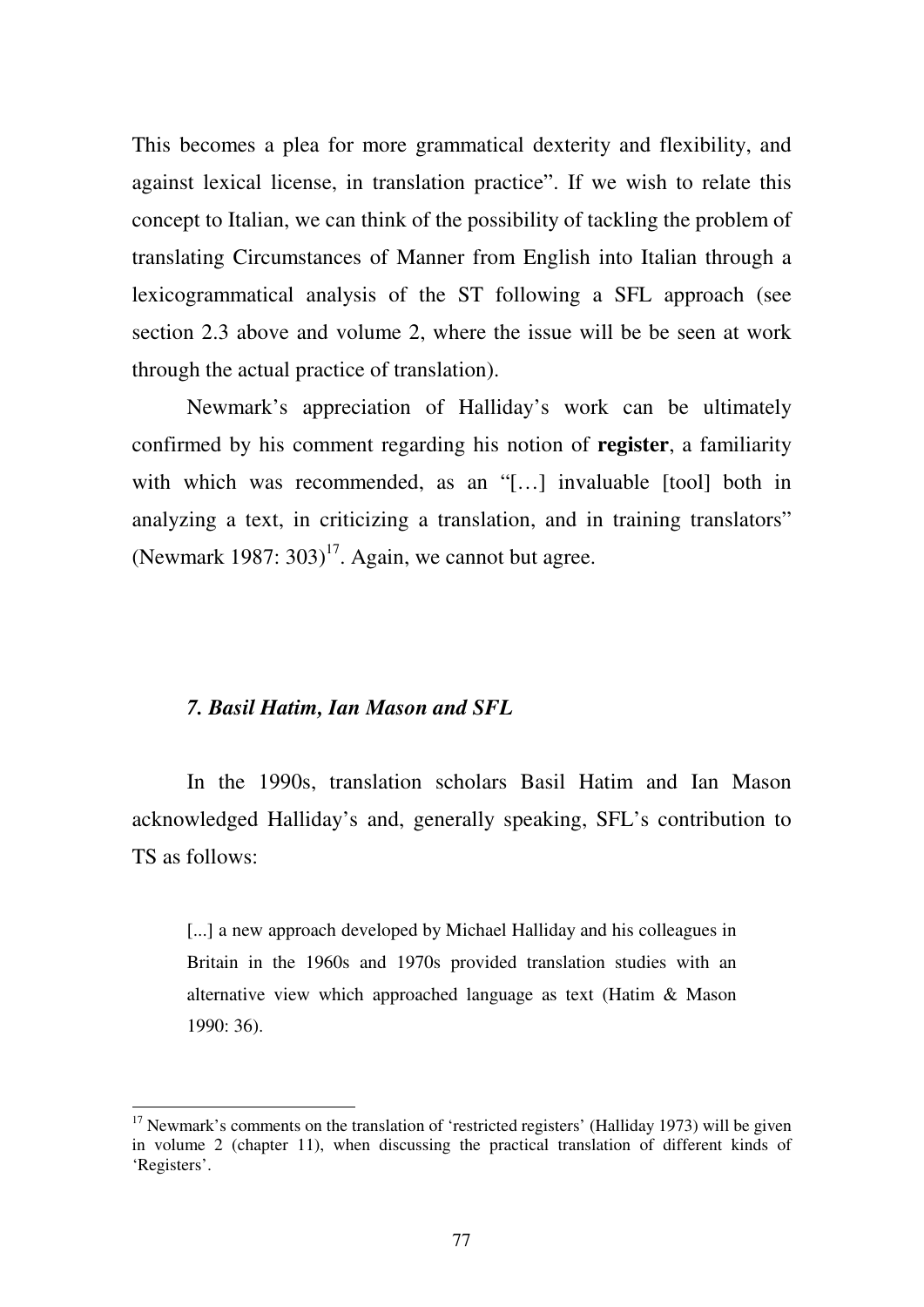This becomes a plea for more grammatical dexterity and flexibility, and against lexical license, in translation practice". If we wish to relate this concept to Italian, we can think of the possibility of tackling the problem of translating Circumstances of Manner from English into Italian through a lexicogrammatical analysis of the ST following a SFL approach (see section 2.3 above and volume 2, where the issue will be be seen at work through the actual practice of translation).

Newmark's appreciation of Halliday's work can be ultimately confirmed by his comment regarding his notion of **register**, a familiarity with which was recommended, as an "[…] invaluable [tool] both in analyzing a text, in criticizing a translation, and in training translators" (Newmark 1987: 303)[17]. Again, we cannot but agree.

### *7. Basil Hatim, Ian Mason and SFL*

In the 1990s, translation scholars Basil Hatim and Ian Mason acknowledged Halliday's and, generally speaking, SFL's contribution to TS as follows:

> [...] a new approach developed by Michael Halliday and his colleagues in Britain in the 1960s and 1970s provided translation studies with an alternative view which approached language as text (Hatim & Mason 1990: 36).

---

[17] Newmark's comments on the translation of 'restricted registers' (Halliday 1973) will be given in volume 2 (chapter 11), when discussing the practical translation of different kinds of 'Registers'.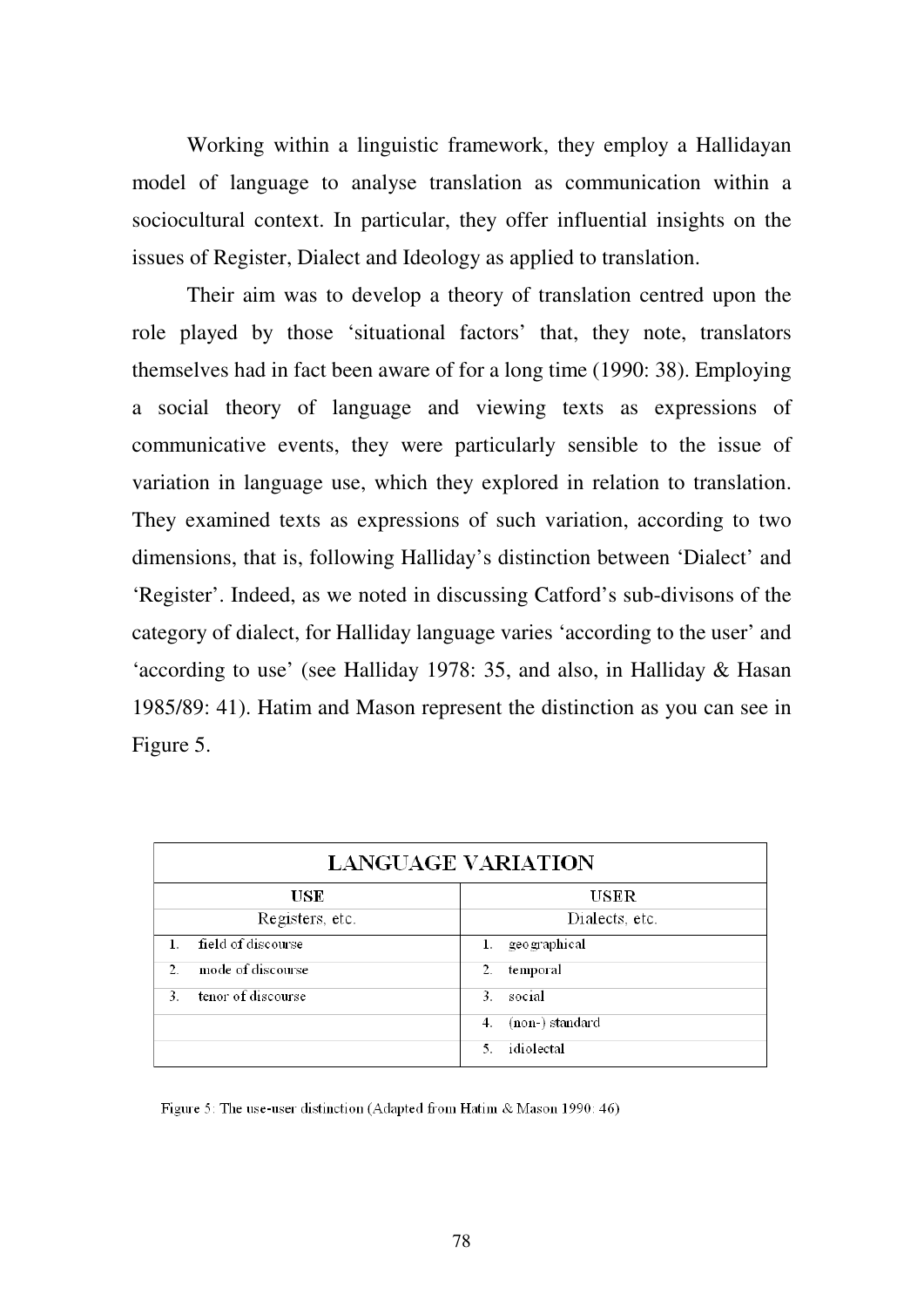Working within a linguistic framework, they employ a Hallidayan model of language to analyse translation as communication within a sociocultural context. In particular, they offer influential insights on the issues of Register, Dialect and Ideology as applied to translation.

Their aim was to develop a theory of translation centred upon the role played by those 'situational factors' that, they note, translators themselves had in fact been aware of for a long time (1990: 38). Employing a social theory of language and viewing texts as expressions of communicative events, they were particularly sensible to the issue of variation in language use, which they explored in relation to translation. They examined texts as expressions of such variation, according to two dimensions, that is, following Halliday's distinction between 'Dialect' and 'Register'. Indeed, as we noted in discussing Catford's sub-divisons of the category of dialect, for Halliday language varies 'according to the user' and 'according to use' (see Halliday 1978: 35, and also, in Halliday & Hasan 1985/89: 41). Hatim and Mason represent the distinction as you can see in Figure 5.

| LANGUAGE VARIATION | |
|---|---|
| **USE** | **USER** |
| Registers, etc. | Dialects, etc. |
| 1. field of discourse | 1. geographical |
| 2. mode of discourse | 2. temporal |
| 3. tenor of discourse | 3. social |
| | 4. (non-) standard |
| | 5. idiolectal |

Figure 5: The use-user distinction (Adapted from Hatim & Mason 1990: 46)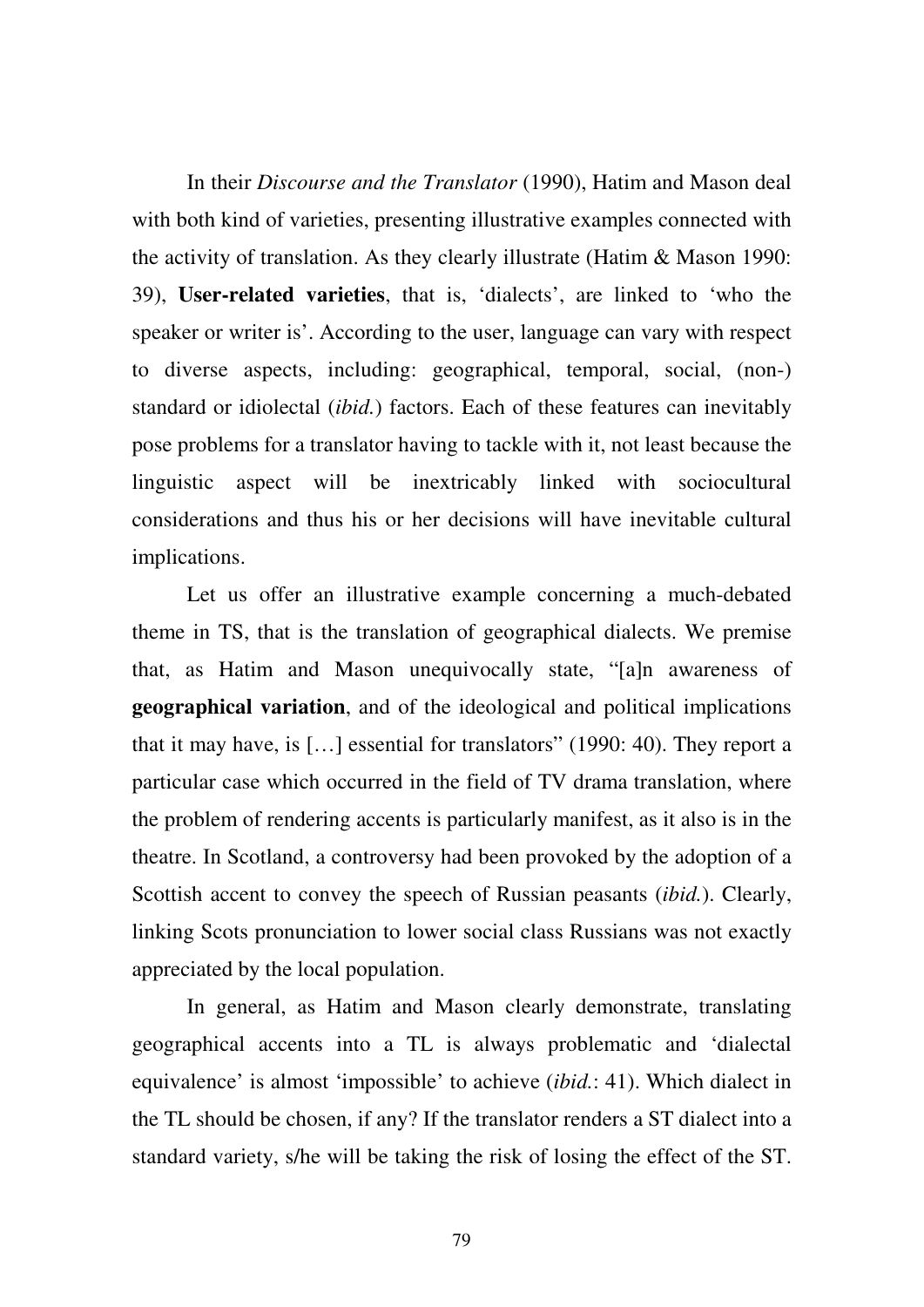In their *Discourse and the Translator* (1990), Hatim and Mason deal with both kind of varieties, presenting illustrative examples connected with the activity of translation. As they clearly illustrate (Hatim & Mason 1990: 39), **User-related varieties**, that is, 'dialects', are linked to 'who the speaker or writer is'. According to the user, language can vary with respect to diverse aspects, including: geographical, temporal, social, (non-) standard or idiolectal (*ibid.*) factors. Each of these features can inevitably pose problems for a translator having to tackle with it, not least because the linguistic aspect will be inextricably linked with sociocultural considerations and thus his or her decisions will have inevitable cultural implications.

Let us offer an illustrative example concerning a much-debated theme in TS, that is the translation of geographical dialects. We premise that, as Hatim and Mason unequivocally state, "[a]n awareness of **geographical variation**, and of the ideological and political implications that it may have, is […] essential for translators" (1990: 40). They report a particular case which occurred in the field of TV drama translation, where the problem of rendering accents is particularly manifest, as it also is in the theatre. In Scotland, a controversy had been provoked by the adoption of a Scottish accent to convey the speech of Russian peasants (*ibid.*). Clearly, linking Scots pronunciation to lower social class Russians was not exactly appreciated by the local population.

In general, as Hatim and Mason clearly demonstrate, translating geographical accents into a TL is always problematic and 'dialectal equivalence' is almost 'impossible' to achieve (*ibid.*: 41). Which dialect in the TL should be chosen, if any? If the translator renders a ST dialect into a standard variety, s/he will be taking the risk of losing the effect of the ST.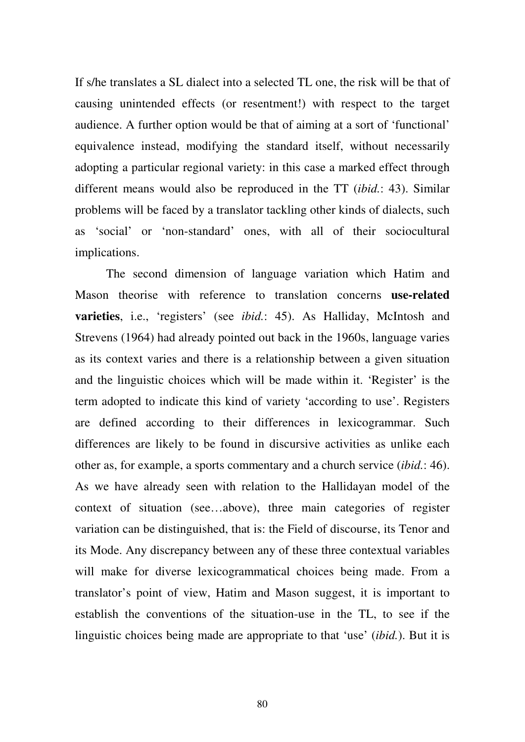If s/he translates a SL dialect into a selected TL one, the risk will be that of causing unintended effects (or resentment!) with respect to the target audience. A further option would be that of aiming at a sort of 'functional' equivalence instead, modifying the standard itself, without necessarily adopting a particular regional variety: in this case a marked effect through different means would also be reproduced in the TT (*ibid.*: 43). Similar problems will be faced by a translator tackling other kinds of dialects, such as 'social' or 'non-standard' ones, with all of their sociocultural implications.

The second dimension of language variation which Hatim and Mason theorise with reference to translation concerns **use-related varieties**, i.e., 'registers' (see *ibid.*: 45). As Halliday, McIntosh and Strevens (1964) had already pointed out back in the 1960s, language varies as its context varies and there is a relationship between a given situation and the linguistic choices which will be made within it. 'Register' is the term adopted to indicate this kind of variety 'according to use'. Registers are defined according to their differences in lexicogrammar. Such differences are likely to be found in discursive activities as unlike each other as, for example, a sports commentary and a church service (*ibid.*: 46). As we have already seen with relation to the Hallidayan model of the context of situation (see…above), three main categories of register variation can be distinguished, that is: the Field of discourse, its Tenor and its Mode. Any discrepancy between any of these three contextual variables will make for diverse lexicogrammatical choices being made. From a translator's point of view, Hatim and Mason suggest, it is important to establish the conventions of the situation-use in the TL, to see if the linguistic choices being made are appropriate to that 'use' (*ibid.*). But it is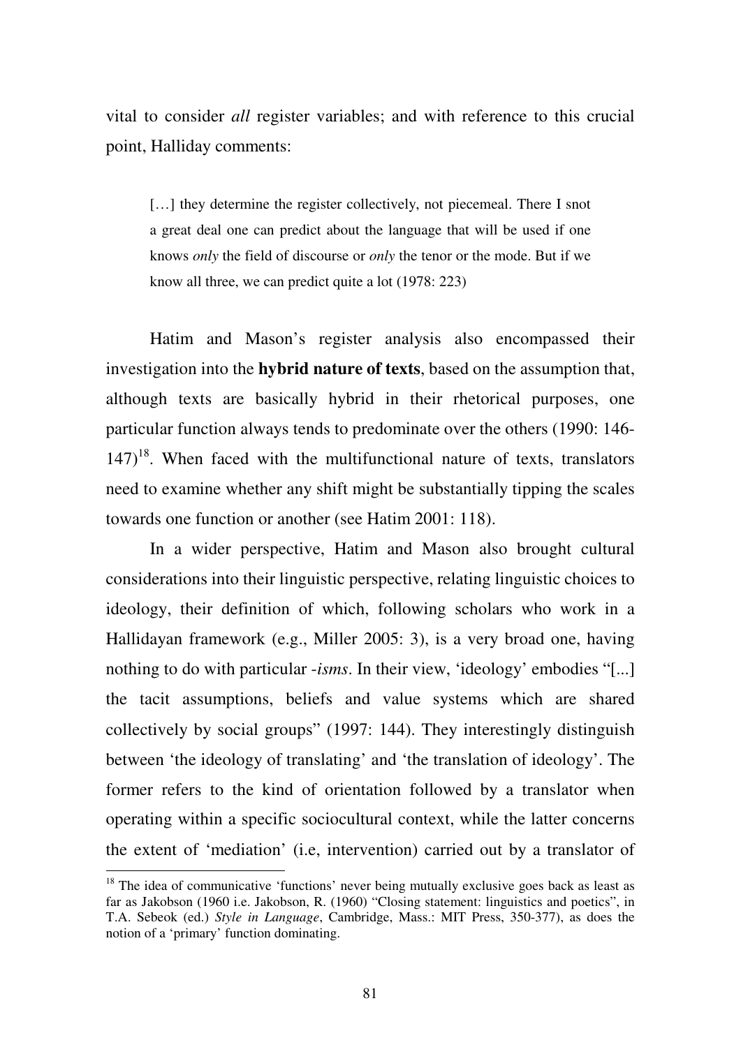vital to consider *all* register variables; and with reference to this crucial point, Halliday comments:

> […] they determine the register collectively, not piecemeal. There I snot a great deal one can predict about the language that will be used if one knows *only* the field of discourse or *only* the tenor or the mode. But if we know all three, we can predict quite a lot (1978: 223)

Hatim and Mason's register analysis also encompassed their investigation into the **hybrid nature of texts**, based on the assumption that, although texts are basically hybrid in their rhetorical purposes, one particular function always tends to predominate over the others (1990: 146-147)[18]. When faced with the multifunctional nature of texts, translators need to examine whether any shift might be substantially tipping the scales towards one function or another (see Hatim 2001: 118).

In a wider perspective, Hatim and Mason also brought cultural considerations into their linguistic perspective, relating linguistic choices to ideology, their definition of which, following scholars who work in a Hallidayan framework (e.g., Miller 2005: 3), is a very broad one, having nothing to do with particular *-isms*. In their view, 'ideology' embodies "[...] the tacit assumptions, beliefs and value systems which are shared collectively by social groups" (1997: 144). They interestingly distinguish between 'the ideology of translating' and 'the translation of ideology'. The former refers to the kind of orientation followed by a translator when operating within a specific sociocultural context, while the latter concerns the extent of 'mediation' (i.e, intervention) carried out by a translator of

---

[18] The idea of communicative 'functions' never being mutually exclusive goes back as least as far as Jakobson (1960 i.e. Jakobson, R. (1960) "Closing statement: linguistics and poetics", in T.A. Sebeok (ed.) *Style in Language*, Cambridge, Mass.: MIT Press, 350-377), as does the notion of a 'primary' function dominating.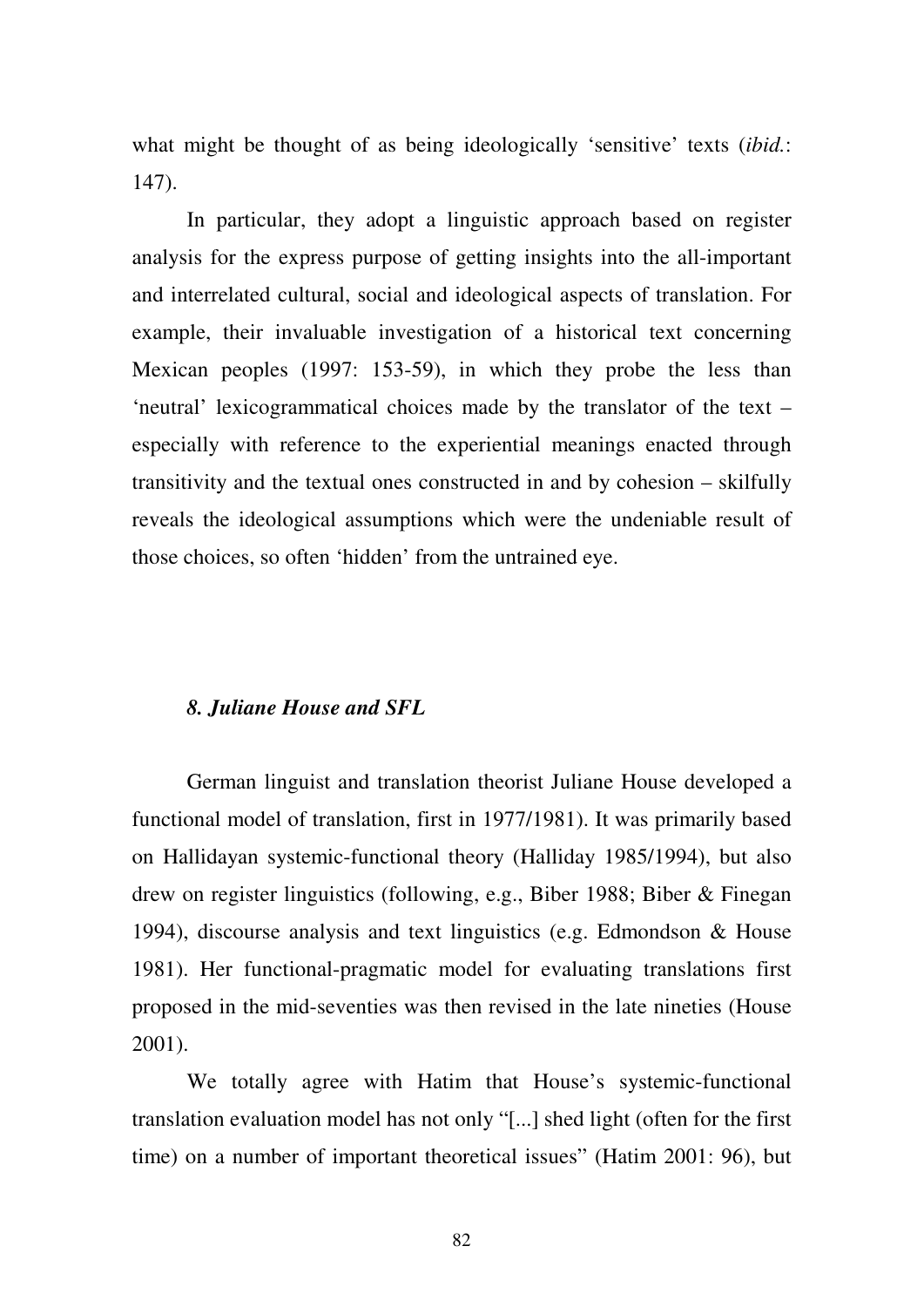what might be thought of as being ideologically 'sensitive' texts (*ibid.*: 147).

In particular, they adopt a linguistic approach based on register analysis for the express purpose of getting insights into the all-important and interrelated cultural, social and ideological aspects of translation. For example, their invaluable investigation of a historical text concerning Mexican peoples (1997: 153-59), in which they probe the less than 'neutral' lexicogrammatical choices made by the translator of the text – especially with reference to the experiential meanings enacted through transitivity and the textual ones constructed in and by cohesion – skilfully reveals the ideological assumptions which were the undeniable result of those choices, so often 'hidden' from the untrained eye.

### *8. Juliane House and SFL*

German linguist and translation theorist Juliane House developed a functional model of translation, first in 1977/1981). It was primarily based on Hallidayan systemic-functional theory (Halliday 1985/1994), but also drew on register linguistics (following, e.g., Biber 1988; Biber & Finegan 1994), discourse analysis and text linguistics (e.g. Edmondson & House 1981). Her functional-pragmatic model for evaluating translations first proposed in the mid-seventies was then revised in the late nineties (House 2001).

We totally agree with Hatim that House's systemic-functional translation evaluation model has not only "[...] shed light (often for the first time) on a number of important theoretical issues" (Hatim 2001: 96), but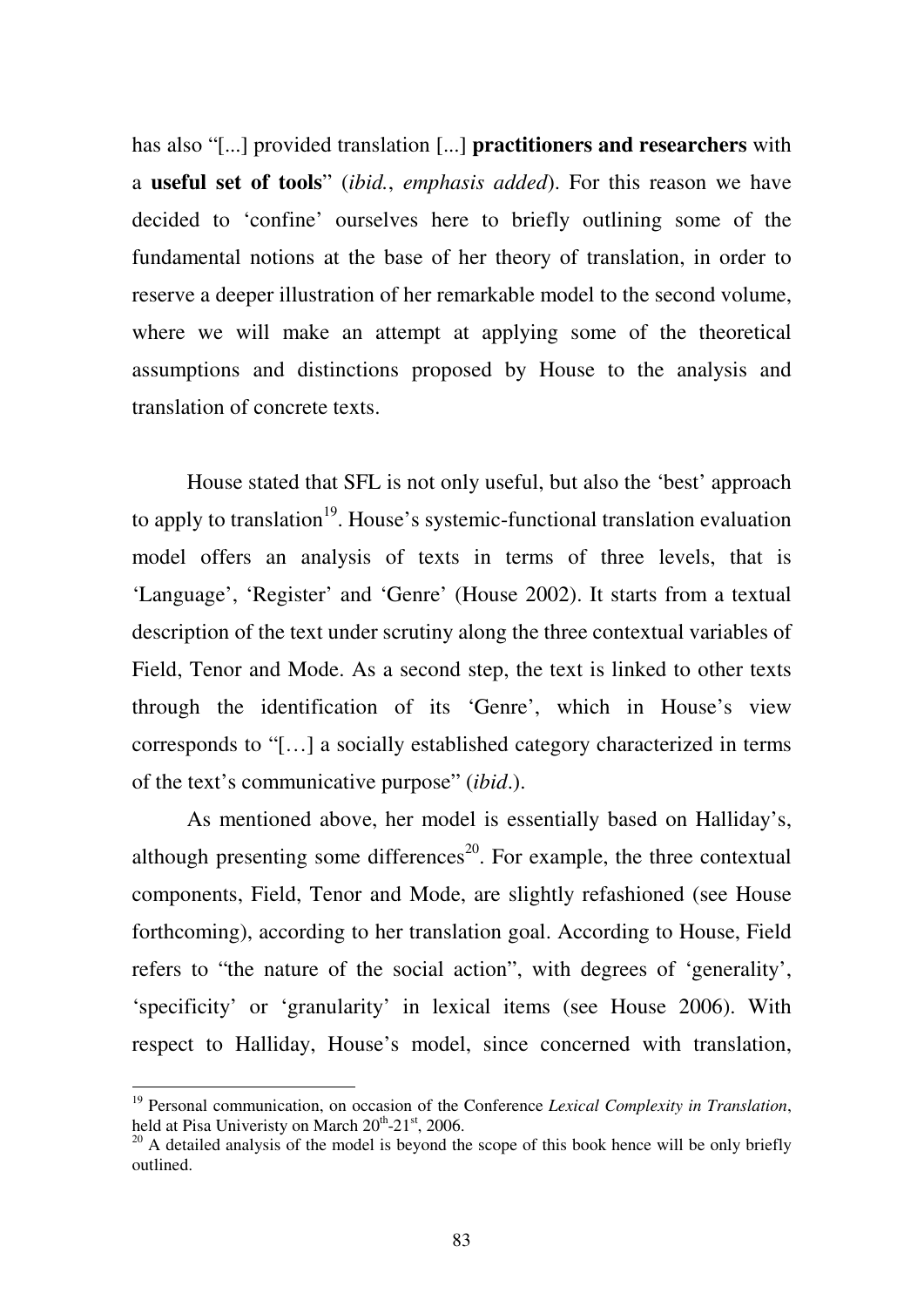has also "[...] provided translation [...] **practitioners and researchers** with a **useful set of tools**" (*ibid.*, *emphasis added*). For this reason we have decided to 'confine' ourselves here to briefly outlining some of the fundamental notions at the base of her theory of translation, in order to reserve a deeper illustration of her remarkable model to the second volume, where we will make an attempt at applying some of the theoretical assumptions and distinctions proposed by House to the analysis and translation of concrete texts.

House stated that SFL is not only useful, but also the 'best' approach to apply to translation[19]. House's systemic-functional translation evaluation model offers an analysis of texts in terms of three levels, that is 'Language', 'Register' and 'Genre' (House 2002). It starts from a textual description of the text under scrutiny along the three contextual variables of Field, Tenor and Mode. As a second step, the text is linked to other texts through the identification of its 'Genre', which in House's view corresponds to "[…] a socially established category characterized in terms of the text's communicative purpose" (*ibid*.).

As mentioned above, her model is essentially based on Halliday's, although presenting some differences[20]. For example, the three contextual components, Field, Tenor and Mode, are slightly refashioned (see House forthcoming), according to her translation goal. According to House, Field refers to "the nature of the social action", with degrees of 'generality', 'specificity' or 'granularity' in lexical items (see House 2006). With respect to Halliday, House's model, since concerned with translation,

---

[19] Personal communication, on occasion of the Conference *Lexical Complexity in Translation*, held at Pisa Univeristy on March 20th-21st, 2006.

[20] A detailed analysis of the model is beyond the scope of this book hence will be only briefly outlined.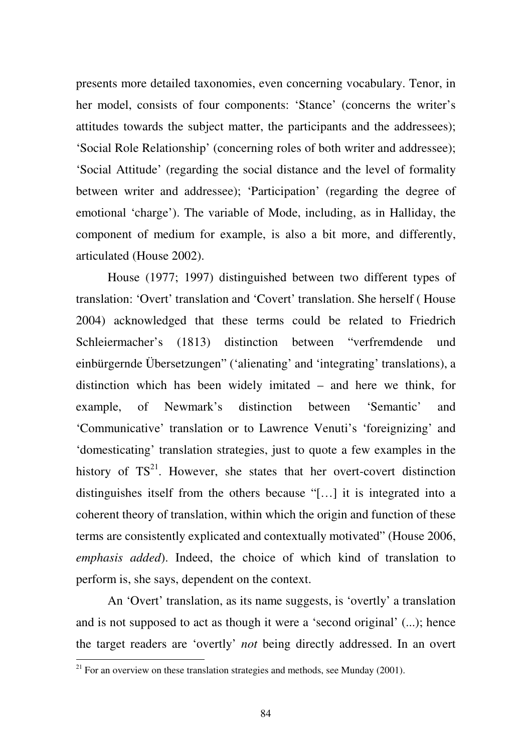presents more detailed taxonomies, even concerning vocabulary. Tenor, in her model, consists of four components: 'Stance' (concerns the writer's attitudes towards the subject matter, the participants and the addressees); 'Social Role Relationship' (concerning roles of both writer and addressee); 'Social Attitude' (regarding the social distance and the level of formality between writer and addressee); 'Participation' (regarding the degree of emotional 'charge'). The variable of Mode, including, as in Halliday, the component of medium for example, is also a bit more, and differently, articulated (House 2002).

House (1977; 1997) distinguished between two different types of translation: 'Overt' translation and 'Covert' translation. She herself ( House 2004) acknowledged that these terms could be related to Friedrich Schleiermacher's (1813) distinction between "verfremdende und einbürgernde Übersetzungen" ('alienating' and 'integrating' translations), a distinction which has been widely imitated – and here we think, for example, of Newmark's distinction between 'Semantic' and 'Communicative' translation or to Lawrence Venuti's 'foreignizing' and 'domesticating' translation strategies, just to quote a few examples in the history of TS[21]. However, she states that her overt-covert distinction distinguishes itself from the others because "[…] it is integrated into a coherent theory of translation, within which the origin and function of these terms are consistently explicated and contextually motivated" (House 2006, *emphasis added*). Indeed, the choice of which kind of translation to perform is, she says, dependent on the context.

An 'Overt' translation, as its name suggests, is 'overtly' a translation and is not supposed to act as though it were a 'second original' (...); hence the target readers are 'overtly' *not* being directly addressed. In an overt

[21] For an overview on these translation strategies and methods, see Munday (2001).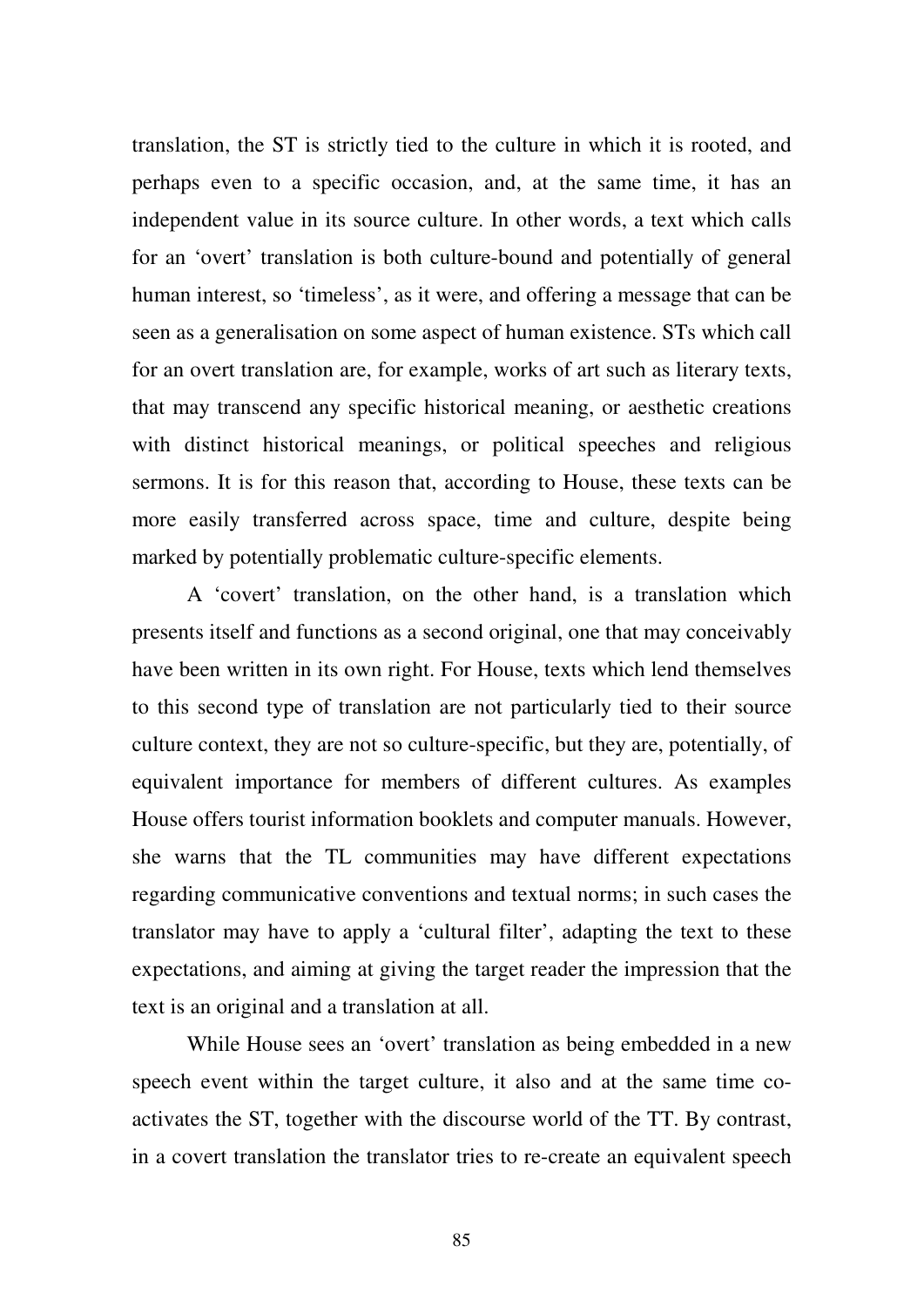translation, the ST is strictly tied to the culture in which it is rooted, and perhaps even to a specific occasion, and, at the same time, it has an independent value in its source culture. In other words, a text which calls for an 'overt' translation is both culture-bound and potentially of general human interest, so 'timeless', as it were, and offering a message that can be seen as a generalisation on some aspect of human existence. STs which call for an overt translation are, for example, works of art such as literary texts, that may transcend any specific historical meaning, or aesthetic creations with distinct historical meanings, or political speeches and religious sermons. It is for this reason that, according to House, these texts can be more easily transferred across space, time and culture, despite being marked by potentially problematic culture-specific elements.

A 'covert' translation, on the other hand, is a translation which presents itself and functions as a second original, one that may conceivably have been written in its own right. For House, texts which lend themselves to this second type of translation are not particularly tied to their source culture context, they are not so culture-specific, but they are, potentially, of equivalent importance for members of different cultures. As examples House offers tourist information booklets and computer manuals. However, she warns that the TL communities may have different expectations regarding communicative conventions and textual norms; in such cases the translator may have to apply a 'cultural filter', adapting the text to these expectations, and aiming at giving the target reader the impression that the text is an original and a translation at all.

While House sees an 'overt' translation as being embedded in a new speech event within the target culture, it also and at the same time co-activates the ST, together with the discourse world of the TT. By contrast, in a covert translation the translator tries to re-create an equivalent speech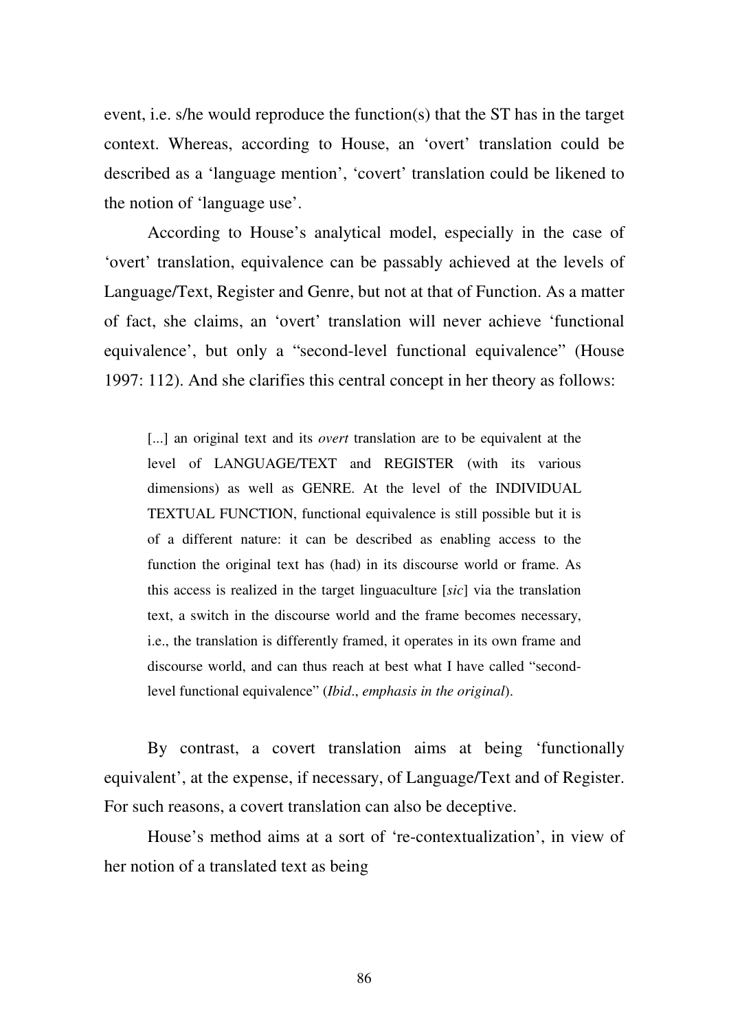event, i.e. s/he would reproduce the function(s) that the ST has in the target context. Whereas, according to House, an 'overt' translation could be described as a 'language mention', 'covert' translation could be likened to the notion of 'language use'.

According to House's analytical model, especially in the case of 'overt' translation, equivalence can be passably achieved at the levels of Language/Text, Register and Genre, but not at that of Function. As a matter of fact, she claims, an 'overt' translation will never achieve 'functional equivalence', but only a "second-level functional equivalence" (House 1997: 112). And she clarifies this central concept in her theory as follows:

> [...] an original text and its *overt* translation are to be equivalent at the level of LANGUAGE/TEXT and REGISTER (with its various dimensions) as well as GENRE. At the level of the INDIVIDUAL TEXTUAL FUNCTION, functional equivalence is still possible but it is of a different nature: it can be described as enabling access to the function the original text has (had) in its discourse world or frame. As this access is realized in the target linguaculture [*sic*] via the translation text, a switch in the discourse world and the frame becomes necessary, i.e., the translation is differently framed, it operates in its own frame and discourse world, and can thus reach at best what I have called "second-level functional equivalence" (*Ibid*., *emphasis in the original*).

By contrast, a covert translation aims at being 'functionally equivalent', at the expense, if necessary, of Language/Text and of Register. For such reasons, a covert translation can also be deceptive.

House's method aims at a sort of 're-contextualization', in view of her notion of a translated text as being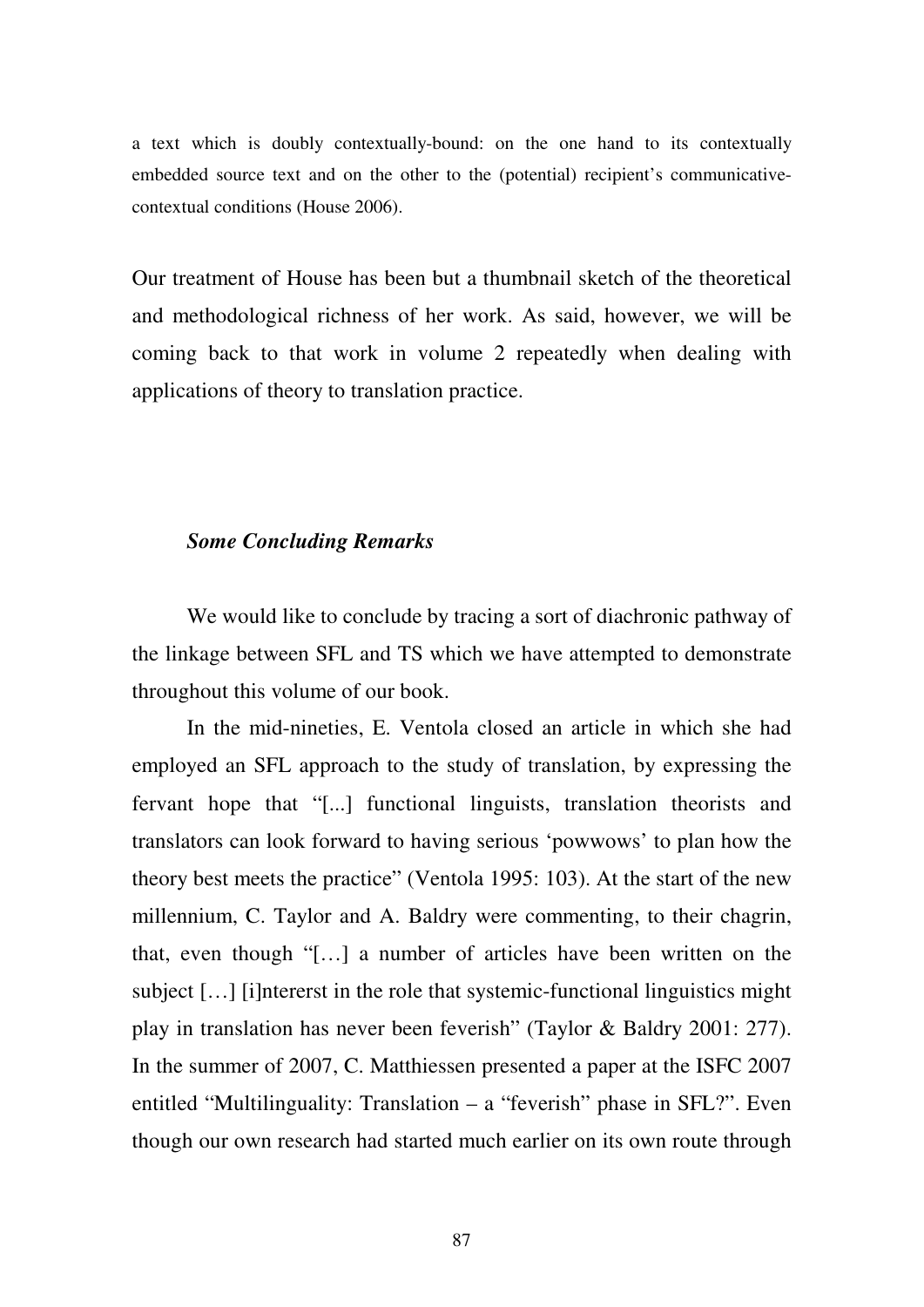a text which is doubly contextually-bound: on the one hand to its contextually embedded source text and on the other to the (potential) recipient's communicative-contextual conditions (House 2006).

Our treatment of House has been but a thumbnail sketch of the theoretical and methodological richness of her work. As said, however, we will be coming back to that work in volume 2 repeatedly when dealing with applications of theory to translation practice.

### *Some Concluding Remarks*

We would like to conclude by tracing a sort of diachronic pathway of the linkage between SFL and TS which we have attempted to demonstrate throughout this volume of our book.

In the mid-nineties, E. Ventola closed an article in which she had employed an SFL approach to the study of translation, by expressing the fervant hope that "[...] functional linguists, translation theorists and translators can look forward to having serious 'powwows' to plan how the theory best meets the practice" (Ventola 1995: 103). At the start of the new millennium, C. Taylor and A. Baldry were commenting, to their chagrin, that, even though "[…] a number of articles have been written on the subject […] [i]nterest in the role that systemic-functional linguistics might play in translation has never been feverish" (Taylor & Baldry 2001: 277). In the summer of 2007, C. Matthiessen presented a paper at the ISFC 2007 entitled "Multilinguality: Translation – a "feverish" phase in SFL?". Even though our own research had started much earlier on its own route through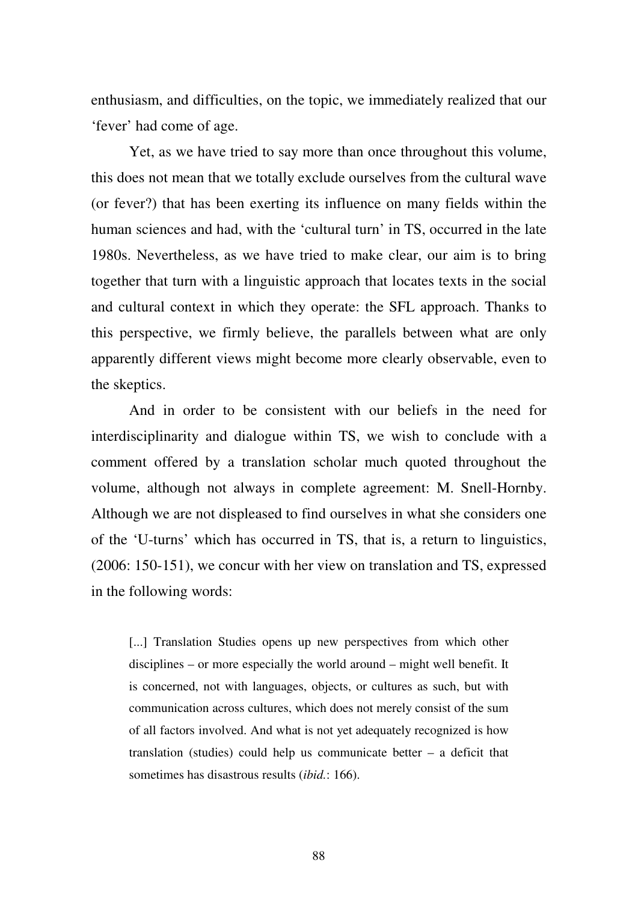enthusiasm, and difficulties, on the topic, we immediately realized that our 'fever' had come of age.

Yet, as we have tried to say more than once throughout this volume, this does not mean that we totally exclude ourselves from the cultural wave (or fever?) that has been exerting its influence on many fields within the human sciences and had, with the 'cultural turn' in TS, occurred in the late 1980s. Nevertheless, as we have tried to make clear, our aim is to bring together that turn with a linguistic approach that locates texts in the social and cultural context in which they operate: the SFL approach. Thanks to this perspective, we firmly believe, the parallels between what are only apparently different views might become more clearly observable, even to the skeptics.

And in order to be consistent with our beliefs in the need for interdisciplinarity and dialogue within TS, we wish to conclude with a comment offered by a translation scholar much quoted throughout the volume, although not always in complete agreement: M. Snell-Hornby. Although we are not displeased to find ourselves in what she considers one of the 'U-turns' which has occurred in TS, that is, a return to linguistics, (2006: 150-151), we concur with her view on translation and TS, expressed in the following words:

> [...] Translation Studies opens up new perspectives from which other disciplines – or more especially the world around – might well benefit. It is concerned, not with languages, objects, or cultures as such, but with communication across cultures, which does not merely consist of the sum of all factors involved. And what is not yet adequately recognized is how translation (studies) could help us communicate better – a deficit that sometimes has disastrous results (*ibid.*: 166).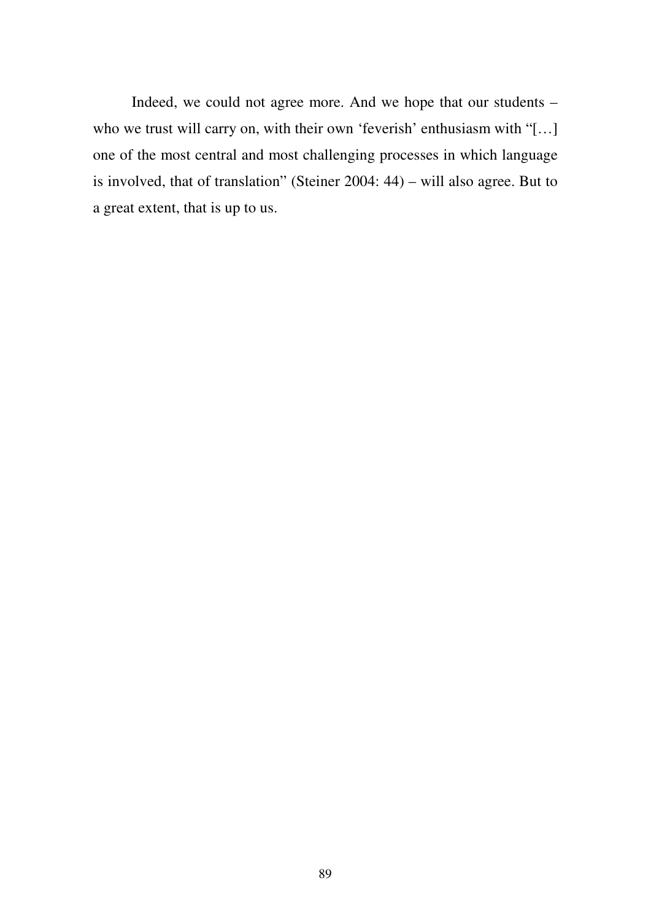Indeed, we could not agree more. And we hope that our students – who we trust will carry on, with their own 'feverish' enthusiasm with "[…] one of the most central and most challenging processes in which language is involved, that of translation" (Steiner 2004: 44) – will also agree. But to a great extent, that is up to us.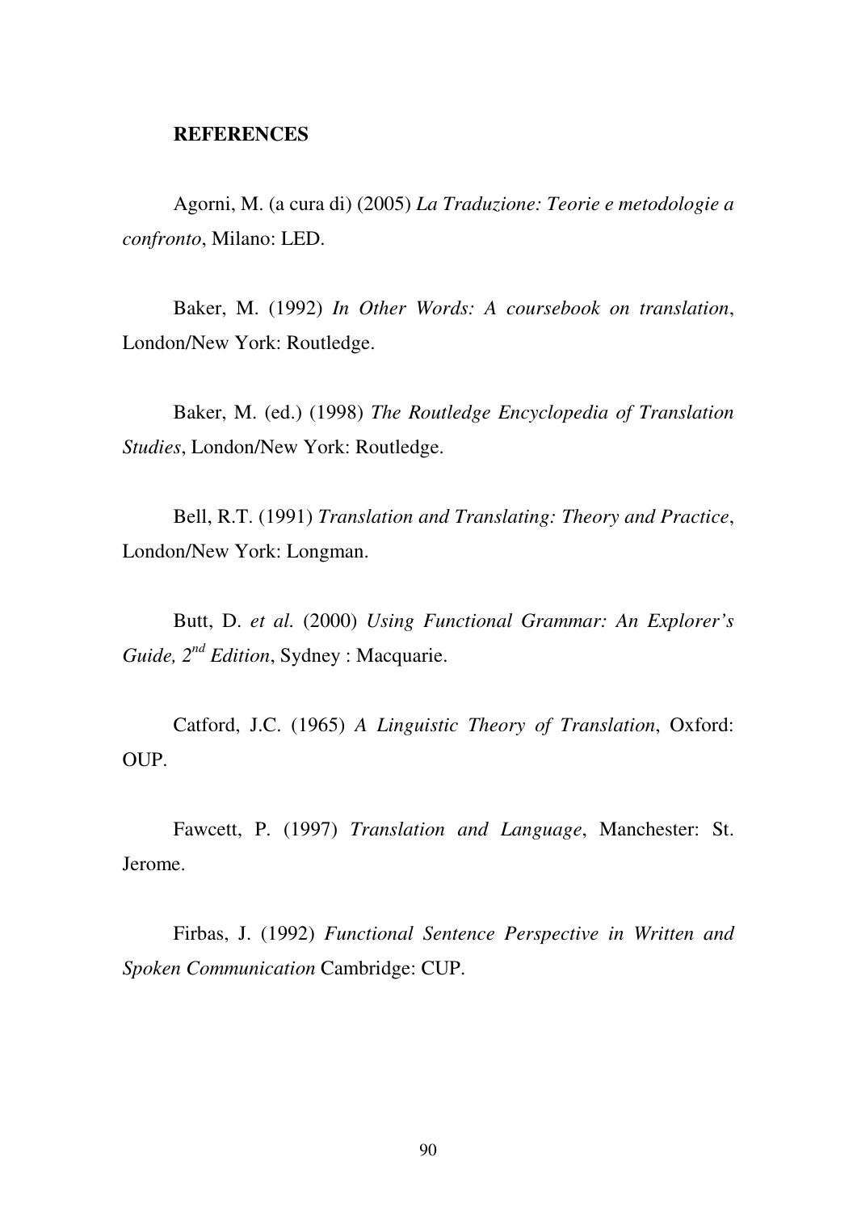## REFERENCES

Agorni, M. (a cura di) (2005) *La Traduzione: Teorie e metodologie a confronto*, Milano: LED.

Baker, M. (1992) *In Other Words: A coursebook on translation*, London/New York: Routledge.

Baker, M. (ed.) (1998) *The Routledge Encyclopedia of Translation Studies*, London/New York: Routledge.

Bell, R.T. (1991) *Translation and Translating: Theory and Practice*, London/New York: Longman.

Butt, D. *et al.* (2000) *Using Functional Grammar: An Explorer's Guide, 2nd Edition*, Sydney : Macquarie.

Catford, J.C. (1965) *A Linguistic Theory of Translation*, Oxford: OUP.

Fawcett, P. (1997) *Translation and Language*, Manchester: St. Jerome.

Firbas, J. (1992) *Functional Sentence Perspective in Written and Spoken Communication* Cambridge: CUP.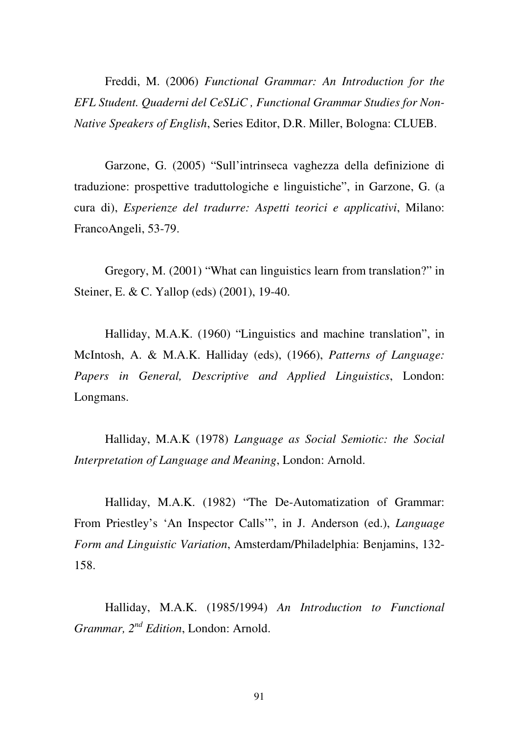Freddi, M. (2006) *Functional Grammar: An Introduction for the EFL Student. Quaderni del CeSLiC , Functional Grammar Studies for Non-Native Speakers of English*, Series Editor, D.R. Miller, Bologna: CLUEB.

Garzone, G. (2005) "Sull'intrinseca vaghezza della definizione di traduzione: prospettive traduttologiche e linguistiche", in Garzone, G. (a cura di), *Esperienze del tradurre: Aspetti teorici e applicativi*, Milano: FrancoAngeli, 53-79.

Gregory, M. (2001) "What can linguistics learn from translation?" in Steiner, E. & C. Yallop (eds) (2001), 19-40.

Halliday, M.A.K. (1960) "Linguistics and machine translation", in McIntosh, A. & M.A.K. Halliday (eds), (1966), *Patterns of Language: Papers in General, Descriptive and Applied Linguistics*, London: Longmans.

Halliday, M.A.K (1978) *Language as Social Semiotic: the Social Interpretation of Language and Meaning*, London: Arnold.

Halliday, M.A.K. (1982) "The De-Automatization of Grammar: From Priestley's 'An Inspector Calls'", in J. Anderson (ed.), *Language Form and Linguistic Variation*, Amsterdam/Philadelphia: Benjamins, 132-158.

Halliday, M.A.K. (1985/1994) *An Introduction to Functional Grammar, 2nd Edition*, London: Arnold.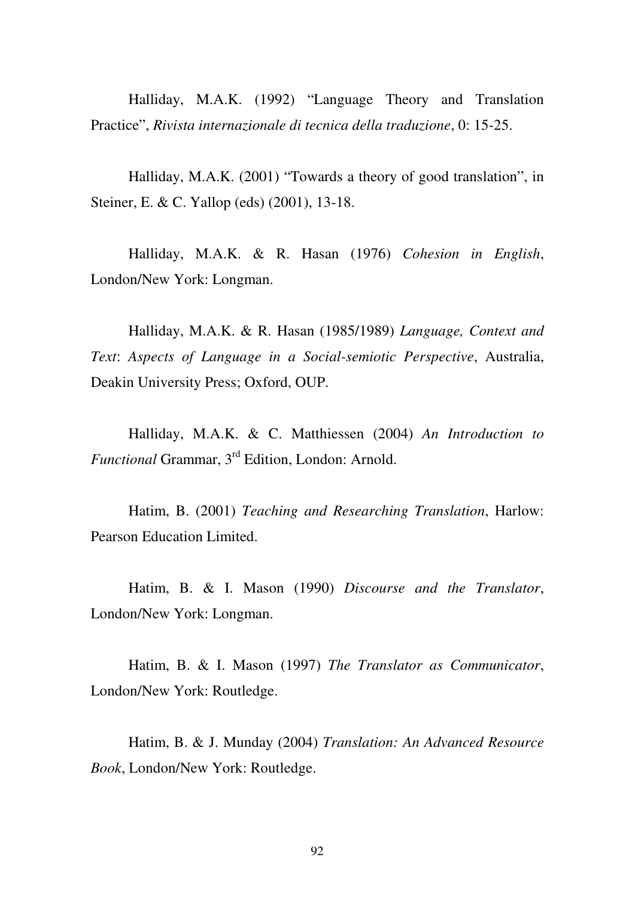Halliday, M.A.K. (1992) "Language Theory and Translation Practice", *Rivista internazionale di tecnica della traduzione*, 0: 15-25.

Halliday, M.A.K. (2001) "Towards a theory of good translation", in Steiner, E. & C. Yallop (eds) (2001), 13-18.

Halliday, M.A.K. & R. Hasan (1976) *Cohesion in English*, London/New York: Longman.

Halliday, M.A.K. & R. Hasan (1985/1989) *Language, Context and Text*: *Aspects of Language in a Social-semiotic Perspective*, Australia, Deakin University Press; Oxford, OUP.

Halliday, M.A.K. & C. Matthiessen (2004) *An Introduction to Functional* Grammar, 3rd Edition, London: Arnold.

Hatim, B. (2001) *Teaching and Researching Translation*, Harlow: Pearson Education Limited.

Hatim, B. & I. Mason (1990) *Discourse and the Translator*, London/New York: Longman.

Hatim, B. & I. Mason (1997) *The Translator as Communicator*, London/New York: Routledge.

Hatim, B. & J. Munday (2004) *Translation: An Advanced Resource Book*, London/New York: Routledge.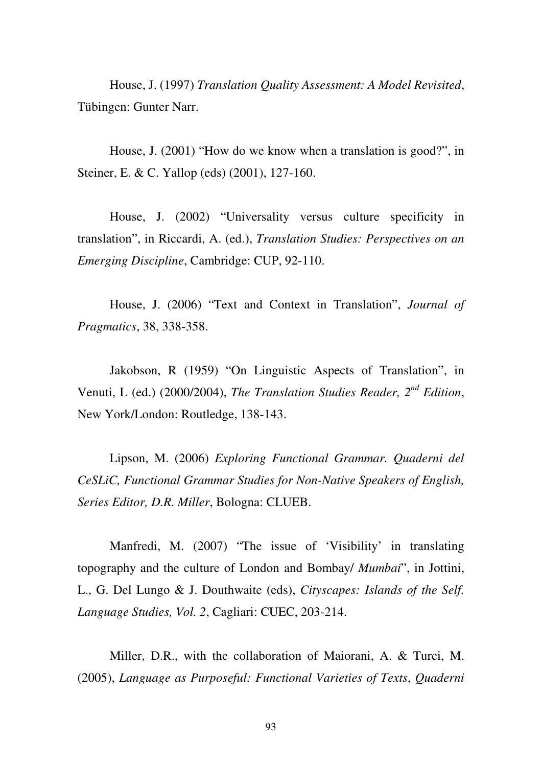House, J. (1997) *Translation Quality Assessment: A Model Revisited*, Tübingen: Gunter Narr.

House, J. (2001) "How do we know when a translation is good?", in Steiner, E. & C. Yallop (eds) (2001), 127-160.

House, J. (2002) "Universality versus culture specificity in translation", in Riccardi, A. (ed.), *Translation Studies: Perspectives on an Emerging Discipline*, Cambridge: CUP, 92-110.

House, J. (2006) "Text and Context in Translation", *Journal of Pragmatics*, 38, 338-358.

Jakobson, R (1959) "On Linguistic Aspects of Translation", in Venuti, L (ed.) (2000/2004), *The Translation Studies Reader, 2nd Edition*, New York/London: Routledge, 138-143.

Lipson, M. (2006) *Exploring Functional Grammar. Quaderni del CeSLiC, Functional Grammar Studies for Non-Native Speakers of English, Series Editor, D.R. Miller*, Bologna: CLUEB.

Manfredi, M. (2007) "The issue of 'Visibility' in translating topography and the culture of London and Bombay/ *Mumbai*", in Jottini, L., G. Del Lungo & J. Douthwaite (eds), *Cityscapes: Islands of the Self. Language Studies, Vol. 2*, Cagliari: CUEC, 203-214.

Miller, D.R., with the collaboration of Maiorani, A. & Turci, M. (2005), *Language as Purposeful: Functional Varieties of Texts*, *Quaderni*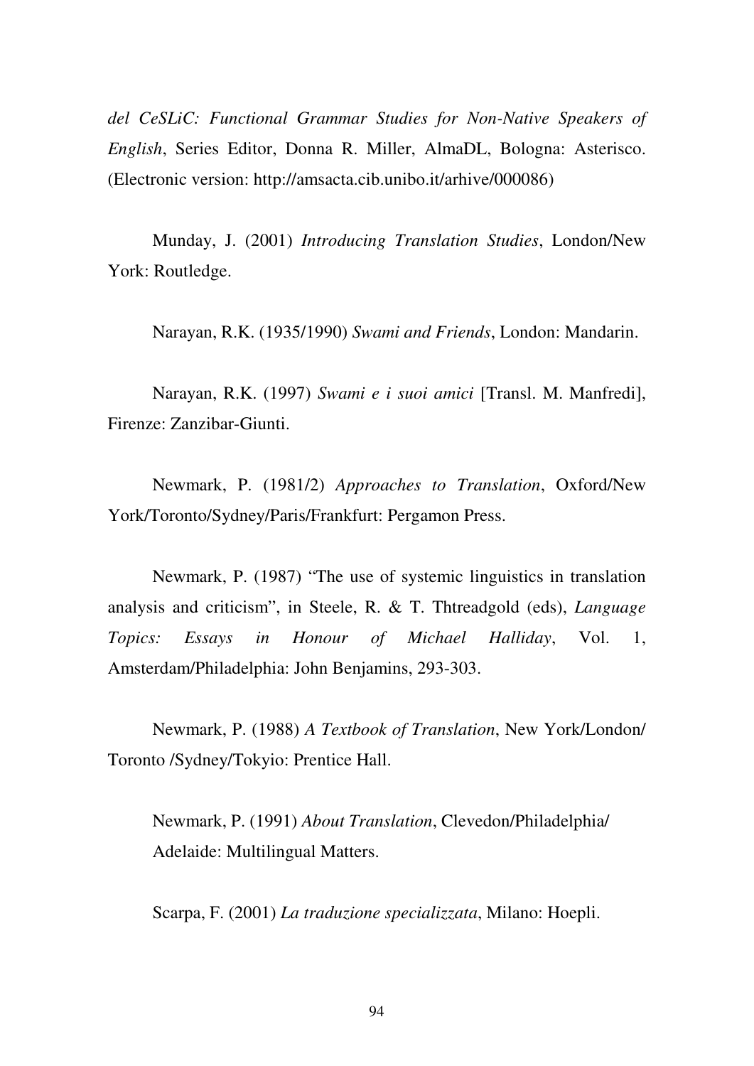*del CeSLiC: Functional Grammar Studies for Non-Native Speakers of English*, Series Editor, Donna R. Miller, AlmaDL, Bologna: Asterisco. (Electronic version: http://amsacta.cib.unibo.it/arhive/000086)

Munday, J. (2001) *Introducing Translation Studies*, London/New York: Routledge.

Narayan, R.K. (1935/1990) *Swami and Friends*, London: Mandarin.

Narayan, R.K. (1997) *Swami e i suoi amici* [Transl. M. Manfredi], Firenze: Zanzibar-Giunti.

Newmark, P. (1981/2) *Approaches to Translation*, Oxford/New York/Toronto/Sydney/Paris/Frankfurt: Pergamon Press.

Newmark, P. (1987) "The use of systemic linguistics in translation analysis and criticism", in Steele, R. & T. Thtreadgold (eds), *Language Topics: Essays in Honour of Michael Halliday*, Vol. 1, Amsterdam/Philadelphia: John Benjamins, 293-303.

Newmark, P. (1988) *A Textbook of Translation*, New York/London/ Toronto /Sydney/Tokyio: Prentice Hall.

Newmark, P. (1991) *About Translation*, Clevedon/Philadelphia/ Adelaide: Multilingual Matters.

Scarpa, F. (2001) *La traduzione specializzata*, Milano: Hoepli.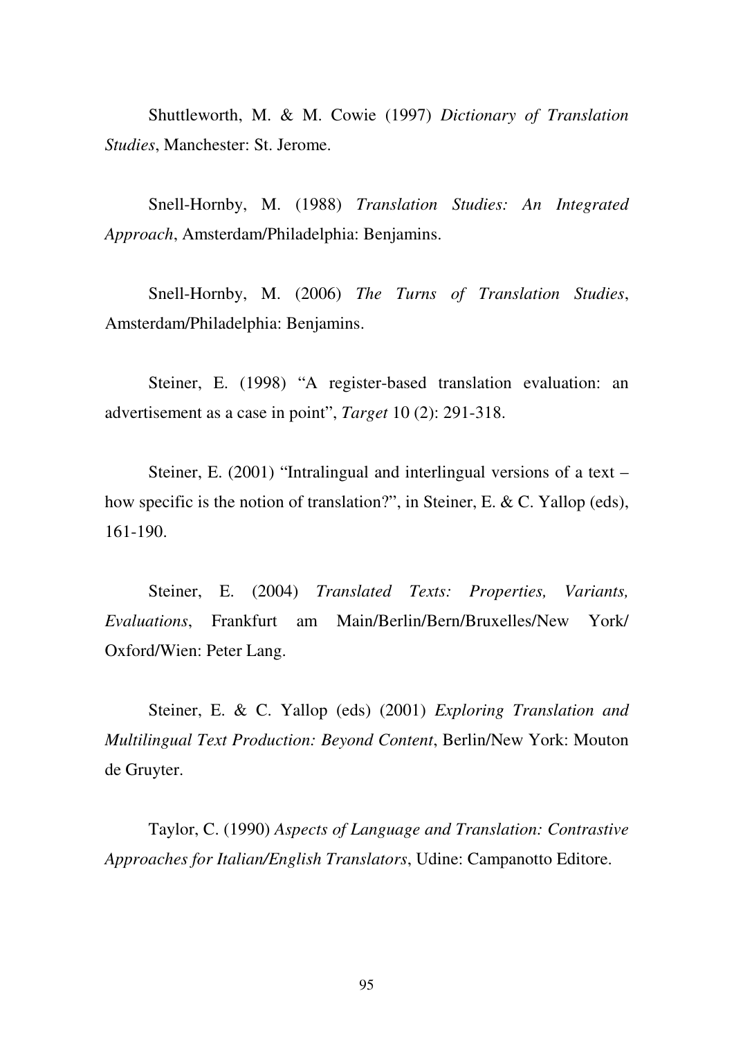Shuttleworth, M. & M. Cowie (1997) *Dictionary of Translation Studies*, Manchester: St. Jerome.

Snell-Hornby, M. (1988) *Translation Studies: An Integrated Approach*, Amsterdam/Philadelphia: Benjamins.

Snell-Hornby, M. (2006) *The Turns of Translation Studies*, Amsterdam/Philadelphia: Benjamins.

Steiner, E. (1998) "A register-based translation evaluation: an advertisement as a case in point", *Target* 10 (2): 291-318.

Steiner, E. (2001) "Intralingual and interlingual versions of a text – how specific is the notion of translation?", in Steiner, E. & C. Yallop (eds), 161-190.

Steiner, E. (2004) *Translated Texts: Properties, Variants, Evaluations*, Frankfurt am Main/Berlin/Bern/Bruxelles/New York/ Oxford/Wien: Peter Lang.

Steiner, E. & C. Yallop (eds) (2001) *Exploring Translation and Multilingual Text Production: Beyond Content*, Berlin/New York: Mouton de Gruyter.

Taylor, C. (1990) *Aspects of Language and Translation: Contrastive Approaches for Italian/English Translators*, Udine: Campanotto Editore.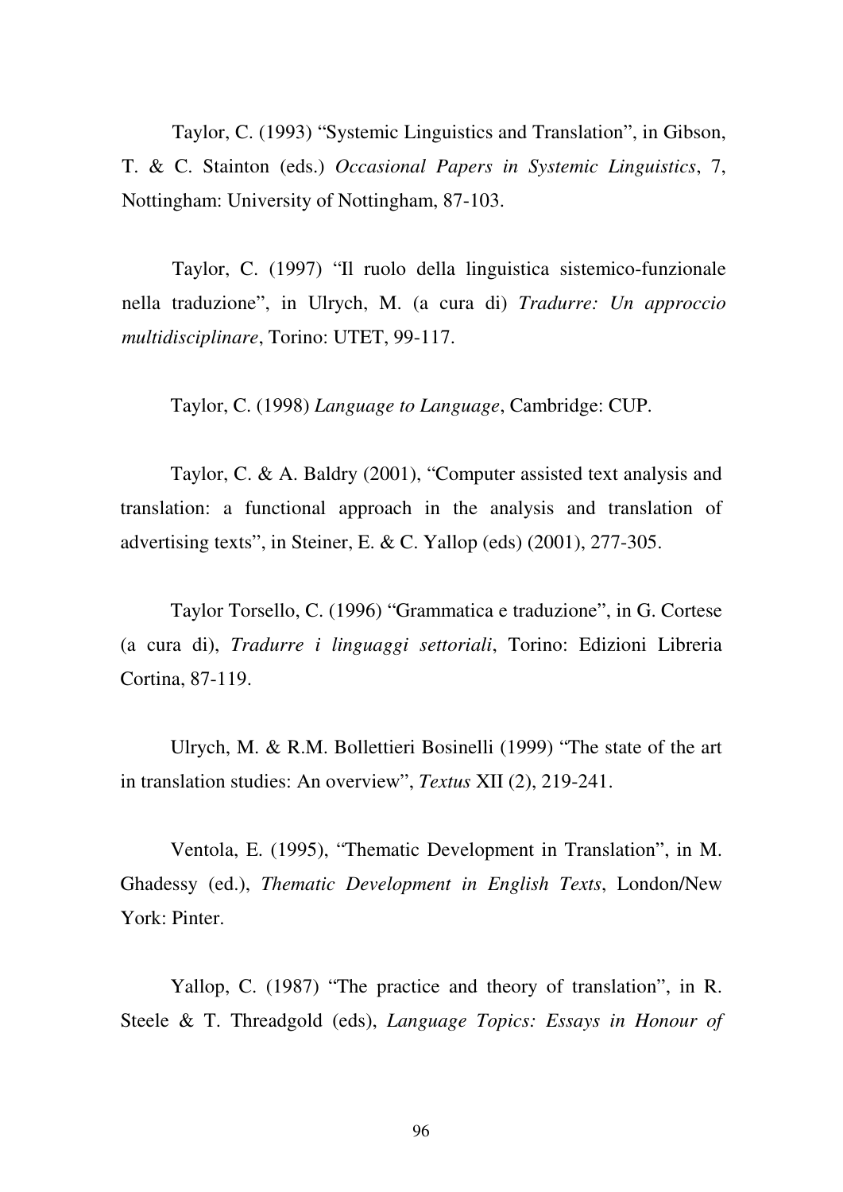Taylor, C. (1993) “Systemic Linguistics and Translation”, in Gibson, T. & C. Stainton (eds.) *Occasional Papers in Systemic Linguistics*, 7, Nottingham: University of Nottingham, 87-103.

Taylor, C. (1997) “Il ruolo della linguistica sistemico-funzionale nella traduzione”, in Ulrych, M. (a cura di) *Tradurre: Un approccio multidisciplinare*, Torino: UTET, 99-117.

Taylor, C. (1998) *Language to Language*, Cambridge: CUP.

Taylor, C. & A. Baldry (2001), “Computer assisted text analysis and translation: a functional approach in the analysis and translation of advertising texts”, in Steiner, E. & C. Yallop (eds) (2001), 277-305.

Taylor Torsello, C. (1996) “Grammatica e traduzione”, in G. Cortese (a cura di), *Tradurre i linguaggi settoriali*, Torino: Edizioni Libreria Cortina, 87-119.

Ulrych, M. & R.M. Bollettieri Bosinelli (1999) “The state of the art in translation studies: An overview”, *Textus* XII (2), 219-241.

Ventola, E. (1995), “Thematic Development in Translation”, in M. Ghadessy (ed.), *Thematic Development in English Texts*, London/New York: Pinter.

Yallop, C. (1987) “The practice and theory of translation”, in R. Steele & T. Threadgold (eds), *Language Topics: Essays in Honour of*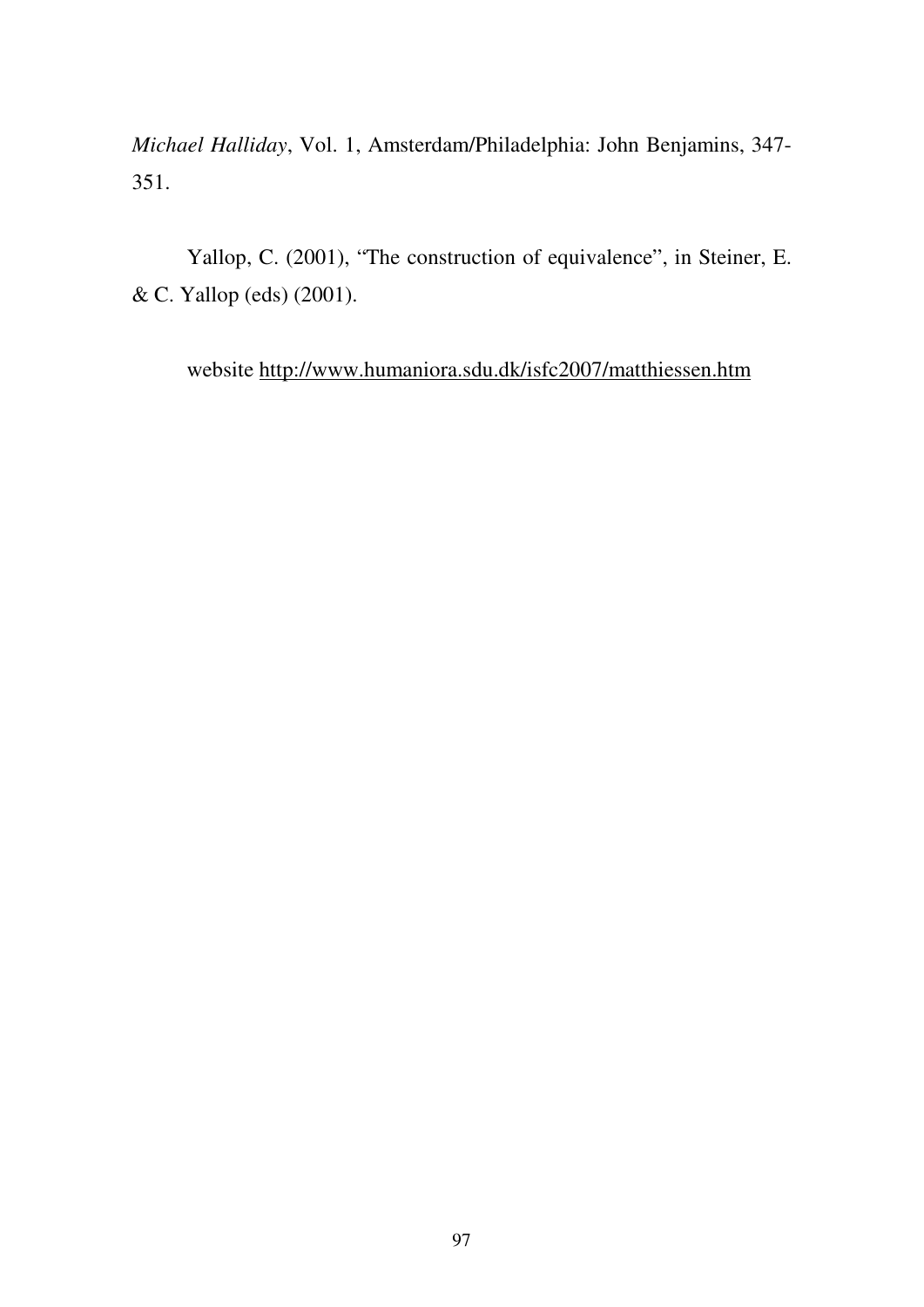*Michael Halliday*, Vol. 1, Amsterdam/Philadelphia: John Benjamins, 347-351.

Yallop, C. (2001), "The construction of equivalence", in Steiner, E. & C. Yallop (eds) (2001).

website http://www.humaniora.sdu.dk/isfc2007/matthiessen.htm